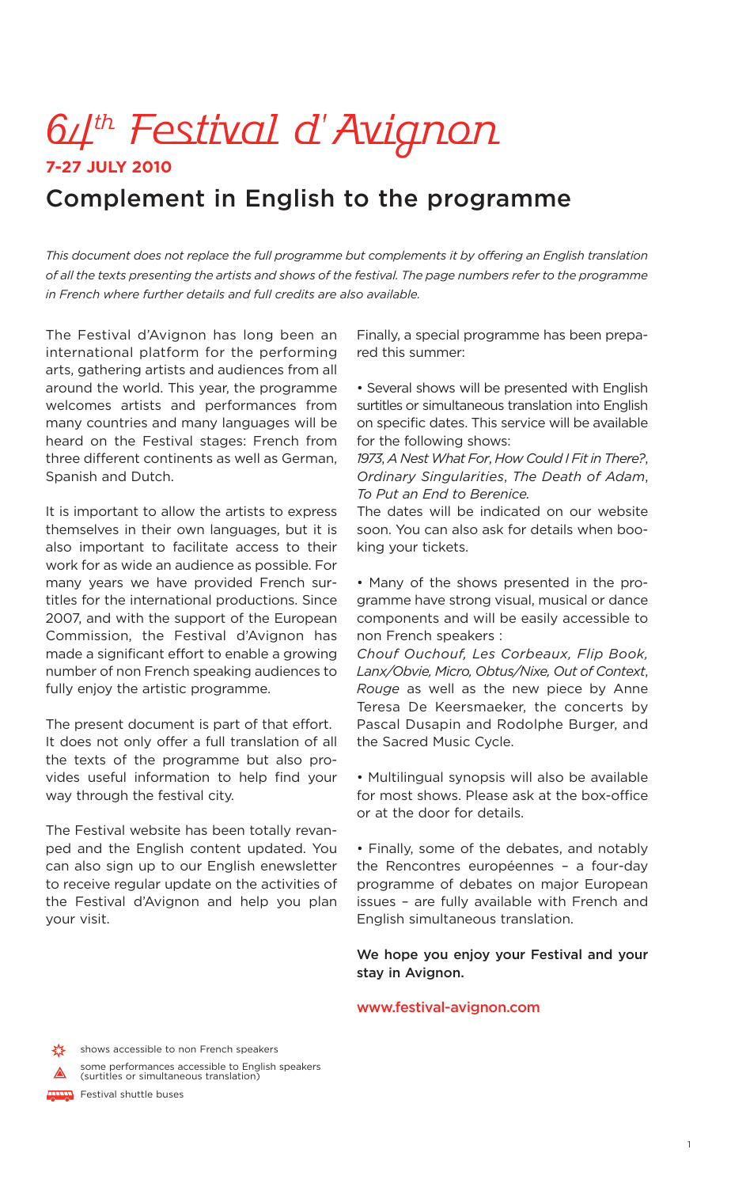# *64th Festival d'Avignon*

**7-27 JULY 2010**

## Complement in English to the programme

*This document does not replace the full programme but complements it by offering an English translation of all the texts presenting the artists and shows of the festival. The page numbers refer to the programme in French where further details and full credits are also available.*

The Festival d'Avignon has long been an international platform for the performing arts, gathering artists and audiences from all around the world. This year, the programme welcomes artists and performances from many countries and many languages will be heard on the Festival stages: French from three different continents as well as German, Spanish and Dutch.

It is important to allow the artists to express themselves in their own languages, but it is also important to facilitate access to their work for as wide an audience as possible. For many years we have provided French surtitles for the international productions. Since 2007, and with the support of the European Commission, the Festival d'Avignon has made a significant effort to enable a growing number of non French speaking audiences to fully enjoy the artistic programme.

The present document is part of that effort. It does not only offer a full translation of all the texts of the programme but also provides useful information to help find your way through the festival city.

The Festival website has been totally revamped and the English content updated. You can also sign up to our English enewsletter to receive regular update on the activities of the Festival d'Avignon and help you plan your visit.

Finally, a special programme has been prepared this summer:

- Several shows will be presented with English surtitles or simultaneous translation into English on specific dates. This service will be available for the following shows:
  *1973*, *A Nest What For*, *How Could I Fit in There?*, *Ordinary Singularities*, *The Death of Adam*, *To Put an End to Berenice.*
  The dates will be indicated on our website soon. You can also ask for details when booking your tickets.

- Many of the shows presented in the programme have strong visual, musical or dance components and will be easily accessible to non French speakers :
  *Chouf Ouchouf, Les Corbeaux, Flip Book, Lanx/Obvie, Micro, Obtus/Nixe, Out of Context*, *Rouge* as well as the new piece by Anne Teresa De Keersmaeker, the concerts by Pascal Dusapin and Rodolphe Burger, and the Sacred Music Cycle.

- Multilingual synopsis will also be available for most shows. Please ask at the box-office or at the door for details.

- Finally, some of the debates, and notably the Rencontres européennes – a four-day programme of debates on major European issues – are fully available with French and English simultaneous translation.

We hope you enjoy your Festival and your stay in Avignon.

www.festival-avignon.com

shows accessible to non French speakers

some performances accessible to English speakers (surtitles or simultaneous translation)

Festival shuttle buses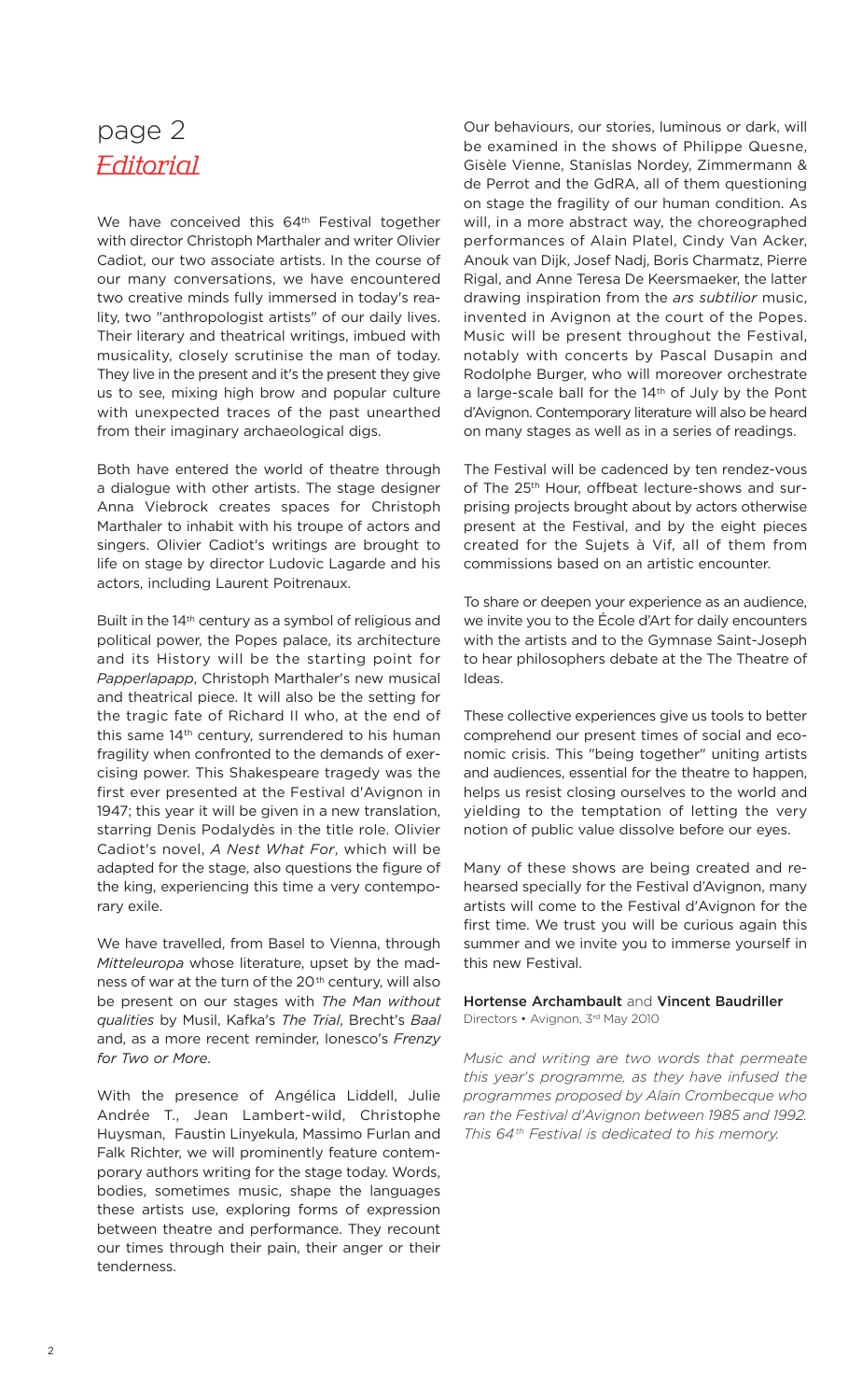# page 2
## *Editorial*

We have conceived this 64th Festival together with director Christoph Marthaler and writer Olivier Cadiot, our two associate artists. In the course of our many conversations, we have encountered two creative minds fully immersed in today's reality, two "anthropologist artists" of our daily lives. Their literary and theatrical writings, imbued with musicality, closely scrutinise the man of today. They live in the present and it's the present they give us to see, mixing high brow and popular culture with unexpected traces of the past unearthed from their imaginary archaeological digs.

Both have entered the world of theatre through a dialogue with other artists. The stage designer Anna Viebrock creates spaces for Christoph Marthaler to inhabit with his troupe of actors and singers. Olivier Cadiot's writings are brought to life on stage by director Ludovic Lagarde and his actors, including Laurent Poitrenaux.

Built in the 14th century as a symbol of religious and political power, the Popes palace, its architecture and its History will be the starting point for *Papperlapapp*, Christoph Marthaler's new musical and theatrical piece. It will also be the setting for the tragic fate of Richard II who, at the end of this same 14th century, surrendered to his human fragility when confronted to the demands of exercising power. This Shakespeare tragedy was the first ever presented at the Festival d'Avignon in 1947; this year it will be given in a new translation, starring Denis Podalydès in the title role. Olivier Cadiot's novel, *A Nest What For*, which will be adapted for the stage, also questions the figure of the king, experiencing this time a very contemporary exile.

We have travelled, from Basel to Vienna, through *Mitteleuropa* whose literature, upset by the madness of war at the turn of the 20th century, will also be present on our stages with *The Man without qualities* by Musil, Kafka's *The Trial*, Brecht's *Baal* and, as a more recent reminder, Ionesco's *Frenzy for Two or More*.

With the presence of Angélica Liddell, Julie Andrée T., Jean Lambert-wild, Christophe Huysman, Faustin Linyekula, Massimo Furlan and Falk Richter, we will prominently feature contemporary authors writing for the stage today. Words, bodies, sometimes music, shape the languages these artists use, exploring forms of expression between theatre and performance. They recount our times through their pain, their anger or their tenderness.

Our behaviours, our stories, luminous or dark, will be examined in the shows of Philippe Quesne, Gisèle Vienne, Stanislas Nordey, Zimmermann & de Perrot and the GdRA, all of them questioning on stage the fragility of our human condition. As will, in a more abstract way, the choreographed performances of Alain Platel, Cindy Van Acker, Anouk van Dijk, Josef Nadj, Boris Charmatz, Pierre Rigal, and Anne Teresa De Keersmaeker, the latter drawing inspiration from the *ars subtilior* music, invented in Avignon at the court of the Popes. Music will be present throughout the Festival, notably with concerts by Pascal Dusapin and Rodolphe Burger, who will moreover orchestrate a large-scale ball for the 14th of July by the Pont d'Avignon. Contemporary literature will also be heard on many stages as well as in a series of readings.

The Festival will be cadenced by ten rendez-vous of The 25th Hour, offbeat lecture-shows and surprising projects brought about by actors otherwise present at the Festival, and by the eight pieces created for the Sujets à Vif, all of them from commissions based on an artistic encounter.

To share or deepen your experience as an audience, we invite you to the École d'Art for daily encounters with the artists and to the Gymnase Saint-Joseph to hear philosophers debate at the The Theatre of Ideas.

These collective experiences give us tools to better comprehend our present times of social and economic crisis. This "being together" uniting artists and audiences, essential for the theatre to happen, helps us resist closing ourselves to the world and yielding to the temptation of letting the very notion of public value dissolve before our eyes.

Many of these shows are being created and rehearsed specially for the Festival d'Avignon, many artists will come to the Festival d'Avignon for the first time. We trust you will be curious again this summer and we invite you to immerse yourself in this new Festival.

**Hortense Archambault** and **Vincent Baudriller**
Directors • Avignon, 3rd May 2010

*Music and writing are two words that permeate this year's programme, as they have infused the programmes proposed by Alain Crombecque who ran the Festival d'Avignon between 1985 and 1992. This 64th Festival is dedicated to his memory.*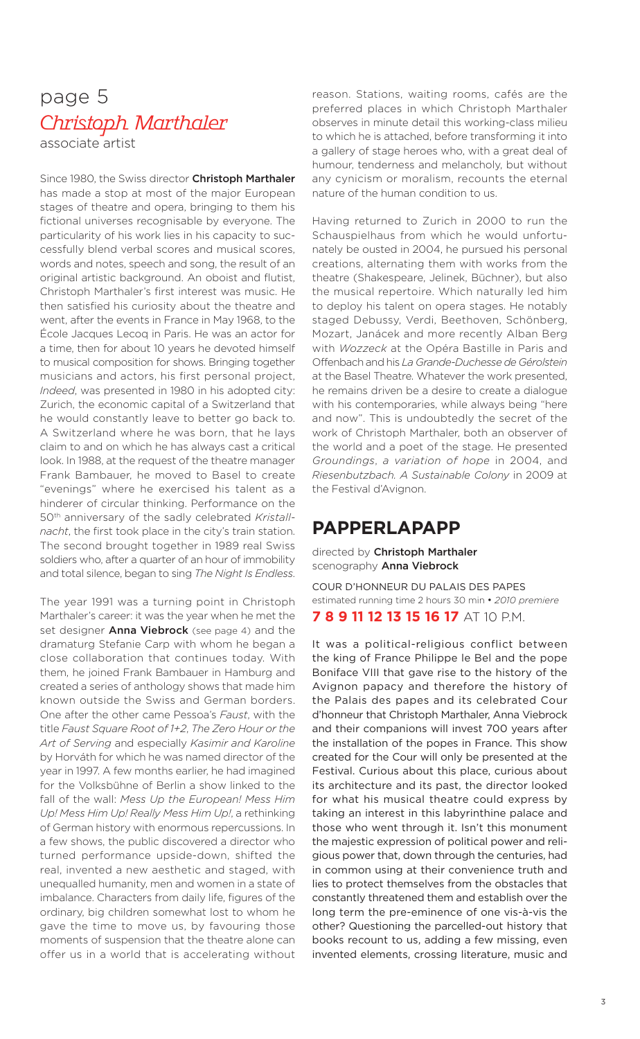page 5
## *Christoph Marthaler*
associate artist

Since 1980, the Swiss director **Christoph Marthaler** has made a stop at most of the major European stages of theatre and opera, bringing to them his fictional universes recognisable by everyone. The particularity of his work lies in his capacity to successfully blend verbal scores and musical scores, words and notes, speech and song, the result of an original artistic background. An oboist and flutist, Christoph Marthaler's first interest was music. He then satisfied his curiosity about the theatre and went, after the events in France in May 1968, to the École Jacques Lecoq in Paris. He was an actor for a time, then for about 10 years he devoted himself to musical composition for shows. Bringing together musicians and actors, his first personal project, *Indeed*, was presented in 1980 in his adopted city: Zurich, the economic capital of a Switzerland that he would constantly leave to better go back to. A Switzerland where he was born, that he lays claim to and on which he has always cast a critical look. In 1988, at the request of the theatre manager Frank Bambauer, he moved to Basel to create "evenings" where he exercised his talent as a hinderer of circular thinking. Performance on the 50th anniversary of the sadly celebrated *Kristallnacht*, the first took place in the city's train station. The second brought together in 1989 real Swiss soldiers who, after a quarter of an hour of immobility and total silence, began to sing *The Night Is Endless*.

The year 1991 was a turning point in Christoph Marthaler's career: it was the year when he met the set designer **Anna Viebrock** (see page 4) and the dramaturg Stefanie Carp with whom he began a close collaboration that continues today. With them, he joined Frank Bambauer in Hamburg and created a series of anthology shows that made him known outside the Swiss and German borders. One after the other came Pessoa's *Faust*, with the title *Faust Square Root of 1+2*, *The Zero Hour or the Art of Serving* and especially *Kasimir and Karoline* by Horváth for which he was named director of the year in 1997. A few months earlier, he had imagined for the Volksbühne of Berlin a show linked to the fall of the wall: *Mess Up the European! Mess Him Up! Mess Him Up! Really Mess Him Up!*, a rethinking of German history with enormous repercussions. In a few shows, the public discovered a director who turned performance upside-down, shifted the real, invented a new aesthetic and staged, with unequalled humanity, men and women in a state of imbalance. Characters from daily life, figures of the ordinary, big children somewhat lost to whom he gave the time to move us, by favouring those moments of suspension that the theatre alone can offer us in a world that is accelerating without reason. Stations, waiting rooms, cafés are the preferred places in which Christoph Marthaler observes in minute detail this working-class milieu to which he is attached, before transforming it into a gallery of stage heroes who, with a great deal of humour, tenderness and melancholy, but without any cynicism or moralism, recounts the eternal nature of the human condition to us.

Having returned to Zurich in 2000 to run the Schauspielhaus from which he would unfortunately be ousted in 2004, he pursued his personal creations, alternating them with works from the theatre (Shakespeare, Jelinek, Büchner), but also the musical repertoire. Which naturally led him to deploy his talent on opera stages. He notably staged Debussy, Verdi, Beethoven, Schönberg, Mozart, Janácek and more recently Alban Berg with *Wozzeck* at the Opéra Bastille in Paris and Offenbach and his *La Grande-Duchesse de Gérolstein* at the Basel Theatre. Whatever the work presented, he remains driven be a desire to create a dialogue with his contemporaries, while always being "here and now". This is undoubtedly the secret of the work of Christoph Marthaler, both an observer of the world and a poet of the stage. He presented *Groundings*, *a variation of hope* in 2004, and *Riesenbutzbach. A Sustainable Colony* in 2009 at the Festival d'Avignon.

## PAPPERLAPAPP

directed by **Christoph Marthaler**
scenography **Anna Viebrock**

COUR D'HONNEUR DU PALAIS DES PAPES
estimated running time 2 hours 30 min • *2010 premiere*
**7 8 9 11 12 13 15 16 17** AT 10 P.M.

It was a political-religious conflict between the king of France Philippe le Bel and the pope Boniface VIII that gave rise to the history of the Avignon papacy and therefore the history of the Palais des papes and its celebrated Cour d'honneur that Christoph Marthaler, Anna Viebrock and their companions will invest 700 years after the installation of the popes in France. This show created for the Cour will only be presented at the Festival. Curious about this place, curious about its architecture and its past, the director looked for what his musical theatre could express by taking an interest in this labyrinthine palace and those who went through it. Isn't this monument the majestic expression of political power and religious power that, down through the centuries, had in common using at their convenience truth and lies to protect themselves from the obstacles that constantly threatened them and establish over the long term the pre-eminence of one vis-à-vis the other? Questioning the parcelled-out history that books recount to us, adding a few missing, even invented elements, crossing literature, music and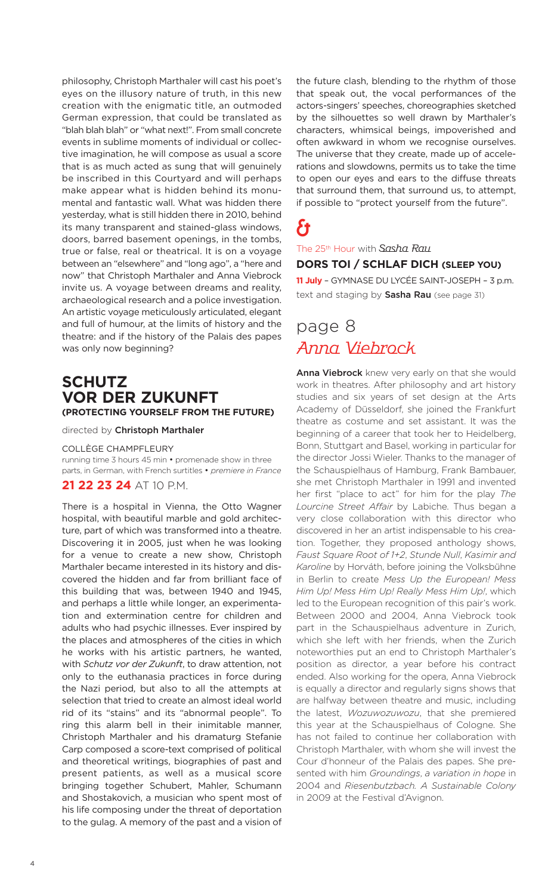philosophy, Christoph Marthaler will cast his poet's eyes on the illusory nature of truth, in this new creation with the enigmatic title, an outmoded German expression, that could be translated as "blah blah blah" or "what next!". From small concrete events in sublime moments of individual or collective imagination, he will compose as usual a score that is as much acted as sung that will genuinely be inscribed in this Courtyard and will perhaps make appear what is hidden behind its monumental and fantastic wall. What was hidden there yesterday, what is still hidden there in 2010, behind its many transparent and stained-glass windows, doors, barred basement openings, in the tombs, true or false, real or theatrical. It is on a voyage between an "elsewhere" and "long ago", a "here and now" that Christoph Marthaler and Anna Viebrock invite us. A voyage between dreams and reality, archaeological research and a police investigation. An artistic voyage meticulously articulated, elegant and full of humour, at the limits of history and the theatre: and if the history of the Palais des papes was only now beginning?

## SCHUTZ VOR DER ZUKUNFT
### (PROTECTING YOURSELF FROM THE FUTURE)

directed by **Christoph Marthaler**

COLLÈGE CHAMPFLEURY
running time 3 hours 45 min • promenade show in three parts, in German, with French surtitles • *premiere in France*

**21 22 23 24** AT 10 P.M.

There is a hospital in Vienna, the Otto Wagner hospital, with beautiful marble and gold architecture, part of which was transformed into a theatre. Discovering it in 2005, just when he was looking for a venue to create a new show, Christoph Marthaler became interested in its history and discovered the hidden and far from brilliant face of this building that was, between 1940 and 1945, and perhaps a little while longer, an experimentation and extermination centre for children and adults who had psychic illnesses. Ever inspired by the places and atmospheres of the cities in which he works with his artistic partners, he wanted, with *Schutz vor der Zukunft*, to draw attention, not only to the euthanasia practices in force during the Nazi period, but also to all the attempts at selection that tried to create an almost ideal world rid of its "stains" and its "abnormal people". To ring this alarm bell in their inimitable manner, Christoph Marthaler and his dramaturg Stefanie Carp composed a score-text comprised of political and theoretical writings, biographies of past and present patients, as well as a musical score bringing together Schubert, Mahler, Schumann and Shostakovich, a musician who spent most of his life composing under the threat of deportation to the gulag. A memory of the past and a vision of the future clash, blending to the rhythm of those that speak out, the vocal performances of the actors-singers' speeches, choreographies sketched by the silhouettes so well drawn by Marthaler's characters, whimsical beings, impoverished and often awkward in whom we recognise ourselves. The universe that they create, made up of accelerations and slowdowns, permits us to take the time to open our eyes and ears to the diffuse threats that surround them, that surround us, to attempt, if possible to "protect yourself from the future".

&

The 25th Hour with *Sasha Rau*

**DORS TOI / SCHLAF DICH (SLEEP YOU)**

**11 July** – GYMNASE DU LYCÉE SAINT-JOSEPH – 3 p.m.
text and staging by **Sasha Rau** (see page 31)

## page 8
## *Anna Viebrock*

**Anna Viebrock** knew very early on that she would work in theatres. After philosophy and art history studies and six years of set design at the Arts Academy of Düsseldorf, she joined the Frankfurt theatre as costume and set assistant. It was the beginning of a career that took her to Heidelberg, Bonn, Stuttgart and Basel, working in particular for the director Jossi Wieler. Thanks to the manager of the Schauspielhaus of Hamburg, Frank Bambauer, she met Christoph Marthaler in 1991 and invented her first "place to act" for him for the play *The Lourcine Street Affair* by Labiche. Thus began a very close collaboration with this director who discovered in her an artist indispensable to his creation. Together, they proposed anthology shows, *Faust Square Root of 1+2*, *Stunde Null*, *Kasimir and Karoline* by Horváth, before joining the Volksbühne in Berlin to create *Mess Up the European! Mess Him Up! Mess Him Up! Really Mess Him Up!*, which led to the European recognition of this pair's work. Between 2000 and 2004, Anna Viebrock took part in the Schauspielhaus adventure in Zurich, which she left with her friends, when the Zurich noteworthies put an end to Christoph Marthaler's position as director, a year before his contract ended. Also working for the opera, Anna Viebrock is equally a director and regularly signs shows that are halfway between theatre and music, including the latest, *Wozuwozuwozu*, that she premiered this year at the Schauspielhaus of Cologne. She has not failed to continue her collaboration with Christoph Marthaler, with whom she will invest the Cour d'honneur of the Palais des papes. She presented with him *Groundings*, *a variation in hope* in 2004 and *Riesenbutzbach. A Sustainable Colony* in 2009 at the Festival d'Avignon.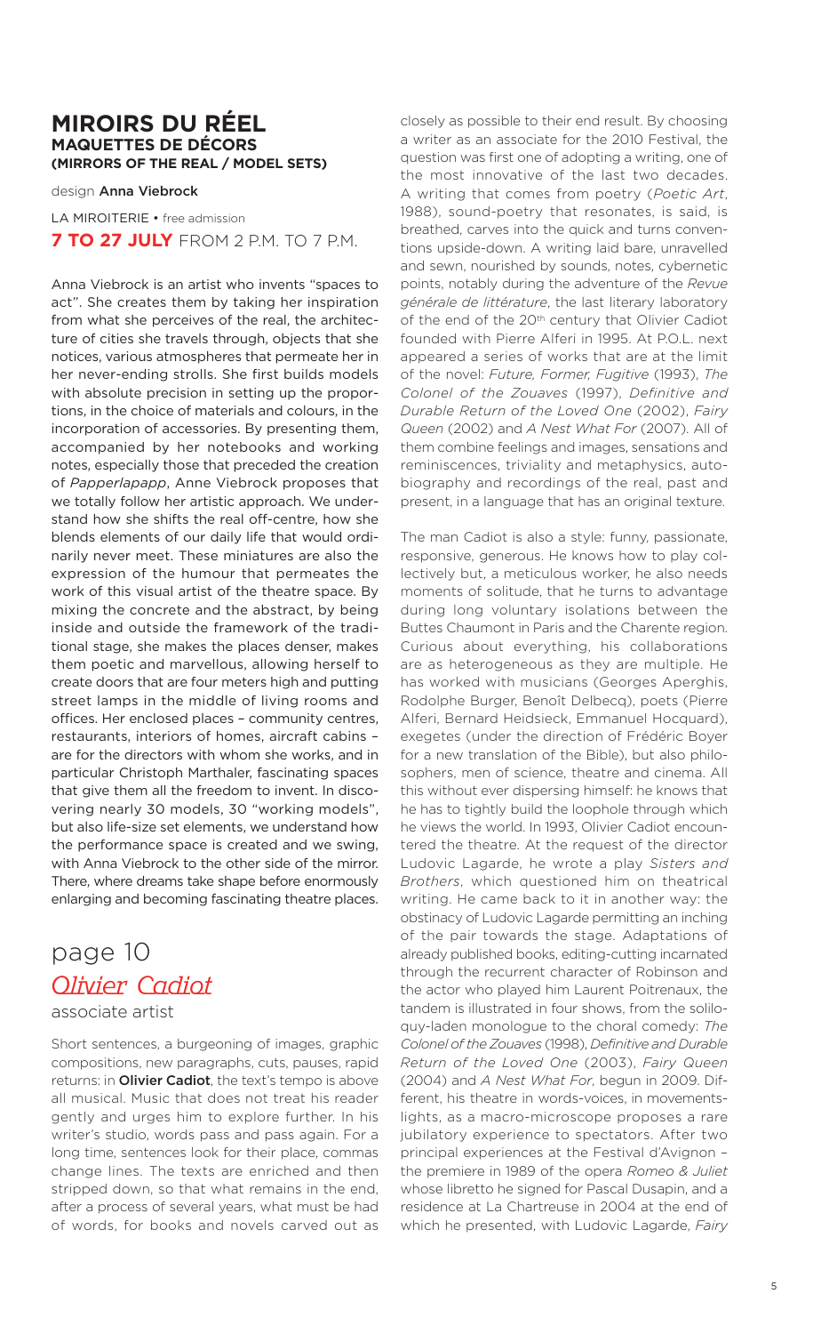## MIROIRS DU RÉEL
### MAQUETTES DE DÉCORS
### (MIRRORS OF THE REAL / MODEL SETS)

design **Anna Viebrock**

LA MIROITERIE • free admission

**7 TO 27 JULY** FROM 2 P.M. TO 7 P.M.

Anna Viebrock is an artist who invents "spaces to act". She creates them by taking her inspiration from what she perceives of the real, the architecture of cities she travels through, objects that she notices, various atmospheres that permeate her in her never-ending strolls. She first builds models with absolute precision in setting up the proportions, in the choice of materials and colours, in the incorporation of accessories. By presenting them, accompanied by her notebooks and working notes, especially those that preceded the creation of *Papperlapapp*, Anne Viebrock proposes that we totally follow her artistic approach. We understand how she shifts the real off-centre, how she blends elements of our daily life that would ordinarily never meet. These miniatures are also the expression of the humour that permeates the work of this visual artist of the theatre space. By mixing the concrete and the abstract, by being inside and outside the framework of the traditional stage, she makes the places denser, makes them poetic and marvellous, allowing herself to create doors that are four meters high and putting street lamps in the middle of living rooms and offices. Her enclosed places – community centres, restaurants, interiors of homes, aircraft cabins – are for the directors with whom she works, and in particular Christoph Marthaler, fascinating spaces that give them all the freedom to invent. In discovering nearly 30 models, 30 "working models", but also life-size set elements, we understand how the performance space is created and we swing, with Anna Viebrock to the other side of the mirror. There, where dreams take shape before enormously enlarging and becoming fascinating theatre places.

## page 10
## *Olivier Cadiot*
associate artist

Short sentences, a burgeoning of images, graphic compositions, new paragraphs, cuts, pauses, rapid returns: in **Olivier Cadiot**, the text's tempo is above all musical. Music that does not treat his reader gently and urges him to explore further. In his writer's studio, words pass and pass again. For a long time, sentences look for their place, commas change lines. The texts are enriched and then stripped down, so that what remains in the end, after a process of several years, what must be had of words, for books and novels carved out as closely as possible to their end result. By choosing a writer as an associate for the 2010 Festival, the question was first one of adopting a writing, one of the most innovative of the last two decades. A writing that comes from poetry (*Poetic Art*, 1988), sound-poetry that resonates, is said, is breathed, carves into the quick and turns conventions upside-down. A writing laid bare, unravelled and sewn, nourished by sounds, notes, cybernetic points, notably during the adventure of the *Revue générale de littérature*, the last literary laboratory of the end of the 20th century that Olivier Cadiot founded with Pierre Alferi in 1995. At P.O.L. next appeared a series of works that are at the limit of the novel: *Future, Former, Fugitive* (1993), *The Colonel of the Zouaves* (1997), *Definitive and Durable Return of the Loved One* (2002), *Fairy Queen* (2002) and *A Nest What For* (2007). All of them combine feelings and images, sensations and reminiscences, triviality and metaphysics, autobiography and recordings of the real, past and present, in a language that has an original texture.

The man Cadiot is also a style: funny, passionate, responsive, generous. He knows how to play collectively but, a meticulous worker, he also needs moments of solitude, that he turns to advantage during long voluntary isolations between the Buttes Chaumont in Paris and the Charente region. Curious about everything, his collaborations are as heterogeneous as they are multiple. He has worked with musicians (Georges Aperghis, Rodolphe Burger, Benoît Delbecq), poets (Pierre Alferi, Bernard Heidsieck, Emmanuel Hocquard), exegetes (under the direction of Frédéric Boyer for a new translation of the Bible), but also philosophers, men of science, theatre and cinema. All this without ever dispersing himself: he knows that he has to tightly build the loophole through which he views the world. In 1993, Olivier Cadiot encountered the theatre. At the request of the director Ludovic Lagarde, he wrote a play *Sisters and Brothers*, which questioned him on theatrical writing. He came back to it in another way: the obstinacy of Ludovic Lagarde permitting an inching of the pair towards the stage. Adaptations of already published books, editing-cutting incarnated through the recurrent character of Robinson and the actor who played him Laurent Poitrenaux, the tandem is illustrated in four shows, from the soliloquy-laden monologue to the choral comedy: *The Colonel of the Zouaves* (1998), *Definitive and Durable Return of the Loved One* (2003), *Fairy Queen* (2004) and *A Nest What For*, begun in 2009. Different, his theatre in words-voices, in movements-lights, as a macro-microscope proposes a rare jubilatory experience to spectators. After two principal experiences at the Festival d'Avignon – the premiere in 1989 of the opera *Romeo & Juliet* whose libretto he signed for Pascal Dusapin, and a residence at La Chartreuse in 2004 at the end of which he presented, with Ludovic Lagarde, *Fairy*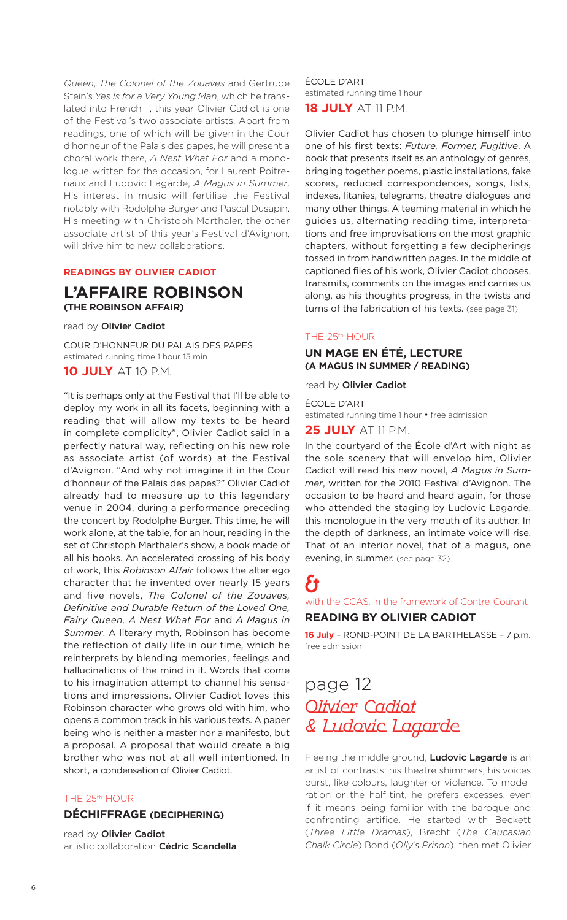*Queen*, *The Colonel of the Zouaves* and Gertrude Stein's *Yes Is for a Very Young Man*, which he translated into French –, this year Olivier Cadiot is one of the Festival's two associate artists. Apart from readings, one of which will be given in the Cour d'honneur of the Palais des papes, he will present a choral work there, *A Nest What For* and a monologue written for the occasion, for Laurent Poitrenaux and Ludovic Lagarde, *A Magus in Summer*. His interest in music will fertilise the Festival notably with Rodolphe Burger and Pascal Dusapin. His meeting with Christoph Marthaler, the other associate artist of this year's Festival d'Avignon, will drive him to new collaborations.

**READINGS BY OLIVIER CADIOT**

## L'AFFAIRE ROBINSON (THE ROBINSON AFFAIR)

read by **Olivier Cadiot**

COUR D'HONNEUR DU PALAIS DES PAPES
estimated running time 1 hour 15 min

**10 JULY** AT 10 P.M.

"It is perhaps only at the Festival that I'll be able to deploy my work in all its facets, beginning with a reading that will allow my texts to be heard in complete complicity", Olivier Cadiot said in a perfectly natural way, reflecting on his new role as associate artist (of words) at the Festival d'Avignon. "And why not imagine it in the Cour d'honneur of the Palais des papes?" Olivier Cadiot already had to measure up to this legendary venue in 2004, during a performance preceding the concert by Rodolphe Burger. This time, he will work alone, at the table, for an hour, reading in the set of Christoph Marthaler's show, a book made of all his books. An accelerated crossing of his body of work, this *Robinson Affair* follows the alter ego character that he invented over nearly 15 years and five novels, *The Colonel of the Zouaves, Definitive and Durable Return of the Loved One, Fairy Queen, A Nest What For* and *A Magus in Summer*. A literary myth, Robinson has become the reflection of daily life in our time, which he reinterprets by blending memories, feelings and hallucinations of the mind in it. Words that come to his imagination attempt to channel his sensations and impressions. Olivier Cadiot loves this Robinson character who grows old with him, who opens a common track in his various texts. A paper being who is neither a master nor a manifesto, but a proposal. A proposal that would create a big brother who was not at all well intentioned. In short, a condensation of Olivier Cadiot.

THE 25th HOUR

### DÉCHIFFRAGE (DECIPHERING)

read by **Olivier Cadiot**
artistic collaboration **Cédric Scandella**

ÉCOLE D'ART
estimated running time 1 hour

**18 JULY** AT 11 P.M.

Olivier Cadiot has chosen to plunge himself into one of his first texts: *Future, Former, Fugitive*. A book that presents itself as an anthology of genres, bringing together poems, plastic installations, fake scores, reduced correspondences, songs, lists, indexes, litanies, telegrams, theatre dialogues and many other things. A teeming material in which he guides us, alternating reading time, interpretations and free improvisations on the most graphic chapters, without forgetting a few decipherings tossed in from handwritten pages. In the middle of captioned files of his work, Olivier Cadiot chooses, transmits, comments on the images and carries us along, as his thoughts progress, in the twists and turns of the fabrication of his texts. (see page 31)

THE 25th HOUR

### UN MAGE EN ÉTÉ, LECTURE (A MAGUS IN SUMMER / READING)

read by **Olivier Cadiot**

ÉCOLE D'ART
estimated running time 1 hour • free admission

**25 JULY** AT 11 P.M.

In the courtyard of the École d'Art with night as the sole scenery that will envelop him, Olivier Cadiot will read his new novel, *A Magus in Summer*, written for the 2010 Festival d'Avignon. The occasion to be heard and heard again, for those who attended the staging by Ludovic Lagarde, this monologue in the very mouth of its author. In the depth of darkness, an intimate voice will rise. That of an interior novel, that of a magus, one evening, in summer. (see page 32)

**&**

with the CCAS, in the framework of Contre-Courant

### READING BY OLIVIER CADIOT

**16 July** – ROND-POINT DE LA BARTHELASSE – 7 p.m.
free admission

## page 12 *Olivier Cadiot & Ludovic Lagarde*

Fleeing the middle ground, **Ludovic Lagarde** is an artist of contrasts: his theatre shimmers, his voices burst, like colours, laughter or violence. To moderation or the half-tint, he prefers excesses, even if it means being familiar with the baroque and confronting artifice. He started with Beckett (*Three Little Dramas*), Brecht (*The Caucasian Chalk Circle*) Bond (*Olly's Prison*), then met Olivier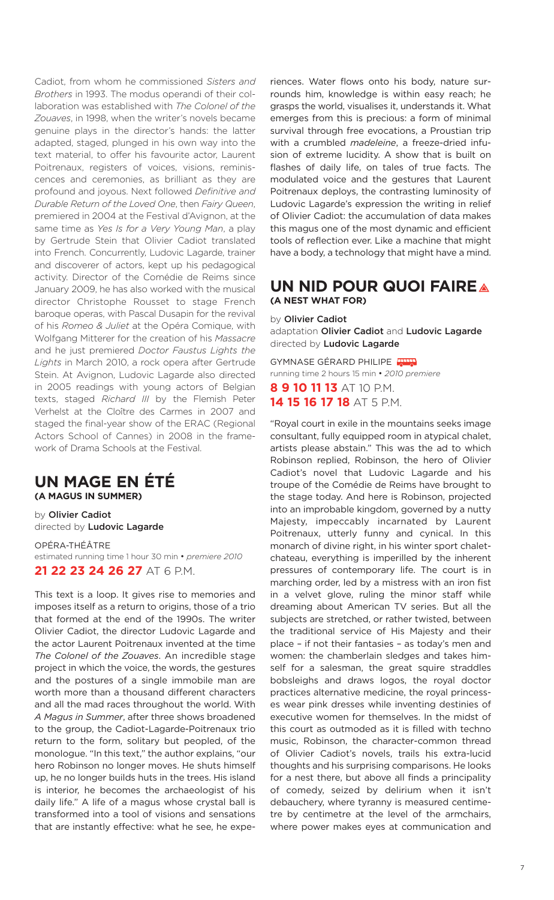Cadiot, from whom he commissioned *Sisters and Brothers* in 1993. The modus operandi of their collaboration was established with *The Colonel of the Zouaves*, in 1998, when the writer's novels became genuine plays in the director's hands: the latter adapted, staged, plunged in his own way into the text material, to offer his favourite actor, Laurent Poitrenaux, registers of voices, visions, reminiscences and ceremonies, as brilliant as they are profound and joyous. Next followed *Definitive and Durable Return of the Loved One*, then *Fairy Queen*, premiered in 2004 at the Festival d'Avignon, at the same time as *Yes Is for a Very Young Man*, a play by Gertrude Stein that Olivier Cadiot translated into French. Concurrently, Ludovic Lagarde, trainer and discoverer of actors, kept up his pedagogical activity. Director of the Comédie de Reims since January 2009, he has also worked with the musical director Christophe Rousset to stage French baroque operas, with Pascal Dusapin for the revival of his *Romeo & Juliet* at the Opéra Comique, with Wolfgang Mitterer for the creation of his *Massacre* and he just premiered *Doctor Faustus Lights the Lights* in March 2010, a rock opera after Gertrude Stein. At Avignon, Ludovic Lagarde also directed in 2005 readings with young actors of Belgian texts, staged *Richard III* by the Flemish Peter Verhelst at the Cloître des Carmes in 2007 and staged the final-year show of the ERAC (Regional Actors School of Cannes) in 2008 in the framework of Drama Schools at the Festival.

## UN MAGE EN ÉTÉ
**(A MAGUS IN SUMMER)**

by **Olivier Cadiot**
directed by **Ludovic Lagarde**

OPÉRA-THÉÂTRE
estimated running time 1 hour 30 min • *premiere 2010*

**21 22 23 24 26 27** AT 6 P.M.

This text is a loop. It gives rise to memories and imposes itself as a return to origins, those of a trio that formed at the end of the 1990s. The writer Olivier Cadiot, the director Ludovic Lagarde and the actor Laurent Poitrenaux invented at the time *The Colonel of the Zouaves*. An incredible stage project in which the voice, the words, the gestures and the postures of a single immobile man are worth more than a thousand different characters and all the mad races throughout the world. With *A Magus in Summer*, after three shows broadened to the group, the Cadiot-Lagarde-Poitrenaux trio return to the form, solitary but peopled, of the monologue. "In this text," the author explains, "our hero Robinson no longer moves. He shuts himself up, he no longer builds huts in the trees. His island is interior, he becomes the archaeologist of his daily life." A life of a magus whose crystal ball is transformed into a tool of visions and sensations that are instantly effective: what he see, he experiences. Water flows onto his body, nature surrounds him, knowledge is within easy reach; he grasps the world, visualises it, understands it. What emerges from this is precious: a form of minimal survival through free evocations, a Proustian trip with a crumbled *madeleine*, a freeze-dried infusion of extreme lucidity. A show that is built on flashes of daily life, on tales of true facts. The modulated voice and the gestures that Laurent Poitrenaux deploys, the contrasting luminosity of Ludovic Lagarde's expression the writing in relief of Olivier Cadiot: the accumulation of data makes this magus one of the most dynamic and efficient tools of reflection ever. Like a machine that might have a body, a technology that might have a mind.

## UN NID POUR QUOI FAIRE
**(A NEST WHAT FOR)**

by **Olivier Cadiot**
adaptation **Olivier Cadiot** and **Ludovic Lagarde**
directed by **Ludovic Lagarde**

GYMNASE GÉRARD PHILIPE
running time 2 hours 15 min • *2010 premiere*

**8 9 10 11 13** AT 10 P.M.
**14 15 16 17 18** AT 5 P.M.

"Royal court in exile in the mountains seeks image consultant, fully equipped room in atypical chalet, artists please abstain." This was the ad to which Robinson replied, Robinson, the hero of Olivier Cadiot's novel that Ludovic Lagarde and his troupe of the Comédie de Reims have brought to the stage today. And here is Robinson, projected into an improbable kingdom, governed by a nutty Majesty, impeccably incarnated by Laurent Poitrenaux, utterly funny and cynical. In this monarch of divine right, in his winter sport chalet-chateau, everything is imperilled by the inherent pressures of contemporary life. The court is in marching order, led by a mistress with an iron fist in a velvet glove, ruling the minor staff while dreaming about American TV series. But all the subjects are stretched, or rather twisted, between the traditional service of His Majesty and their place – if not their fantasies – as today's men and women: the chamberlain sledges and takes himself for a salesman, the great squire straddles bobsleighs and draws logos, the royal doctor practices alternative medicine, the royal princesses wear pink dresses while inventing destinies of executive women for themselves. In the midst of this court as outmoded as it is filled with techno music, Robinson, the character-common thread of Olivier Cadiot's novels, trails his extra-lucid thoughts and his surprising comparisons. He looks for a nest there, but above all finds a principality of comedy, seized by delirium when it isn't debauchery, where tyranny is measured centimetre by centimetre at the level of the armchairs, where power makes eyes at communication and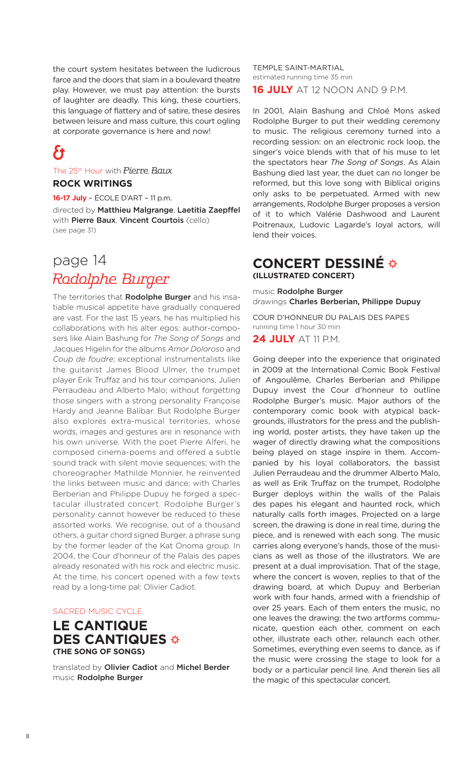the court system hesitates between the ludicrous farce and the doors that slam in a boulevard theatre play. However, we must pay attention: the bursts of laughter are deadly. This king, these courtiers, this language of flattery and of satire, these desires between leisure and mass culture, this court ogling at corporate governance is here and now!

&

The 25th Hour with *Pierre Baux*

**ROCK WRITINGS**

**16-17 July** – ÉCOLE D'ART – 11 p.m.

directed by **Matthieu Malgrange**, **Laetitia Zaepffel** with **Pierre Baux**, **Vincent Courtois** (cello) (see page 31)

## page 14 *Rodolphe Burger*

The territories that **Rodolphe Burger** and his insatiable musical appetite have gradually conquered are vast. For the last 15 years, he has multiplied his collaborations with his alter egos: author-composers like Alain Bashung for *The Song of Songs* and Jacques Higelin for the albums *Amor Doloroso* and *Coup de foudre*; exceptional instrumentalists like the guitarist James Blood Ulmer, the trumpet player Erik Truffaz and his tour companions, Julien Perraudeau and Alberto Malo; without forgetting those singers with a strong personality Françoise Hardy and Jeanne Balibar. But Rodolphe Burger also explores extra-musical territories, whose words, images and gestures are in resonance with his own universe. With the poet Pierre Alferi, he composed cinema-poems and offered a subtle sound track with silent movie sequences; with the choreographer Mathilde Monnier, he reinvented the links between music and dance; with Charles Berberian and Philippe Dupuy he forged a spectacular illustrated concert. Rodolphe Burger's personality cannot however be reduced to these assorted works. We recognise, out of a thousand others, a guitar chord signed Burger, a phrase sung by the former leader of the Kat Onoma group. In 2004, the Cour d'honneur of the Palais des papes already resonated with his rock and electric music. At the time, his concert opened with a few texts read by a long-time pal: Olivier Cadiot.

SACRED MUSIC CYCLE

## LE CANTIQUE DES CANTIQUES ✲
**(THE SONG OF SONGS)**

translated by **Olivier Cadiot** and **Michel Berder**
music **Rodolphe Burger**

TEMPLE SAINT-MARTIAL
estimated running time 35 min

**16 JULY** AT 12 NOON AND 9 P.M.

In 2001, Alain Bashung and Chloé Mons asked Rodolphe Burger to put their wedding ceremony to music. The religious ceremony turned into a recording session: on an electronic rock loop, the singer's voice blends with that of his muse to let the spectators hear *The Song of Songs*. As Alain Bashung died last year, the duet can no longer be reformed, but this love song with Biblical origins only asks to be perpetuated. Armed with new arrangements, Rodolphe Burger proposes a version of it to which Valérie Dashwood and Laurent Poitrenaux, Ludovic Lagarde's loyal actors, will lend their voices.

## CONCERT DESSINÉ ✲
**(ILLUSTRATED CONCERT)**

music **Rodolphe Burger**
drawings **Charles Berberian, Philippe Dupuy**

COUR D'HONNEUR DU PALAIS DES PAPES
running time 1 hour 30 min

**24 JULY** AT 11 P.M.

Going deeper into the experience that originated in 2009 at the International Comic Book Festival of Angoulême, Charles Berberian and Philippe Dupuy invest the Cour d'honneur to outline Rodolphe Burger's music. Major authors of the contemporary comic book with atypical backgrounds, illustrators for the press and the publishing world, poster artists, they have taken up the wager of directly drawing what the compositions being played on stage inspire in them. Accompanied by his loyal collaborators, the bassist Julien Perraudeau and the drummer Alberto Malo, as well as Erik Truffaz on the trumpet, Rodolphe Burger deploys within the walls of the Palais des papes his elegant and haunted rock, which naturally calls forth images. Projected on a large screen, the drawing is done in real time, during the piece, and is renewed with each song. The music carries along everyone's hands, those of the musicians as well as those of the illustrators. We are present at a dual improvisation. That of the stage, where the concert is woven, replies to that of the drawing board, at which Dupuy and Berberian work with four hands, armed with a friendship of over 25 years. Each of them enters the music, no one leaves the drawing: the two artforms communicate, question each other, comment on each other, illustrate each other, relaunch each other. Sometimes, everything even seems to dance, as if the music were crossing the stage to look for a body or a particular pencil line. And therein lies all the magic of this spectacular concert.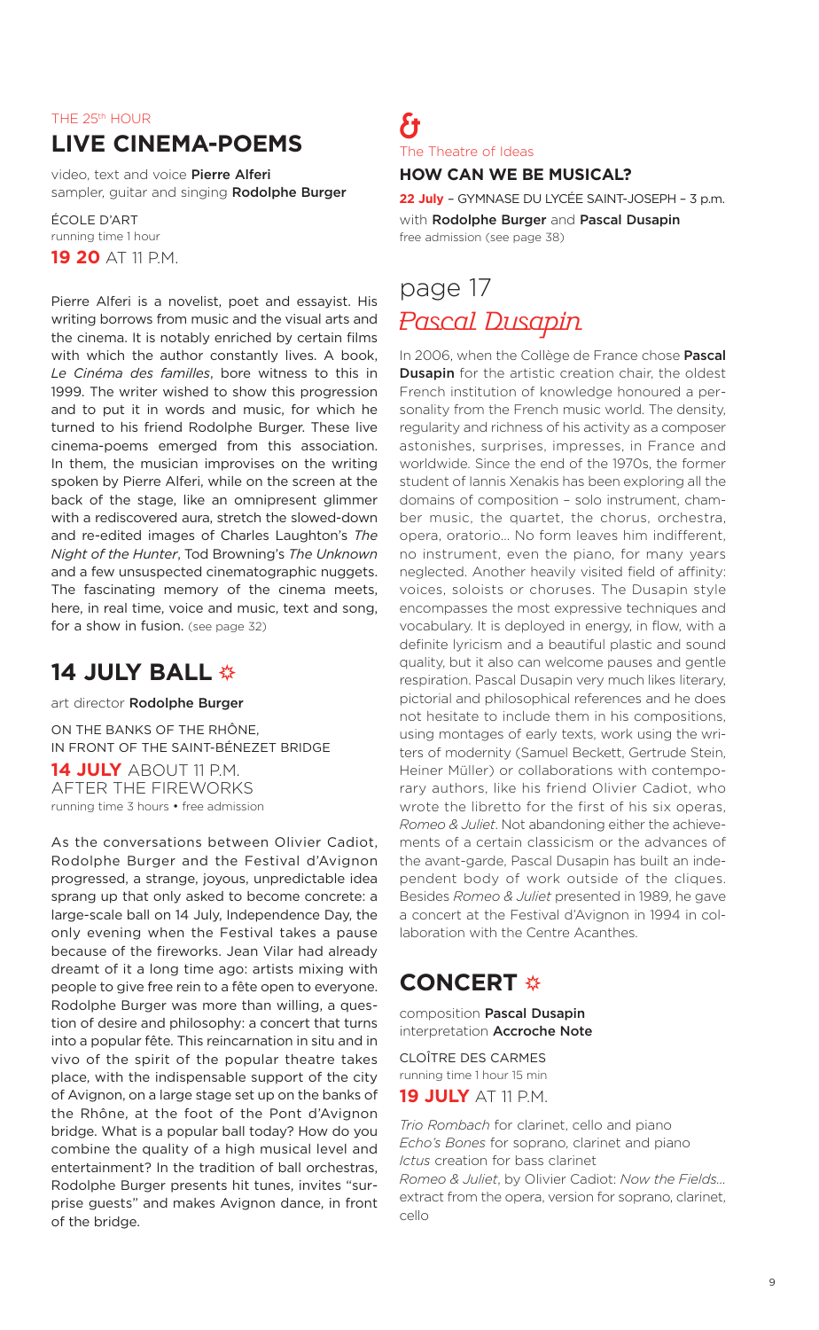THE 25th HOUR

## LIVE CINEMA-POEMS

video, text and voice **Pierre Alferi**
sampler, guitar and singing **Rodolphe Burger**

ÉCOLE D'ART
running time 1 hour

**19 20** AT 11 P.M.

Pierre Alferi is a novelist, poet and essayist. His writing borrows from music and the visual arts and the cinema. It is notably enriched by certain films with which the author constantly lives. A book, *Le Cinéma des familles*, bore witness to this in 1999. The writer wished to show this progression and to put it in words and music, for which he turned to his friend Rodolphe Burger. These live cinema-poems emerged from this association. In them, the musician improvises on the writing spoken by Pierre Alferi, while on the screen at the back of the stage, like an omnipresent glimmer with a rediscovered aura, stretch the slowed-down and re-edited images of Charles Laughton's *The Night of the Hunter*, Tod Browning's *The Unknown* and a few unsuspected cinematographic nuggets. The fascinating memory of the cinema meets, here, in real time, voice and music, text and song, for a show in fusion. (see page 32)

## 14 JULY BALL ✲

art director **Rodolphe Burger**

ON THE BANKS OF THE RHÔNE,
IN FRONT OF THE SAINT-BÉNEZET BRIDGE

**14 JULY** ABOUT 11 P.M.
AFTER THE FIREWORKS
running time 3 hours • free admission

As the conversations between Olivier Cadiot, Rodolphe Burger and the Festival d'Avignon progressed, a strange, joyous, unpredictable idea sprang up that only asked to become concrete: a large-scale ball on 14 July, Independence Day, the only evening when the Festival takes a pause because of the fireworks. Jean Vilar had already dreamt of it a long time ago: artists mixing with people to give free rein to a fête open to everyone. Rodolphe Burger was more than willing, a question of desire and philosophy: a concert that turns into a popular fête. This reincarnation in situ and in vivo of the spirit of the popular theatre takes place, with the indispensable support of the city of Avignon, on a large stage set up on the banks of the Rhône, at the foot of the Pont d'Avignon bridge. What is a popular ball today? How do you combine the quality of a high musical level and entertainment? In the tradition of ball orchestras, Rodolphe Burger presents hit tunes, invites "surprise guests" and makes Avignon dance, in front of the bridge.

&
The Theatre of Ideas

### HOW CAN WE BE MUSICAL?

**22 July** – GYMNASE DU LYCÉE SAINT-JOSEPH – 3 p.m.
with **Rodolphe Burger** and **Pascal Dusapin**
free admission (see page 38)

page 17
*Pascal Dusapin*

In 2006, when the Collège de France chose **Pascal Dusapin** for the artistic creation chair, the oldest French institution of knowledge honoured a personality from the French music world. The density, regularity and richness of his activity as a composer astonishes, surprises, impresses, in France and worldwide. Since the end of the 1970s, the former student of Iannis Xenakis has been exploring all the domains of composition – solo instrument, chamber music, the quartet, the chorus, orchestra, opera, oratorio... No form leaves him indifferent, no instrument, even the piano, for many years neglected. Another heavily visited field of affinity: voices, soloists or choruses. The Dusapin style encompasses the most expressive techniques and vocabulary. It is deployed in energy, in flow, with a definite lyricism and a beautiful plastic and sound quality, but it also can welcome pauses and gentle respiration. Pascal Dusapin very much likes literary, pictorial and philosophical references and he does not hesitate to include them in his compositions, using montages of early texts, work using the writers of modernity (Samuel Beckett, Gertrude Stein, Heiner Müller) or collaborations with contemporary authors, like his friend Olivier Cadiot, who wrote the libretto for the first of his six operas, *Romeo & Juliet*. Not abandoning either the achievements of a certain classicism or the advances of the avant-garde, Pascal Dusapin has built an independent body of work outside of the cliques. Besides *Romeo & Juliet* presented in 1989, he gave a concert at the Festival d'Avignon in 1994 in collaboration with the Centre Acanthes.

## CONCERT ✲

composition **Pascal Dusapin**
interpretation **Accroche Note**

CLOÎTRE DES CARMES
running time 1 hour 15 min

**19 JULY** AT 11 P.M.

*Trio Rombach* for clarinet, cello and piano
*Echo's Bones* for soprano, clarinet and piano
*Ictus* creation for bass clarinet
*Romeo & Juliet*, by Olivier Cadiot: *Now the Fields...* extract from the opera, version for soprano, clarinet, cello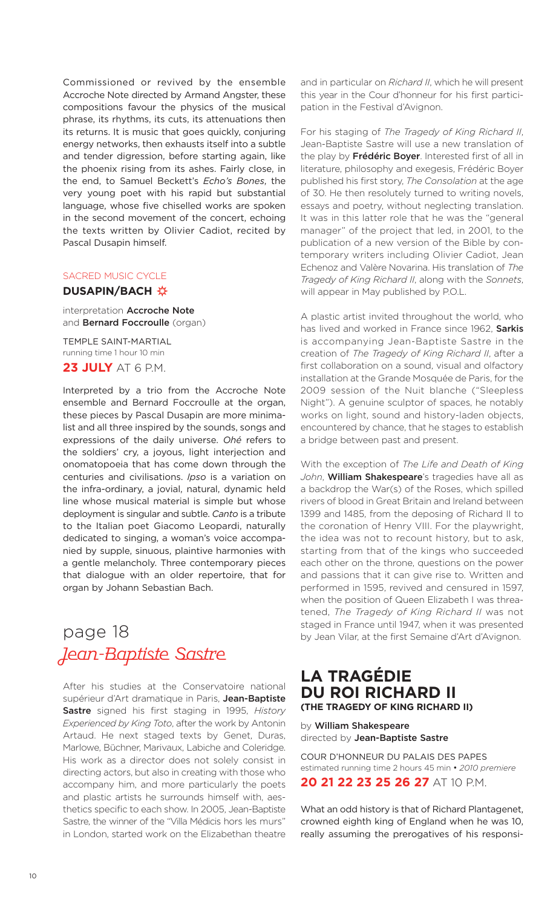Commissioned or revived by the ensemble Accroche Note directed by Armand Angster, these compositions favour the physics of the musical phrase, its rhythms, its cuts, its attenuations then its returns. It is music that goes quickly, conjuring energy networks, then exhausts itself into a subtle and tender digression, before starting again, like the phoenix rising from its ashes. Fairly close, in the end, to Samuel Beckett's *Echo's Bones*, the very young poet with his rapid but substantial language, whose five chiselled works are spoken in the second movement of the concert, echoing the texts written by Olivier Cadiot, recited by Pascal Dusapin himself.

SACRED MUSIC CYCLE

### DUSAPIN/BACH

interpretation **Accroche Note** and **Bernard Foccroulle** (organ)

TEMPLE SAINT-MARTIAL
running time 1 hour 10 min

**23 JULY** AT 6 P.M.

Interpreted by a trio from the Accroche Note ensemble and Bernard Foccroulle at the organ, these pieces by Pascal Dusapin are more minimalist and all three inspired by the sounds, songs and expressions of the daily universe. *Ohé* refers to the soldiers' cry, a joyous, light interjection and onomatopoeia that has come down through the centuries and civilisations. *Ipso* is a variation on the infra-ordinary, a jovial, natural, dynamic held line whose musical material is simple but whose deployment is singular and subtle. *Canto* is a tribute to the Italian poet Giacomo Leopardi, naturally dedicated to singing, a woman's voice accompanied by supple, sinuous, plaintive harmonies with a gentle melancholy. Three contemporary pieces that dialogue with an older repertoire, that for organ by Johann Sebastian Bach.

## page 18 *Jean-Baptiste Sastre*

After his studies at the Conservatoire national supérieur d'Art dramatique in Paris, **Jean-Baptiste Sastre** signed his first staging in 1995, *History Experienced by King Toto*, after the work by Antonin Artaud. He next staged texts by Genet, Duras, Marlowe, Büchner, Marivaux, Labiche and Coleridge. His work as a director does not solely consist in directing actors, but also in creating with those who accompany him, and more particularly the poets and plastic artists he surrounds himself with, aesthetics specific to each show. In 2005, Jean-Baptiste Sastre, the winner of the "Villa Médicis hors les murs" in London, started work on the Elizabethan theatre and in particular on *Richard II*, which he will present this year in the Cour d'honneur for his first participation in the Festival d'Avignon.

For his staging of *The Tragedy of King Richard II*, Jean-Baptiste Sastre will use a new translation of the play by **Frédéric Boyer**. Interested first of all in literature, philosophy and exegesis, Frédéric Boyer published his first story, *The Consolation* at the age of 30. He then resolutely turned to writing novels, essays and poetry, without neglecting translation. It was in this latter role that he was the "general manager" of the project that led, in 2001, to the publication of a new version of the Bible by contemporary writers including Olivier Cadiot, Jean Echenoz and Valère Novarina. His translation of *The Tragedy of King Richard II*, along with the *Sonnets*, will appear in May published by P.O.L.

A plastic artist invited throughout the world, who has lived and worked in France since 1962, **Sarkis** is accompanying Jean-Baptiste Sastre in the creation of *The Tragedy of King Richard II*, after a first collaboration on a sound, visual and olfactory installation at the Grande Mosquée de Paris, for the 2009 session of the Nuit blanche ("Sleepless Night"). A genuine sculptor of spaces, he notably works on light, sound and history-laden objects, encountered by chance, that he stages to establish a bridge between past and present.

With the exception of *The Life and Death of King John*, **William Shakespeare**'s tragedies have all as a backdrop the War(s) of the Roses, which spilled rivers of blood in Great Britain and Ireland between 1399 and 1485, from the deposing of Richard II to the coronation of Henry VIII. For the playwright, the idea was not to recount history, but to ask, starting from that of the kings who succeeded each other on the throne, questions on the power and passions that it can give rise to. Written and performed in 1595, revived and censured in 1597, when the position of Queen Elizabeth I was threatened, *The Tragedy of King Richard II* was not staged in France until 1947, when it was presented by Jean Vilar, at the first Semaine d'Art d'Avignon.

## LA TRAGÉDIE DU ROI RICHARD II
### (THE TRAGEDY OF KING RICHARD II)

by **William Shakespeare**
directed by **Jean-Baptiste Sastre**

COUR D'HONNEUR DU PALAIS DES PAPES
estimated running time 2 hours 45 min • *2010 premiere*

**20 21 22 23 25 26 27** AT 10 P.M.

What an odd history is that of Richard Plantagenet, crowned eighth king of England when he was 10, really assuming the prerogatives of his responsi-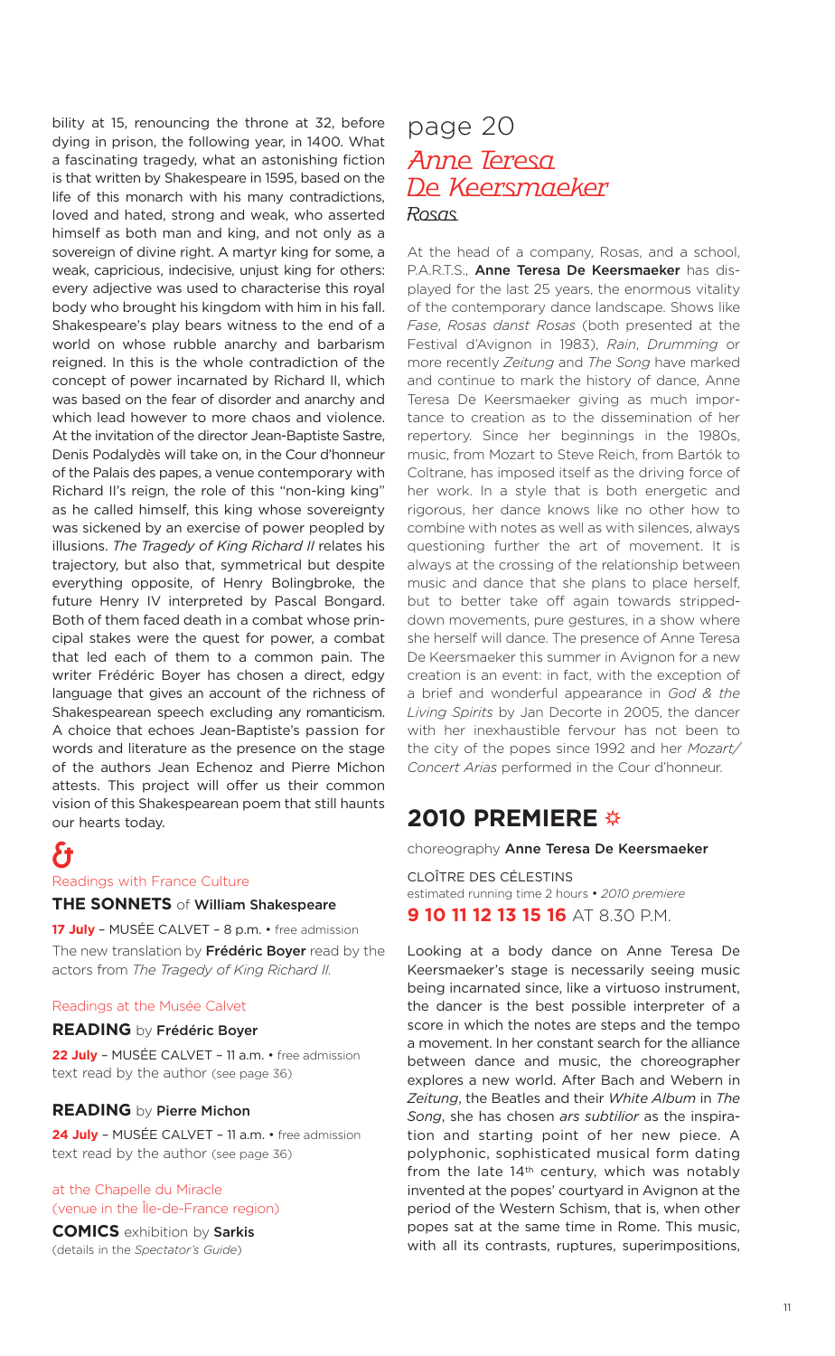bility at 15, renouncing the throne at 32, before dying in prison, the following year, in 1400. What a fascinating tragedy, what an astonishing fiction is that written by Shakespeare in 1595, based on the life of this monarch with his many contradictions, loved and hated, strong and weak, who asserted himself as both man and king, and not only as a sovereign of divine right. A martyr king for some, a weak, capricious, indecisive, unjust king for others: every adjective was used to characterise this royal body who brought his kingdom with him in his fall. Shakespeare's play bears witness to the end of a world on whose rubble anarchy and barbarism reigned. In this is the whole contradiction of the concept of power incarnated by Richard II, which was based on the fear of disorder and anarchy and which lead however to more chaos and violence. At the invitation of the director Jean-Baptiste Sastre, Denis Podalydès will take on, in the Cour d'honneur of the Palais des papes, a venue contemporary with Richard II's reign, the role of this "non-king king" as he called himself, this king whose sovereignty was sickened by an exercise of power peopled by illusions. *The Tragedy of King Richard II* relates his trajectory, but also that, symmetrical but despite everything opposite, of Henry Bolingbroke, the future Henry IV interpreted by Pascal Bongard. Both of them faced death in a combat whose principal stakes were the quest for power, a combat that led each of them to a common pain. The writer Frédéric Boyer has chosen a direct, edgy language that gives an account of the richness of Shakespearean speech excluding any romanticism. A choice that echoes Jean-Baptiste's passion for words and literature as the presence on the stage of the authors Jean Echenoz and Pierre Michon attests. This project will offer us their common vision of this Shakespearean poem that still haunts our hearts today.

&

Readings with France Culture

**THE SONNETS** of **William Shakespeare**

**17 July** – MUSÉE CALVET – 8 p.m. • free admission
The new translation by **Frédéric Boyer** read by the actors from *The Tragedy of King Richard II*.

Readings at the Musée Calvet

**READING** by **Frédéric Boyer**

**22 July** – MUSÉE CALVET – 11 a.m. • free admission
text read by the author (see page 36)

**READING** by **Pierre Michon**

**24 July** – MUSÉE CALVET – 11 a.m. • free admission
text read by the author (see page 36)

at the Chapelle du Miracle
(venue in the Île-de-France region)

**COMICS** exhibition by **Sarkis**
(details in the *Spectator's Guide*)

# page 20
## *Anne Teresa De Keersmaeker*
### *Rosas*

At the head of a company, Rosas, and a school, P.A.R.T.S., **Anne Teresa De Keersmaeker** has displayed for the last 25 years, the enormous vitality of the contemporary dance landscape. Shows like *Fase*, *Rosas danst Rosas* (both presented at the Festival d'Avignon in 1983), *Rain*, *Drumming* or more recently *Zeitung* and *The Song* have marked and continue to mark the history of dance, Anne Teresa De Keersmaeker giving as much importance to creation as to the dissemination of her repertory. Since her beginnings in the 1980s, music, from Mozart to Steve Reich, from Bartók to Coltrane, has imposed itself as the driving force of her work. In a style that is both energetic and rigorous, her dance knows like no other how to combine with notes as well as with silences, always questioning further the art of movement. It is always at the crossing of the relationship between music and dance that she plans to place herself, but to better take off again towards stripped-down movements, pure gestures, in a show where she herself will dance. The presence of Anne Teresa De Keersmaeker this summer in Avignon for a new creation is an event: in fact, with the exception of a brief and wonderful appearance in *God & the Living Spirits* by Jan Decorte in 2005, the dancer with her inexhaustible fervour has not been to the city of the popes since 1992 and her *Mozart/Concert Arias* performed in the Cour d'honneur.

## 2010 PREMIERE

choreography **Anne Teresa De Keersmaeker**

CLOÎTRE DES CÉLESTINS
estimated running time 2 hours • *2010 premiere*
**9 10 11 12 13 15 16** AT 8.30 P.M.

Looking at a body dance on Anne Teresa De Keersmaeker's stage is necessarily seeing music being incarnated since, like a virtuoso instrument, the dancer is the best possible interpreter of a score in which the notes are steps and the tempo a movement. In her constant search for the alliance between dance and music, the choreographer explores a new world. After Bach and Webern in *Zeitung*, the Beatles and their *White Album* in *The Song*, she has chosen *ars subtilior* as the inspiration and starting point of her new piece. A polyphonic, sophisticated musical form dating from the late 14th century, which was notably invented at the popes' courtyard in Avignon at the period of the Western Schism, that is, when other popes sat at the same time in Rome. This music, with all its contrasts, ruptures, superimpositions,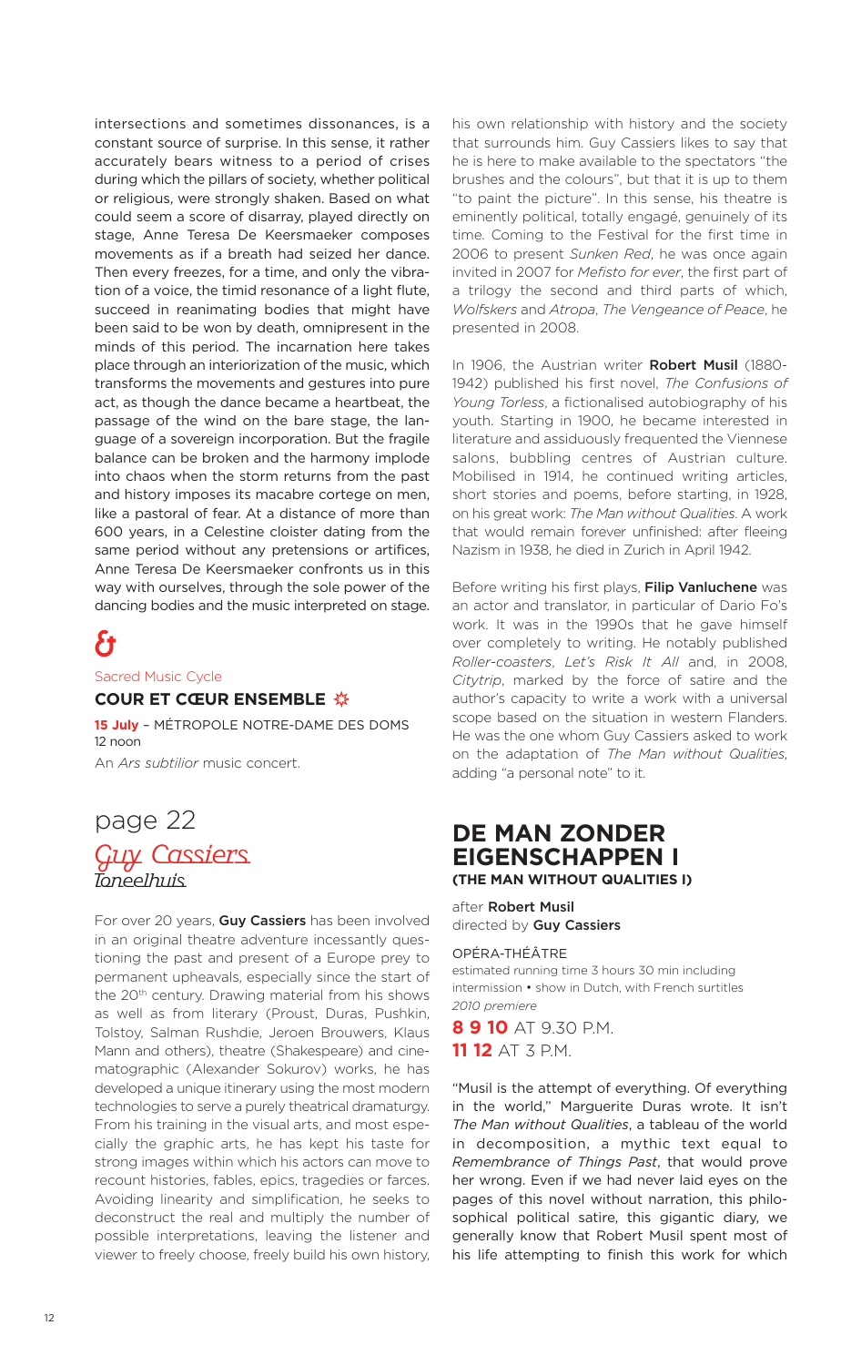intersections and sometimes dissonances, is a constant source of surprise. In this sense, it rather accurately bears witness to a period of crises during which the pillars of society, whether political or religious, were strongly shaken. Based on what could seem a score of disarray, played directly on stage, Anne Teresa De Keersmaeker composes movements as if a breath had seized her dance. Then every freezes, for a time, and only the vibration of a voice, the timid resonance of a light flute, succeed in reanimating bodies that might have been said to be won by death, omnipresent in the minds of this period. The incarnation here takes place through an interiorization of the music, which transforms the movements and gestures into pure act, as though the dance became a heartbeat, the passage of the wind on the bare stage, the language of a sovereign incorporation. But the fragile balance can be broken and the harmony implode into chaos when the storm returns from the past and history imposes its macabre cortege on men, like a pastoral of fear. At a distance of more than 600 years, in a Celestine cloister dating from the same period without any pretensions or artifices, Anne Teresa De Keersmaeker confronts us in this way with ourselves, through the sole power of the dancing bodies and the music interpreted on stage.

&

Sacred Music Cycle

### COUR ET CŒUR ENSEMBLE

**15 July** – MÉTROPOLE NOTRE-DAME DES DOMS
12 noon

An *Ars subtilior* music concert.

## page 22

*Guy Cassiers*
*Toneelhuis*

For over 20 years, **Guy Cassiers** has been involved in an original theatre adventure incessantly questioning the past and present of a Europe prey to permanent upheavals, especially since the start of the 20th century. Drawing material from his shows as well as from literary (Proust, Duras, Pushkin, Tolstoy, Salman Rushdie, Jeroen Brouwers, Klaus Mann and others), theatre (Shakespeare) and cinematographic (Alexander Sokurov) works, he has developed a unique itinerary using the most modern technologies to serve a purely theatrical dramaturgy. From his training in the visual arts, and most especially the graphic arts, he has kept his taste for strong images within which his actors can move to recount histories, fables, epics, tragedies or farces. Avoiding linearity and simplification, he seeks to deconstruct the real and multiply the number of possible interpretations, leaving the listener and viewer to freely choose, freely build his own history, his own relationship with history and the society that surrounds him. Guy Cassiers likes to say that he is here to make available to the spectators "the brushes and the colours", but that it is up to them "to paint the picture". In this sense, his theatre is eminently political, totally engagé, genuinely of its time. Coming to the Festival for the first time in 2006 to present *Sunken Red*, he was once again invited in 2007 for *Mefisto for ever*, the first part of a trilogy the second and third parts of which, *Wolfskers* and *Atropa*, *The Vengeance of Peace*, he presented in 2008.

In 1906, the Austrian writer **Robert Musil** (1880-1942) published his first novel, *The Confusions of Young Torless*, a fictionalised autobiography of his youth. Starting in 1900, he became interested in literature and assiduously frequented the Viennese salons, bubbling centres of Austrian culture. Mobilised in 1914, he continued writing articles, short stories and poems, before starting, in 1928, on his great work: *The Man without Qualities*. A work that would remain forever unfinished: after fleeing Nazism in 1938, he died in Zurich in April 1942.

Before writing his first plays, **Filip Vanluchene** was an actor and translator, in particular of Dario Fo's work. It was in the 1990s that he gave himself over completely to writing. He notably published *Roller-coasters*, *Let's Risk It All* and, in 2008, *Citytrip*, marked by the force of satire and the author's capacity to write a work with a universal scope based on the situation in western Flanders. He was the one whom Guy Cassiers asked to work on the adaptation of *The Man without Qualities*, adding "a personal note" to it.

## DE MAN ZONDER EIGENSCHAPPEN I
### (THE MAN WITHOUT QUALITIES I)

after **Robert Musil**
directed by **Guy Cassiers**

OPÉRA-THÉÂTRE
estimated running time 3 hours 30 min including intermission • show in Dutch, with French surtitles
*2010 premiere*

**8 9 10** AT 9.30 P.M.
**11 12** AT 3 P.M.

"Musil is the attempt of everything. Of everything in the world," Marguerite Duras wrote. It isn't *The Man without Qualities*, a tableau of the world in decomposition, a mythic text equal to *Remembrance of Things Past*, that would prove her wrong. Even if we had never laid eyes on the pages of this novel without narration, this philosophical political satire, this gigantic diary, we generally know that Robert Musil spent most of his life attempting to finish this work for which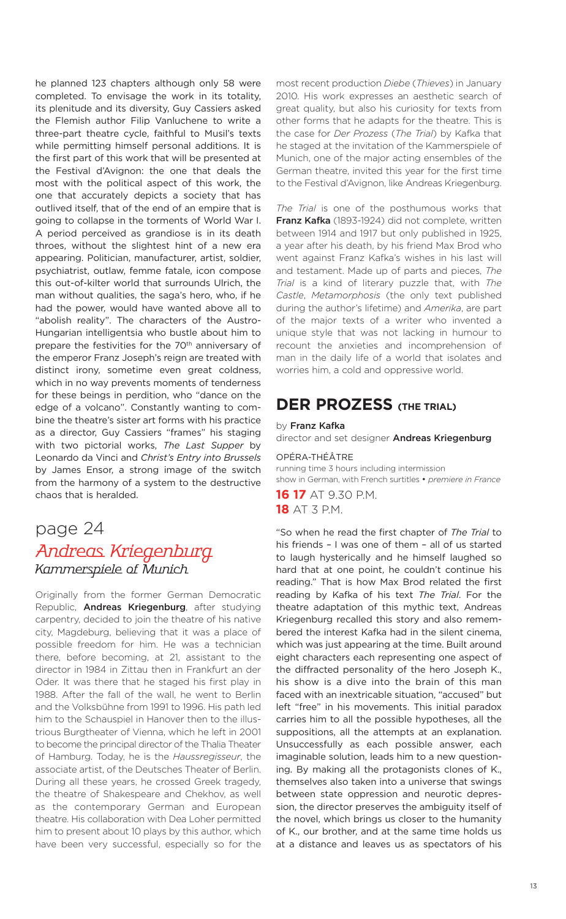he planned 123 chapters although only 58 were completed. To envisage the work in its totality, its plenitude and its diversity, Guy Cassiers asked the Flemish author Filip Vanluchene to write a three-part theatre cycle, faithful to Musil's texts while permitting himself personal additions. It is the first part of this work that will be presented at the Festival d'Avignon: the one that deals the most with the political aspect of this work, the one that accurately depicts a society that has outlived itself, that of the end of an empire that is going to collapse in the torments of World War I. A period perceived as grandiose is in its death throes, without the slightest hint of a new era appearing. Politician, manufacturer, artist, soldier, psychiatrist, outlaw, femme fatale, icon compose this out-of-kilter world that surrounds Ulrich, the man without qualities, the saga's hero, who, if he had the power, would have wanted above all to "abolish reality". The characters of the Austro-Hungarian intelligentsia who bustle about him to prepare the festivities for the 70th anniversary of the emperor Franz Joseph's reign are treated with distinct irony, sometime even great coldness, which in no way prevents moments of tenderness for these beings in perdition, who "dance on the edge of a volcano". Constantly wanting to combine the theatre's sister art forms with his practice as a director, Guy Cassiers "frames" his staging with two pictorial works, *The Last Supper* by Leonardo da Vinci and *Christ's Entry into Brussels* by James Ensor, a strong image of the switch from the harmony of a system to the destructive chaos that is heralded.

## page 24
## *Andreas Kriegenburg*
*Kammerspiele of Munich*

Originally from the former German Democratic Republic, **Andreas Kriegenburg**, after studying carpentry, decided to join the theatre of his native city, Magdeburg, believing that it was a place of possible freedom for him. He was a technician there, before becoming, at 21, assistant to the director in 1984 in Zittau then in Frankfurt an der Oder. It was there that he staged his first play in 1988. After the fall of the wall, he went to Berlin and the Volksbühne from 1991 to 1996. His path led him to the Schauspiel in Hanover then to the illustrious Burgtheater of Vienna, which he left in 2001 to become the principal director of the Thalia Theater of Hamburg. Today, he is the *Haussregisseur*, the associate artist, of the Deutsches Theater of Berlin. During all these years, he crossed Greek tragedy, the theatre of Shakespeare and Chekhov, as well as the contemporary German and European theatre. His collaboration with Dea Loher permitted him to present about 10 plays by this author, which have been very successful, especially so for the most recent production *Diebe* (*Thieves*) in January 2010. His work expresses an aesthetic search of great quality, but also his curiosity for texts from other forms that he adapts for the theatre. This is the case for *Der Prozess* (*The Trial*) by Kafka that he staged at the invitation of the Kammerspiele of Munich, one of the major acting ensembles of the German theatre, invited this year for the first time to the Festival d'Avignon, like Andreas Kriegenburg.

*The Trial* is one of the posthumous works that **Franz Kafka** (1893-1924) did not complete, written between 1914 and 1917 but only published in 1925, a year after his death, by his friend Max Brod who went against Franz Kafka's wishes in his last will and testament. Made up of parts and pieces, *The Trial* is a kind of literary puzzle that, with *The Castle*, *Metamorphosis* (the only text published during the author's lifetime) and *Amerika*, are part of the major texts of a writer who invented a unique style that was not lacking in humour to recount the anxieties and incomprehension of man in the daily life of a world that isolates and worries him, a cold and oppressive world.

## DER PROZESS (THE TRIAL)

by **Franz Kafka**
director and set designer **Andreas Kriegenburg**

OPÉRA-THÉÂTRE
running time 3 hours including intermission
show in German, with French surtitles • *premiere in France*

**16 17** AT 9.30 P.M.
**18** AT 3 P.M.

"So when he read the first chapter of *The Trial* to his friends – I was one of them – all of us started to laugh hysterically and he himself laughed so hard that at one point, he couldn't continue his reading." That is how Max Brod related the first reading by Kafka of his text *The Trial*. For the theatre adaptation of this mythic text, Andreas Kriegenburg recalled this story and also remembered the interest Kafka had in the silent cinema, which was just appearing at the time. Built around eight characters each representing one aspect of the diffracted personality of the hero Joseph K., his show is a dive into the brain of this man faced with an inextricable situation, "accused" but left "free" in his movements. This initial paradox carries him to all the possible hypotheses, all the suppositions, all the attempts at an explanation. Unsuccessfully as each possible answer, each imaginable solution, leads him to a new questioning. By making all the protagonists clones of K., themselves also taken into a universe that swings between state oppression and neurotic depression, the director preserves the ambiguity itself of the novel, which brings us closer to the humanity of K., our brother, and at the same time holds us at a distance and leaves us as spectators of his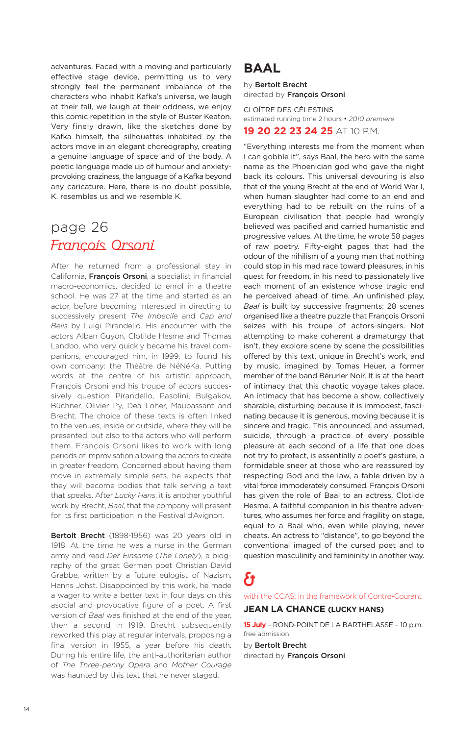adventures. Faced with a moving and particularly effective stage device, permitting us to very strongly feel the permanent imbalance of the characters who inhabit Kafka's universe, we laugh at their fall, we laugh at their oddness, we enjoy this comic repetition in the style of Buster Keaton. Very finely drawn, like the sketches done by Kafka himself, the silhouettes inhabited by the actors move in an elegant choreography, creating a genuine language of space and of the body. A poetic language made up of humour and anxiety-provoking craziness, the language of a Kafka beyond any caricature. Here, there is no doubt possible, K. resembles us and we resemble K.

## page 26
## *François Orsoni*

After he returned from a professional stay in California, **François Orsoni**, a specialist in financial macro-economics, decided to enrol in a theatre school. He was 27 at the time and started as an actor, before becoming interested in directing to successively present *The Imbecile* and *Cap and Bells* by Luigi Pirandello. His encounter with the actors Alban Guyon, Clotilde Hesme and Thomas Landbo, who very quickly became his travel companions, encouraged him, in 1999, to found his own company: the Théâtre de NéNéKa. Putting words at the centre of his artistic approach, François Orsoni and his troupe of actors successively question Pirandello, Pasolini, Bulgakov, Büchner, Olivier Py, Dea Loher, Maupassant and Brecht. The choice of these texts is often linked to the venues, inside or outside, where they will be presented, but also to the actors who will perform them. François Orsoni likes to work with long periods of improvisation allowing the actors to create in greater freedom. Concerned about having them move in extremely simple sets, he expects that they will become bodies that talk serving a text that speaks. After *Lucky Hans*, it is another youthful work by Brecht, *Baal*, that the company will present for its first participation in the Festival d'Avignon.

**Bertolt Brecht** (1898-1956) was 20 years old in 1918. At the time he was a nurse in the German army and read *Der Einsame* (*The Lonely*), a biography of the great German poet Christian David Grabbe, written by a future eulogist of Nazism, Hanns Johst. Disappointed by this work, he made a wager to write a better text in four days on this asocial and provocative figure of a poet. A first version of *Baal* was finished at the end of the year, then a second in 1919. Brecht subsequently reworked this play at regular intervals, proposing a final version in 1955, a year before his death. During his entire life, the anti-authoritarian author of *The Three-penny Opera* and *Mother Courage* was haunted by this text that he never staged.

# BAAL

by **Bertolt Brecht**
directed by **François Orsoni**

CLOÎTRE DES CÉLESTINS
estimated running time 2 hours • *2010 premiere*

**19 20 22 23 24 25** AT 10 P.M.

"Everything interests me from the moment when I can gobble it", says Baal, the hero with the same name as the Phoenician god who gave the night back its colours. This universal devouring is also that of the young Brecht at the end of World War I, when human slaughter had come to an end and everything had to be rebuilt on the ruins of a European civilisation that people had wrongly believed was pacified and carried humanistic and progressive values. At the time, he wrote 58 pages of raw poetry. Fifty-eight pages that had the odour of the nihilism of a young man that nothing could stop in his mad race toward pleasures, in his quest for freedom, in his need to passionately live each moment of an existence whose tragic end he perceived ahead of time. An unfinished play, *Baal* is built by successive fragments: 28 scenes organised like a theatre puzzle that François Orsoni seizes with his troupe of actors-singers. Not attempting to make coherent a dramaturgy that isn't, they explore scene by scene the possibilities offered by this text, unique in Brecht's work, and by music, imagined by Tomas Heuer, a former member of the band Bérurier Noir. It is at the heart of intimacy that this chaotic voyage takes place. An intimacy that has become a show, collectively sharable, disturbing because it is immodest, fascinating because it is generous, moving because it is sincere and tragic. This announced, and assumed, suicide, through a practice of every possible pleasure at each second of a life that one does not try to protect, is essentially a poet's gesture, a formidable sneer at those who are reassured by respecting God and the law, a fable driven by a vital force immoderately consumed. François Orsoni has given the role of Baal to an actress, Clotilde Hesme. A faithful companion in his theatre adventures, who assumes her force and fragility on stage, equal to a Baal who, even while playing, never cheats. An actress to "distance", to go beyond the conventional imaged of the cursed poet and to question masculinity and femininity in another way.

## &

with the CCAS, in the framework of Contre-Courant

### JEAN LA CHANCE (LUCKY HANS)

**15 July** – ROND-POINT DE LA BARTHELASSE – 10 p.m.
free admission

by **Bertolt Brecht**
directed by **François Orsoni**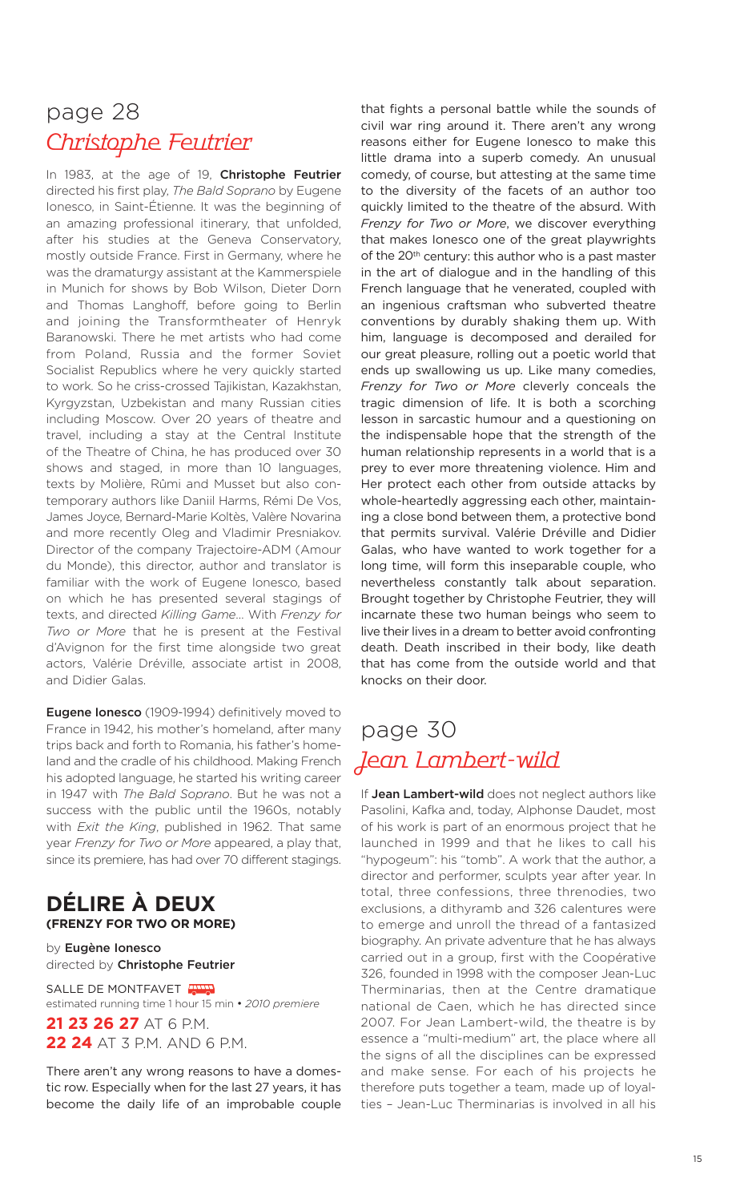## page 28
## *Christophe Feutrier*

In 1983, at the age of 19, **Christophe Feutrier** directed his first play, *The Bald Soprano* by Eugene Ionesco, in Saint-Étienne. It was the beginning of an amazing professional itinerary, that unfolded, after his studies at the Geneva Conservatory, mostly outside France. First in Germany, where he was the dramaturgy assistant at the Kammerspiele in Munich for shows by Bob Wilson, Dieter Dorn and Thomas Langhoff, before going to Berlin and joining the Transformtheater of Henryk Baranowski. There he met artists who had come from Poland, Russia and the former Soviet Socialist Republics where he very quickly started to work. So he criss-crossed Tajikistan, Kazakhstan, Kyrgyzstan, Uzbekistan and many Russian cities including Moscow. Over 20 years of theatre and travel, including a stay at the Central Institute of the Theatre of China, he has produced over 30 shows and staged, in more than 10 languages, texts by Molière, Rûmi and Musset but also contemporary authors like Daniil Harms, Rémi De Vos, James Joyce, Bernard-Marie Koltès, Valère Novarina and more recently Oleg and Vladimir Presniakov. Director of the company Trajectoire-ADM (Amour du Monde), this director, author and translator is familiar with the work of Eugene Ionesco, based on which he has presented several stagings of texts, and directed *Killing Game*... With *Frenzy for Two or More* that he is present at the Festival d'Avignon for the first time alongside two great actors, Valérie Dréville, associate artist in 2008, and Didier Galas.

**Eugene Ionesco** (1909-1994) definitively moved to France in 1942, his mother's homeland, after many trips back and forth to Romania, his father's homeland and the cradle of his childhood. Making French his adopted language, he started his writing career in 1947 with *The Bald Soprano*. But he was not a success with the public until the 1960s, notably with *Exit the King*, published in 1962. That same year *Frenzy for Two or More* appeared, a play that, since its premiere, has had over 70 different stagings.

## DÉLIRE À DEUX
**(FRENZY FOR TWO OR MORE)**

by **Eugène Ionesco**
directed by **Christophe Feutrier**

SALLE DE MONTFAVET
estimated running time 1 hour 15 min • *2010 premiere*

**21 23 26 27** AT 6 P.M.
**22 24** AT 3 P.M. AND 6 P.M.

There aren't any wrong reasons to have a domestic row. Especially when for the last 27 years, it has become the daily life of an improbable couple that fights a personal battle while the sounds of civil war ring around it. There aren't any wrong reasons either for Eugene Ionesco to make this little drama into a superb comedy. An unusual comedy, of course, but attesting at the same time to the diversity of the facets of an author too quickly limited to the theatre of the absurd. With *Frenzy for Two or More*, we discover everything that makes Ionesco one of the great playwrights of the 20th century: this author who is a past master in the art of dialogue and in the handling of this French language that he venerated, coupled with an ingenious craftsman who subverted theatre conventions by durably shaking them up. With him, language is decomposed and derailed for our great pleasure, rolling out a poetic world that ends up swallowing us up. Like many comedies, *Frenzy for Two or More* cleverly conceals the tragic dimension of life. It is both a scorching lesson in sarcastic humour and a questioning on the indispensable hope that the strength of the human relationship represents in a world that is a prey to ever more threatening violence. Him and Her protect each other from outside attacks by whole-heartedly aggressing each other, maintaining a close bond between them, a protective bond that permits survival. Valérie Dréville and Didier Galas, who have wanted to work together for a long time, will form this inseparable couple, who nevertheless constantly talk about separation. Brought together by Christophe Feutrier, they will incarnate these two human beings who seem to live their lives in a dream to better avoid confronting death. Death inscribed in their body, like death that has come from the outside world and that knocks on their door.

## page 30
## *Jean Lambert-wild*

If **Jean Lambert-wild** does not neglect authors like Pasolini, Kafka and, today, Alphonse Daudet, most of his work is part of an enormous project that he launched in 1999 and that he likes to call his "hypogeum": his "tomb". A work that the author, a director and performer, sculpts year after year. In total, three confessions, three threnodies, two exclusions, a dithyramb and 326 calentures were to emerge and unroll the thread of a fantasized biography. An private adventure that he has always carried out in a group, first with the Coopérative 326, founded in 1998 with the composer Jean-Luc Therminarias, then at the Centre dramatique national de Caen, which he has directed since 2007. For Jean Lambert-wild, the theatre is by essence a "multi-medium" art, the place where all the signs of all the disciplines can be expressed and make sense. For each of his projects he therefore puts together a team, made up of loyalties – Jean-Luc Therminarias is involved in all his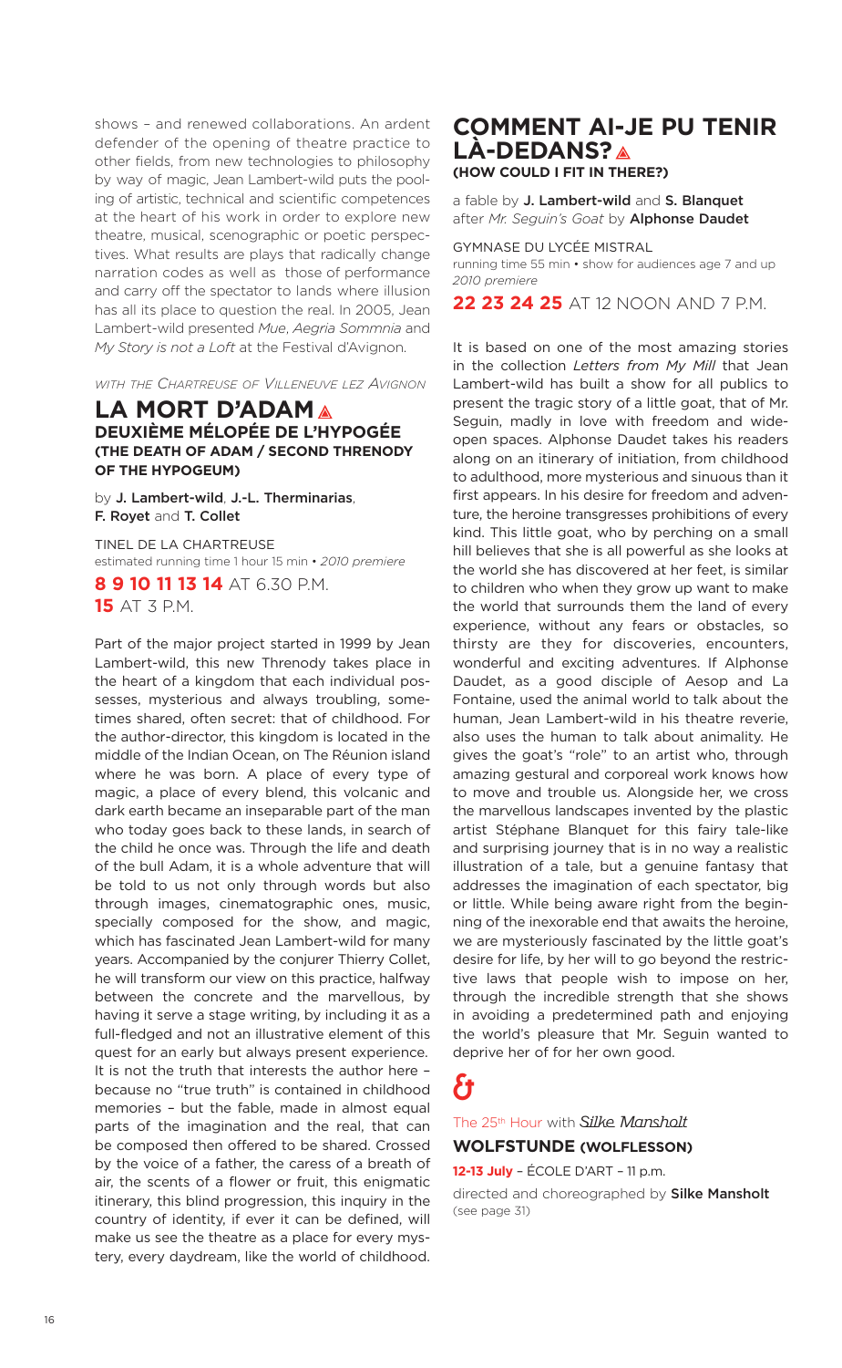shows – and renewed collaborations. An ardent defender of the opening of theatre practice to other fields, from new technologies to philosophy by way of magic, Jean Lambert-wild puts the pooling of artistic, technical and scientific competences at the heart of his work in order to explore new theatre, musical, scenographic or poetic perspectives. What results are plays that radically change narration codes as well as those of performance and carry off the spectator to lands where illusion has all its place to question the real. In 2005, Jean Lambert-wild presented *Mue*, *Aegria Sommnia* and *My Story is not a Loft* at the Festival d'Avignon.

*With the Chartreuse of Villeneuve lez Avignon*

## LA MORT D'ADAM

### DEUXIÈME MÉLOPÉE DE L'HYPOGÉE (THE DEATH OF ADAM / SECOND THRENODY OF THE HYPOGEUM)

by **J. Lambert-wild**, **J.-L. Therminarias**, **F. Royet** and **T. Collet**

TINEL DE LA CHARTREUSE
estimated running time 1 hour 15 min • *2010 premiere*

**8 9 10 11 13 14** AT 6.30 P.M.
**15** AT 3 P.M.

Part of the major project started in 1999 by Jean Lambert-wild, this new Threnody takes place in the heart of a kingdom that each individual possesses, mysterious and always troubling, sometimes shared, often secret: that of childhood. For the author-director, this kingdom is located in the middle of the Indian Ocean, on The Réunion island where he was born. A place of every type of magic, a place of every blend, this volcanic and dark earth became an inseparable part of the man who today goes back to these lands, in search of the child he once was. Through the life and death of the bull Adam, it is a whole adventure that will be told to us not only through words but also through images, cinematographic ones, music, specially composed for the show, and magic, which has fascinated Jean Lambert-wild for many years. Accompanied by the conjurer Thierry Collet, he will transform our view on this practice, halfway between the concrete and the marvellous, by having it serve a stage writing, by including it as a full-fledged and not an illustrative element of this quest for an early but always present experience. It is not the truth that interests the author here – because no "true truth" is contained in childhood memories – but the fable, made in almost equal parts of the imagination and the real, that can be composed then offered to be shared. Crossed by the voice of a father, the caress of a breath of air, the scents of a flower or fruit, this enigmatic itinerary, this blind progression, this inquiry in the country of identity, if ever it can be defined, will make us see the theatre as a place for every mystery, every daydream, like the world of childhood.

## COMMENT AI-JE PU TENIR LÀ-DEDANS?

### (HOW COULD I FIT IN THERE?)

a fable by **J. Lambert-wild** and **S. Blanquet**
after *Mr. Seguin's Goat* by **Alphonse Daudet**

GYMNASE DU LYCÉE MISTRAL
running time 55 min • show for audiences age 7 and up
*2010 premiere*

**22 23 24 25** AT 12 NOON AND 7 P.M.

It is based on one of the most amazing stories in the collection *Letters from My Mill* that Jean Lambert-wild has built a show for all publics to present the tragic story of a little goat, that of Mr. Seguin, madly in love with freedom and wide-open spaces. Alphonse Daudet takes his readers along on an itinerary of initiation, from childhood to adulthood, more mysterious and sinuous than it first appears. In his desire for freedom and adventure, the heroine transgresses prohibitions of every kind. This little goat, who by perching on a small hill believes that she is all powerful as she looks at the world she has discovered at her feet, is similar to children who when they grow up want to make the world that surrounds them the land of every experience, without any fears or obstacles, so thirsty are they for discoveries, encounters, wonderful and exciting adventures. If Alphonse Daudet, as a good disciple of Aesop and La Fontaine, used the animal world to talk about the human, Jean Lambert-wild in his theatre reverie, also uses the human to talk about animality. He gives the goat's "role" to an artist who, through amazing gestural and corporeal work knows how to move and trouble us. Alongside her, we cross the marvellous landscapes invented by the plastic artist Stéphane Blanquet for this fairy tale-like and surprising journey that is in no way a realistic illustration of a tale, but a genuine fantasy that addresses the imagination of each spectator, big or little. While being aware right from the beginning of the inexorable end that awaits the heroine, we are mysteriously fascinated by the little goat's desire for life, by her will to go beyond the restrictive laws that people wish to impose on her, through the incredible strength that she shows in avoiding a predetermined path and enjoying the world's pleasure that Mr. Seguin wanted to deprive her of for her own good.

&

The 25th Hour with *Silke Mansholt*

**WOLFSTUNDE (WOLFLESSON)**

**12-13 July** – ÉCOLE D'ART – 11 p.m.

directed and choreographed by **Silke Mansholt** (see page 31)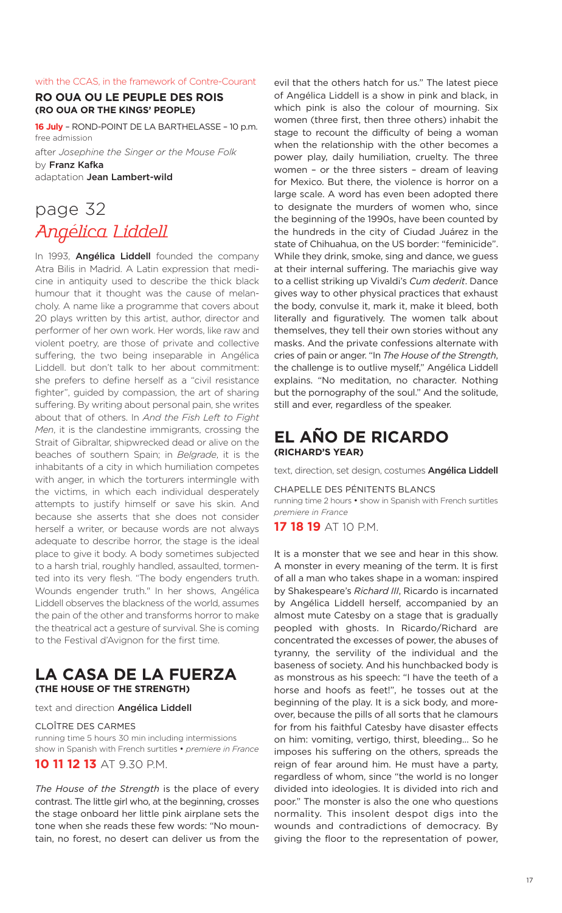with the CCAS, in the framework of Contre-Courant

## RO OUA OU LE PEUPLE DES ROIS
**(RO OUA OR THE KINGS' PEOPLE)**

**16 July** – ROND-POINT DE LA BARTHELASSE – 10 p.m.
free admission

after *Josephine the Singer or the Mouse Folk*
by **Franz Kafka**
adaptation **Jean Lambert-wild**

# page 32
# *Angélica Liddell*

In 1993, **Angélica Liddell** founded the company Atra Bilis in Madrid. A Latin expression that medicine in antiquity used to describe the thick black humour that it thought was the cause of melancholy. A name like a programme that covers about 20 plays written by this artist, author, director and performer of her own work. Her words, like raw and violent poetry, are those of private and collective suffering, the two being inseparable in Angélica Liddell. but don't talk to her about commitment: she prefers to define herself as a "civil resistance fighter", guided by compassion, the art of sharing suffering. By writing about personal pain, she writes about that of others. In *And the Fish Left to Fight Men*, it is the clandestine immigrants, crossing the Strait of Gibraltar, shipwrecked dead or alive on the beaches of southern Spain; in *Belgrade*, it is the inhabitants of a city in which humiliation competes with anger, in which the torturers intermingle with the victims, in which each individual desperately attempts to justify himself or save his skin. And because she asserts that she does not consider herself a writer, or because words are not always adequate to describe horror, the stage is the ideal place to give it body. A body sometimes subjected to a harsh trial, roughly handled, assaulted, tormented into its very flesh. "The body engenders truth. Wounds engender truth." In her shows, Angélica Liddell observes the blackness of the world, assumes the pain of the other and transforms horror to make the theatrical act a gesture of survival. She is coming to the Festival d'Avignon for the first time.

## LA CASA DE LA FUERZA
**(THE HOUSE OF THE STRENGTH)**

text and direction **Angélica Liddell**

CLOÎTRE DES CARMES
running time 5 hours 30 min including intermissions
show in Spanish with French surtitles • *premiere in France*

**10 11 12 13** AT 9.30 P.M.

*The House of the Strength* is the place of every contrast. The little girl who, at the beginning, crosses the stage onboard her little pink airplane sets the tone when she reads these few words: "No mountain, no forest, no desert can deliver us from the evil that the others hatch for us." The latest piece of Angélica Liddell is a show in pink and black, in which pink is also the colour of mourning. Six women (three first, then three others) inhabit the stage to recount the difficulty of being a woman when the relationship with the other becomes a power play, daily humiliation, cruelty. The three women – or the three sisters – dream of leaving for Mexico. But there, the violence is horror on a large scale. A word has even been adopted there to designate the murders of women who, since the beginning of the 1990s, have been counted by the hundreds in the city of Ciudad Juárez in the state of Chihuahua, on the US border: "feminicide". While they drink, smoke, sing and dance, we guess at their internal suffering. The mariachis give way to a cellist striking up Vivaldi's *Cum dederit*. Dance gives way to other physical practices that exhaust the body, convulse it, mark it, make it bleed, both literally and figuratively. The women talk about themselves, they tell their own stories without any masks. And the private confessions alternate with cries of pain or anger. "In *The House of the Strength*, the challenge is to outlive myself," Angélica Liddell explains. "No meditation, no character. Nothing but the pornography of the soul." And the solitude, still and ever, regardless of the speaker.

## EL AÑO DE RICARDO
**(RICHARD'S YEAR)**

text, direction, set design, costumes **Angélica Liddell**

CHAPELLE DES PÉNITENTS BLANCS
running time 2 hours • show in Spanish with French surtitles
*premiere in France*

**17 18 19** AT 10 P.M.

It is a monster that we see and hear in this show. A monster in every meaning of the term. It is first of all a man who takes shape in a woman: inspired by Shakespeare's *Richard III*, Ricardo is incarnated by Angélica Liddell herself, accompanied by an almost mute Catesby on a stage that is gradually peopled with ghosts. In Ricardo/Richard are concentrated the excesses of power, the abuses of tyranny, the servility of the individual and the baseness of society. And his hunchbacked body is as monstrous as his speech: "I have the teeth of a horse and hoofs as feet!", he tosses out at the beginning of the play. It is a sick body, and moreover, because the pills of all sorts that he clamours for from his faithful Catesby have disaster effects on him: vomiting, vertigo, thirst, bleeding… So he imposes his suffering on the others, spreads the reign of fear around him. He must have a party, regardless of whom, since "the world is no longer divided into ideologies. It is divided into rich and poor." The monster is also the one who questions normality. This insolent despot digs into the wounds and contradictions of democracy. By giving the floor to the representation of power,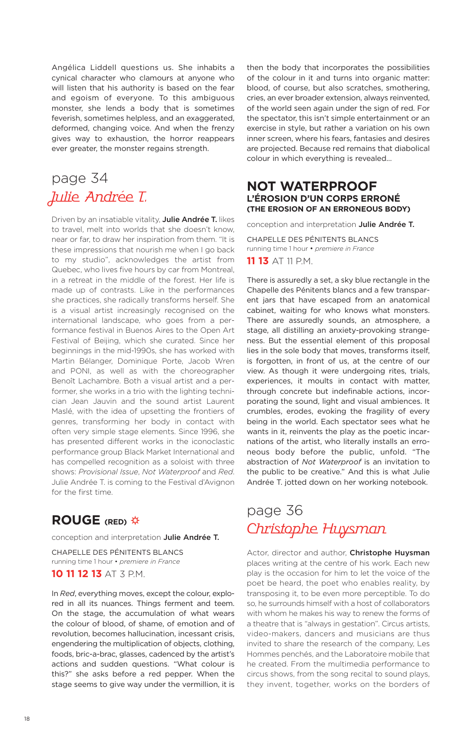Angélica Liddell questions us. She inhabits a cynical character who clamours at anyone who will listen that his authority is based on the fear and egoism of everyone. To this ambiguous monster, she lends a body that is sometimes feverish, sometimes helpless, and an exaggerated, deformed, changing voice. And when the frenzy gives way to exhaustion, the horror reappears ever greater, the monster regains strength.

## page 34
## *Julie Andrée T.*

Driven by an insatiable vitality, **Julie Andrée T.** likes to travel, melt into worlds that she doesn't know, near or far, to draw her inspiration from them. "It is these impressions that nourish me when I go back to my studio", acknowledges the artist from Quebec, who lives five hours by car from Montreal, in a retreat in the middle of the forest. Her life is made up of contrasts. Like in the performances she practices, she radically transforms herself. She is a visual artist increasingly recognised on the international landscape, who goes from a performance festival in Buenos Aires to the Open Art Festival of Beijing, which she curated. Since her beginnings in the mid-1990s, she has worked with Martin Bélanger, Dominique Porte, Jacob Wren and PONI, as well as with the choreographer Benoît Lachambre. Both a visual artist and a performer, she works in a trio with the lighting technician Jean Jauvin and the sound artist Laurent Maslé, with the idea of upsetting the frontiers of genres, transforming her body in contact with often very simple stage elements. Since 1996, she has presented different works in the iconoclastic performance group Black Market International and has compelled recognition as a soloist with three shows: *Provisional Issue*, *Not Waterproof* and *Red*. Julie Andrée T. is coming to the Festival d'Avignon for the first time.

### ROUGE (RED) ✲

conception and interpretation **Julie Andrée T.**

CHAPELLE DES PÉNITENTS BLANCS
running time 1 hour • *premiere in France*

**10 11 12 13** AT 3 P.M.

In *Red*, everything moves, except the colour, explored in all its nuances. Things ferment and teem. On the stage, the accumulation of what wears the colour of blood, of shame, of emotion and of revolution, becomes hallucination, incessant crisis, engendering the multiplication of objects, clothing, foods, bric-a-brac, glasses, cadenced by the artist's actions and sudden questions. "What colour is this?" she asks before a red pepper. When the stage seems to give way under the vermillion, it is then the body that incorporates the possibilities of the colour in it and turns into organic matter: blood, of course, but also scratches, smothering, cries, an ever broader extension, always reinvented, of the world seen again under the sign of red. For the spectator, this isn't simple entertainment or an exercise in style, but rather a variation on his own inner screen, where his fears, fantasies and desires are projected. Because red remains that diabolical colour in which everything is revealed...

### NOT WATERPROOF
### L'ÉROSION D'UN CORPS ERRONÉ (THE EROSION OF AN ERRONEOUS BODY)

conception and interpretation **Julie Andrée T.**

CHAPELLE DES PÉNITENTS BLANCS
running time 1 hour • *premiere in France*

**11 13** AT 11 P.M.

There is assuredly a set, a sky blue rectangle in the Chapelle des Pénitents blancs and a few transparent jars that have escaped from an anatomical cabinet, waiting for who knows what monsters. There are assuredly sounds, an atmosphere, a stage, all distilling an anxiety-provoking strangeness. But the essential element of this proposal lies in the sole body that moves, transforms itself, is forgotten, in front of us, at the centre of our view. As though it were undergoing rites, trials, experiences, it moults in contact with matter, through concrete but indefinable actions, incorporating the sound, light and visual ambiences. It crumbles, erodes, evoking the fragility of every being in the world. Each spectator sees what he wants in it, reinvents the play as the poetic incarnations of the artist, who literally installs an erroneous body before the public, unfold. "The abstraction of *Not Waterproof* is an invitation to the public to be creative." And this is what Julie Andrée T. jotted down on her working notebook.

## page 36
## *Christophe Huysman*

Actor, director and author, **Christophe Huysman** places writing at the centre of his work. Each new play is the occasion for him to let the voice of the poet be heard, the poet who enables reality, by transposing it, to be even more perceptible. To do so, he surrounds himself with a host of collaborators with whom he makes his way to renew the forms of a theatre that is "always in gestation". Circus artists, video-makers, dancers and musicians are thus invited to share the research of the company, Les Hommes penchés, and the Laboratoire mobile that he created. From the multimedia performance to circus shows, from the song recital to sound plays, they invent, together, works on the borders of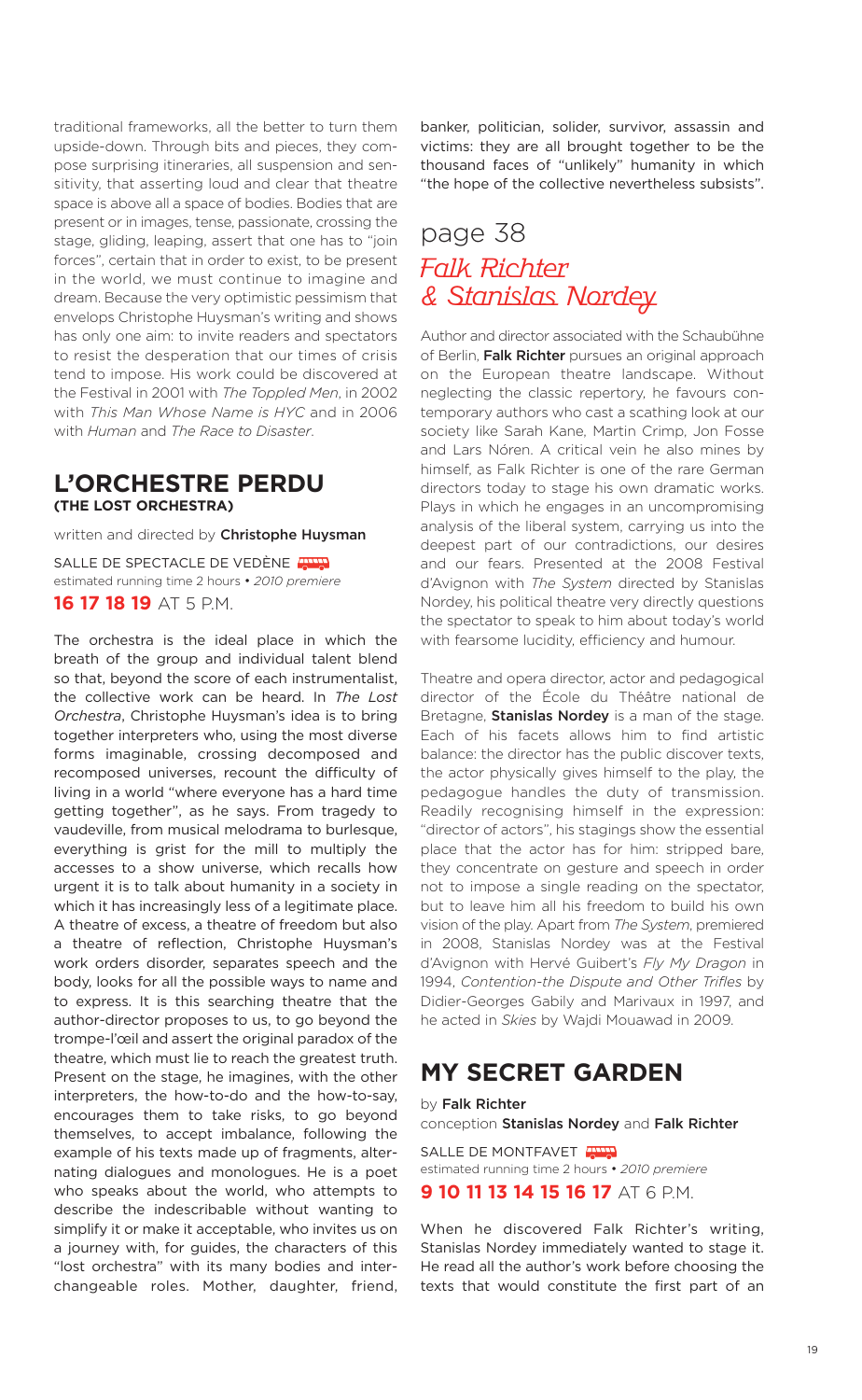traditional frameworks, all the better to turn them upside-down. Through bits and pieces, they compose surprising itineraries, all suspension and sensitivity, that asserting loud and clear that theatre space is above all a space of bodies. Bodies that are present or in images, tense, passionate, crossing the stage, gliding, leaping, assert that one has to "join forces", certain that in order to exist, to be present in the world, we must continue to imagine and dream. Because the very optimistic pessimism that envelops Christophe Huysman's writing and shows has only one aim: to invite readers and spectators to resist the desperation that our times of crisis tend to impose. His work could be discovered at the Festival in 2001 with *The Toppled Men*, in 2002 with *This Man Whose Name is HYC* and in 2006 with *Human* and *The Race to Disaster*.

## L'ORCHESTRE PERDU
**(THE LOST ORCHESTRA)**

written and directed by **Christophe Huysman**

SALLE DE SPECTACLE DE VEDÈNE
estimated running time 2 hours • *2010 premiere*

**16 17 18 19** AT 5 P.M.

The orchestra is the ideal place in which the breath of the group and individual talent blend so that, beyond the score of each instrumentalist, the collective work can be heard. In *The Lost Orchestra*, Christophe Huysman's idea is to bring together interpreters who, using the most diverse forms imaginable, crossing decomposed and recomposed universes, recount the difficulty of living in a world "where everyone has a hard time getting together", as he says. From tragedy to vaudeville, from musical melodrama to burlesque, everything is grist for the mill to multiply the accesses to a show universe, which recalls how urgent it is to talk about humanity in a society in which it has increasingly less of a legitimate place. A theatre of excess, a theatre of freedom but also a theatre of reflection, Christophe Huysman's work orders disorder, separates speech and the body, looks for all the possible ways to name and to express. It is this searching theatre that the author-director proposes to us, to go beyond the trompe-l'œil and assert the original paradox of the theatre, which must lie to reach the greatest truth. Present on the stage, he imagines, with the other interpreters, the how-to-do and the how-to-say, encourages them to take risks, to go beyond themselves, to accept imbalance, following the example of his texts made up of fragments, alternating dialogues and monologues. He is a poet who speaks about the world, who attempts to describe the indescribable without wanting to simplify it or make it acceptable, who invites us on a journey with, for guides, the characters of this "lost orchestra" with its many bodies and interchangeable roles. Mother, daughter, friend, banker, politician, solider, survivor, assassin and victims: they are all brought together to be the thousand faces of "unlikely" humanity in which "the hope of the collective nevertheless subsists".

## page 38
*Falk Richter & Stanislas Nordey*

Author and director associated with the Schaubühne of Berlin, **Falk Richter** pursues an original approach on the European theatre landscape. Without neglecting the classic repertory, he favours contemporary authors who cast a scathing look at our society like Sarah Kane, Martin Crimp, Jon Fosse and Lars Nóren. A critical vein he also mines by himself, as Falk Richter is one of the rare German directors today to stage his own dramatic works. Plays in which he engages in an uncompromising analysis of the liberal system, carrying us into the deepest part of our contradictions, our desires and our fears. Presented at the 2008 Festival d'Avignon with *The System* directed by Stanislas Nordey, his political theatre very directly questions the spectator to speak to him about today's world with fearsome lucidity, efficiency and humour.

Theatre and opera director, actor and pedagogical director of the École du Théâtre national de Bretagne, **Stanislas Nordey** is a man of the stage. Each of his facets allows him to find artistic balance: the director has the public discover texts, the actor physically gives himself to the play, the pedagogue handles the duty of transmission. Readily recognising himself in the expression: "director of actors", his stagings show the essential place that the actor has for him: stripped bare, they concentrate on gesture and speech in order not to impose a single reading on the spectator, but to leave him all his freedom to build his own vision of the play. Apart from *The System*, premiered in 2008, Stanislas Nordey was at the Festival d'Avignon with Hervé Guibert's *Fly My Dragon* in 1994, *Contention-the Dispute and Other Trifles* by Didier-Georges Gabily and Marivaux in 1997, and he acted in *Skies* by Wajdi Mouawad in 2009.

## MY SECRET GARDEN

by **Falk Richter**
conception **Stanislas Nordey** and **Falk Richter**

SALLE DE MONTFAVET
estimated running time 2 hours • *2010 premiere*

**9 10 11 13 14 15 16 17** AT 6 P.M.

When he discovered Falk Richter's writing, Stanislas Nordey immediately wanted to stage it. He read all the author's work before choosing the texts that would constitute the first part of an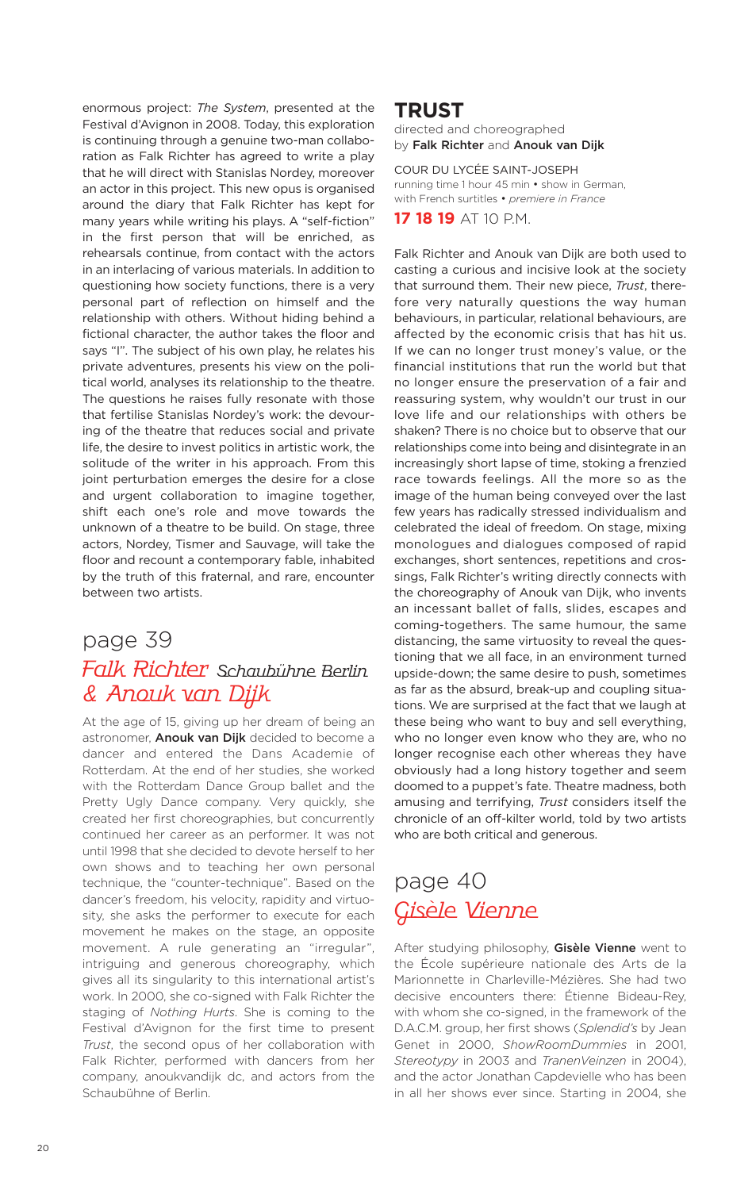enormous project: *The System*, presented at the Festival d'Avignon in 2008. Today, this exploration is continuing through a genuine two-man collaboration as Falk Richter has agreed to write a play that he will direct with Stanislas Nordey, moreover an actor in this project. This new opus is organised around the diary that Falk Richter has kept for many years while writing his plays. A "self-fiction" in the first person that will be enriched, as rehearsals continue, from contact with the actors in an interlacing of various materials. In addition to questioning how society functions, there is a very personal part of reflection on himself and the relationship with others. Without hiding behind a fictional character, the author takes the floor and says "I". The subject of his own play, he relates his private adventures, presents his view on the political world, analyses its relationship to the theatre. The questions he raises fully resonate with those that fertilise Stanislas Nordey's work: the devouring of the theatre that reduces social and private life, the desire to invest politics in artistic work, the solitude of the writer in his approach. From this joint perturbation emerges the desire for a close and urgent collaboration to imagine together, shift each one's role and move towards the unknown of a theatre to be build. On stage, three actors, Nordey, Tismer and Sauvage, will take the floor and recount a contemporary fable, inhabited by the truth of this fraternal, and rare, encounter between two artists.

## page 39
## *Falk Richter* *Schaubühne Berlin* *& Anouk van Dijk*

At the age of 15, giving up her dream of being an astronomer, **Anouk van Dijk** decided to become a dancer and entered the Dans Academie of Rotterdam. At the end of her studies, she worked with the Rotterdam Dance Group ballet and the Pretty Ugly Dance company. Very quickly, she created her first choreographies, but concurrently continued her career as an performer. It was not until 1998 that she decided to devote herself to her own shows and to teaching her own personal technique, the "counter-technique". Based on the dancer's freedom, his velocity, rapidity and virtuosity, she asks the performer to execute for each movement he makes on the stage, an opposite movement. A rule generating an "irregular", intriguing and generous choreography, which gives all its singularity to this international artist's work. In 2000, she co-signed with Falk Richter the staging of *Nothing Hurts*. She is coming to the Festival d'Avignon for the first time to present *Trust*, the second opus of her collaboration with Falk Richter, performed with dancers from her company, anoukvandijk dc, and actors from the Schaubühne of Berlin.

# TRUST

directed and choreographed by **Falk Richter** and **Anouk van Dijk**

COUR DU LYCÉE SAINT-JOSEPH
running time 1 hour 45 min • show in German, with French surtitles • *premiere in France*

**17 18 19** AT 10 P.M.

Falk Richter and Anouk van Dijk are both used to casting a curious and incisive look at the society that surround them. Their new piece, *Trust*, therefore very naturally questions the way human behaviours, in particular, relational behaviours, are affected by the economic crisis that has hit us. If we can no longer trust money's value, or the financial institutions that run the world but that no longer ensure the preservation of a fair and reassuring system, why wouldn't our trust in our love life and our relationships with others be shaken? There is no choice but to observe that our relationships come into being and disintegrate in an increasingly short lapse of time, stoking a frenzied race towards feelings. All the more so as the image of the human being conveyed over the last few years has radically stressed individualism and celebrated the ideal of freedom. On stage, mixing monologues and dialogues composed of rapid exchanges, short sentences, repetitions and crossings, Falk Richter's writing directly connects with the choreography of Anouk van Dijk, who invents an incessant ballet of falls, slides, escapes and coming-togethers. The same humour, the same distancing, the same virtuosity to reveal the questioning that we all face, in an environment turned upside-down; the same desire to push, sometimes as far as the absurd, break-up and coupling situations. We are surprised at the fact that we laugh at these being who want to buy and sell everything, who no longer even know who they are, who no longer recognise each other whereas they have obviously had a long history together and seem doomed to a puppet's fate. Theatre madness, both amusing and terrifying, *Trust* considers itself the chronicle of an off-kilter world, told by two artists who are both critical and generous.

## page 40
## *Gisèle Vienne*

After studying philosophy, **Gisèle Vienne** went to the École supérieure nationale des Arts de la Marionnette in Charleville-Mézières. She had two decisive encounters there: Étienne Bideau-Rey, with whom she co-signed, in the framework of the D.A.C.M. group, her first shows (*Splendid's* by Jean Genet in 2000, *ShowRoomDummies* in 2001, *Stereotypy* in 2003 and *TranenVeinzen* in 2004), and the actor Jonathan Capdevielle who has been in all her shows ever since. Starting in 2004, she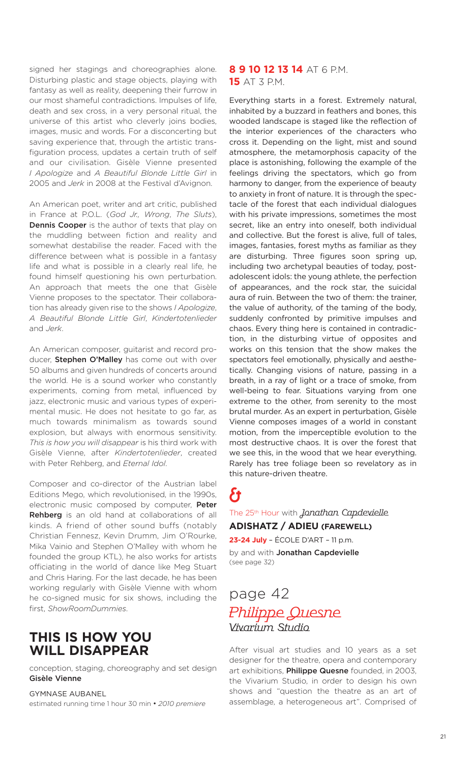signed her stagings and choreographies alone. Disturbing plastic and stage objects, playing with fantasy as well as reality, deepening their furrow in our most shameful contradictions. Impulses of life, death and sex cross, in a very personal ritual, the universe of this artist who cleverly joins bodies, images, music and words. For a disconcerting but saving experience that, through the artistic transfiguration process, updates a certain truth of self and our civilisation. Gisèle Vienne presented *I Apologize* and *A Beautiful Blonde Little Girl* in 2005 and *Jerk* in 2008 at the Festival d'Avignon.

An American poet, writer and art critic, published in France at P.O.L. (*God Jr., Wrong*, *The Sluts*), **Dennis Cooper** is the author of texts that play on the muddling between fiction and reality and somewhat destabilise the reader. Faced with the difference between what is possible in a fantasy life and what is possible in a clearly real life, he found himself questioning his own perturbation. An approach that meets the one that Gisèle Vienne proposes to the spectator. Their collaboration has already given rise to the shows *I Apologize*, *A Beautiful Blonde Little Girl*, *Kindertotenlieder* and *Jerk*.

An American composer, guitarist and record producer, **Stephen O'Malley** has come out with over 50 albums and given hundreds of concerts around the world. He is a sound worker who constantly experiments, coming from metal, influenced by jazz, electronic music and various types of experimental music. He does not hesitate to go far, as much towards minimalism as towards sound explosion, but always with enormous sensitivity. *This is how you will disappear* is his third work with Gisèle Vienne, after *Kindertotenlieder*, created with Peter Rehberg, and *Eternal Idol*.

Composer and co-director of the Austrian label Editions Mego, which revolutionised, in the 1990s, electronic music composed by computer, **Peter Rehberg** is an old hand at collaborations of all kinds. A friend of other sound buffs (notably Christian Fennesz, Kevin Drumm, Jim O'Rourke, Mika Vainio and Stephen O'Malley with whom he founded the group KTL), he also works for artists officiating in the world of dance like Meg Stuart and Chris Haring. For the last decade, he has been working regularly with Gisèle Vienne with whom he co-signed music for six shows, including the first, *ShowRoomDummies*.

## THIS IS HOW YOU WILL DISAPPEAR

conception, staging, choreography and set design **Gisèle Vienne**

GYMNASE AUBANEL
estimated running time 1 hour 30 min • *2010 premiere*

**8 9 10 12 13 14** AT 6 P.M.
**15** AT 3 P.M.

Everything starts in a forest. Extremely natural, inhabited by a buzzard in feathers and bones, this wooded landscape is staged like the reflection of the interior experiences of the characters who cross it. Depending on the light, mist and sound atmosphere, the metamorphosis capacity of the place is astonishing, following the example of the feelings driving the spectators, which go from harmony to danger, from the experience of beauty to anxiety in front of nature. It is through the spectacle of the forest that each individual dialogues with his private impressions, sometimes the most secret, like an entry into oneself, both individual and collective. But the forest is alive, full of tales, images, fantasies, forest myths as familiar as they are disturbing. Three figures soon spring up, including two archetypal beauties of today, post-adolescent idols: the young athlete, the perfection of appearances, and the rock star, the suicidal aura of ruin. Between the two of them: the trainer, the value of authority, of the taming of the body, suddenly confronted by primitive impulses and chaos. Every thing here is contained in contradiction, in the disturbing virtue of opposites and works on this tension that the show makes the spectators feel emotionally, physically and aesthetically. Changing visions of nature, passing in a breath, in a ray of light or a trace of smoke, from well-being to fear. Situations varying from one extreme to the other, from serenity to the most brutal murder. As an expert in perturbation, Gisèle Vienne composes images of a world in constant motion, from the imperceptible evolution to the most destructive chaos. It is over the forest that we see this, in the wood that we hear everything. Rarely has tree foliage been so revelatory as in this nature-driven theatre.

&

The 25th Hour with *Jonathan Capdevielle*

**ADISHATZ / ADIEU (FAREWELL)**

**23-24 July** – ÉCOLE D'ART – 11 p.m.
by and with **Jonathan Capdevielle**
(see page 32)

## page 42
## *Philippe Quesne*
*Vivarium Studio*

After visual art studies and 10 years as a set designer for the theatre, opera and contemporary art exhibitions, **Philippe Quesne** founded, in 2003, the Vivarium Studio, in order to design his own shows and "question the theatre as an art of assemblage, a heterogeneous art". Comprised of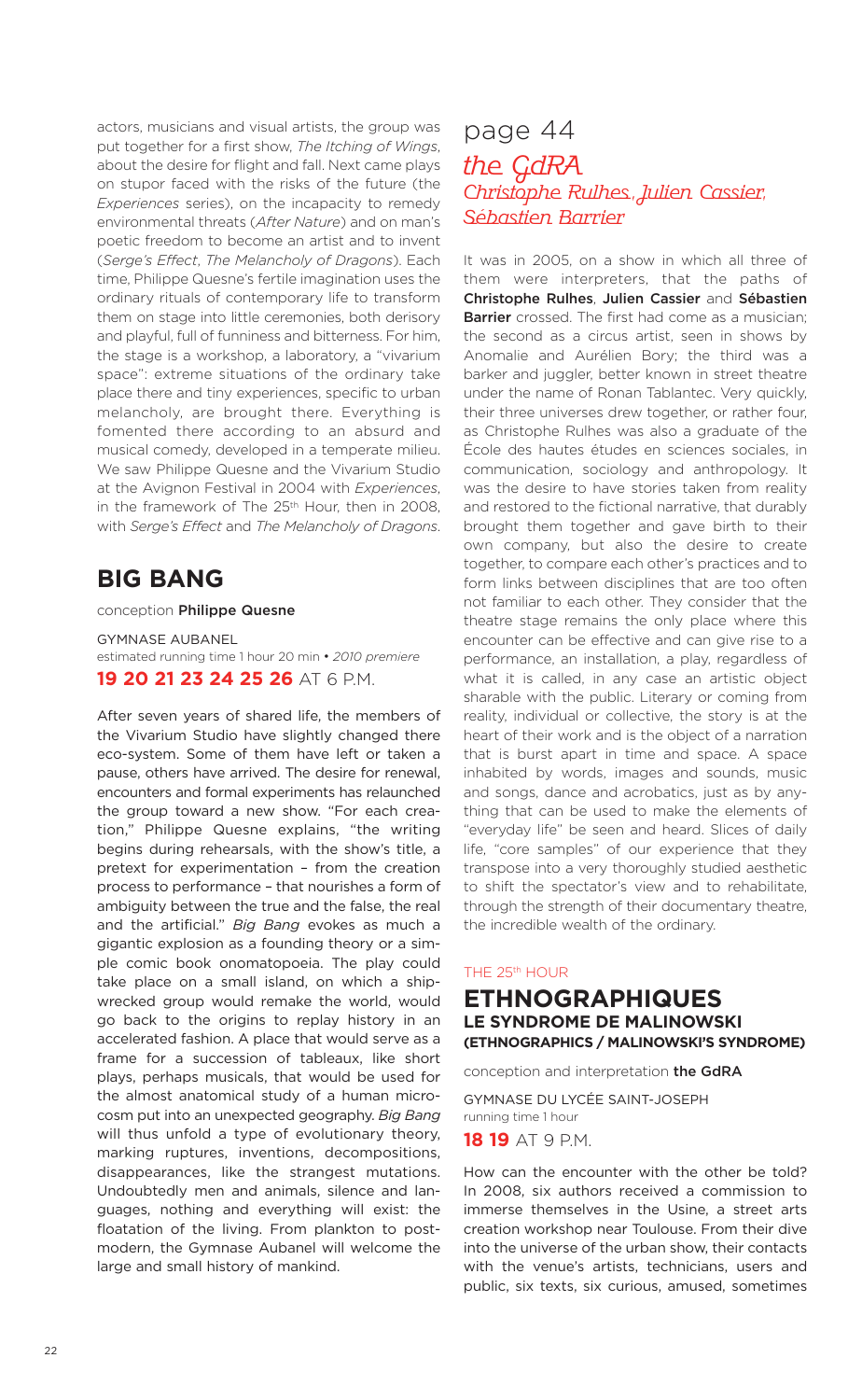actors, musicians and visual artists, the group was put together for a first show, *The Itching of Wings*, about the desire for flight and fall. Next came plays on stupor faced with the risks of the future (the *Experiences* series), on the incapacity to remedy environmental threats (*After Nature*) and on man's poetic freedom to become an artist and to invent (*Serge's Effect*, *The Melancholy of Dragons*). Each time, Philippe Quesne's fertile imagination uses the ordinary rituals of contemporary life to transform them on stage into little ceremonies, both derisory and playful, full of funniness and bitterness. For him, the stage is a workshop, a laboratory, a "vivarium space": extreme situations of the ordinary take place there and tiny experiences, specific to urban melancholy, are brought there. Everything is fomented there according to an absurd and musical comedy, developed in a temperate milieu. We saw Philippe Quesne and the Vivarium Studio at the Avignon Festival in 2004 with *Experiences*, in the framework of The 25th Hour, then in 2008, with *Serge's Effect* and *The Melancholy of Dragons*.

## BIG BANG

conception **Philippe Quesne**

GYMNASE AUBANEL
estimated running time 1 hour 20 min • *2010 premiere*

**19 20 21 23 24 25 26** AT 6 P.M.

After seven years of shared life, the members of the Vivarium Studio have slightly changed there eco-system. Some of them have left or taken a pause, others have arrived. The desire for renewal, encounters and formal experiments has relaunched the group toward a new show. "For each creation," Philippe Quesne explains, "the writing begins during rehearsals, with the show's title, a pretext for experimentation – from the creation process to performance – that nourishes a form of ambiguity between the true and the false, the real and the artificial." *Big Bang* evokes as much a gigantic explosion as a founding theory or a simple comic book onomatopoeia. The play could take place on a small island, on which a shipwrecked group would remake the world, would go back to the origins to replay history in an accelerated fashion. A place that would serve as a frame for a succession of tableaux, like short plays, perhaps musicals, that would be used for the almost anatomical study of a human microcosm put into an unexpected geography. *Big Bang* will thus unfold a type of evolutionary theory, marking ruptures, inventions, decompositions, disappearances, like the strangest mutations. Undoubtedly men and animals, silence and languages, nothing and everything will exist: the floatation of the living. From plankton to postmodern, the Gymnase Aubanel will welcome the large and small history of mankind.

page 44

## *the GdRA*
### *Christophe Rulhes, Julien Cassier, Sébastien Barrier*

It was in 2005, on a show in which all three of them were interpreters, that the paths of **Christophe Rulhes**, **Julien Cassier** and **Sébastien Barrier** crossed. The first had come as a musician; the second as a circus artist, seen in shows by Anomalie and Aurélien Bory; the third was a barker and juggler, better known in street theatre under the name of Ronan Tablantec. Very quickly, their three universes drew together, or rather four, as Christophe Rulhes was also a graduate of the École des hautes études en sciences sociales, in communication, sociology and anthropology. It was the desire to have stories taken from reality and restored to the fictional narrative, that durably brought them together and gave birth to their own company, but also the desire to create together, to compare each other's practices and to form links between disciplines that are too often not familiar to each other. They consider that the theatre stage remains the only place where this encounter can be effective and can give rise to a performance, an installation, a play, regardless of what it is called, in any case an artistic object sharable with the public. Literary or coming from reality, individual or collective, the story is at the heart of their work and is the object of a narration that is burst apart in time and space. A space inhabited by words, images and sounds, music and songs, dance and acrobatics, just as by anything that can be used to make the elements of "everyday life" be seen and heard. Slices of daily life, "core samples" of our experience that they transpose into a very thoroughly studied aesthetic to shift the spectator's view and to rehabilitate, through the strength of their documentary theatre, the incredible wealth of the ordinary.

THE 25th HOUR

## ETHNOGRAPHIQUES
### LE SYNDROME DE MALINOWSKI (ETHNOGRAPHICS / MALINOWSKI'S SYNDROME)

conception and interpretation **the GdRA**

GYMNASE DU LYCÉE SAINT-JOSEPH
running time 1 hour

**18 19** AT 9 P.M.

How can the encounter with the other be told? In 2008, six authors received a commission to immerse themselves in the Usine, a street arts creation workshop near Toulouse. From their dive into the universe of the urban show, their contacts with the venue's artists, technicians, users and public, six texts, six curious, amused, sometimes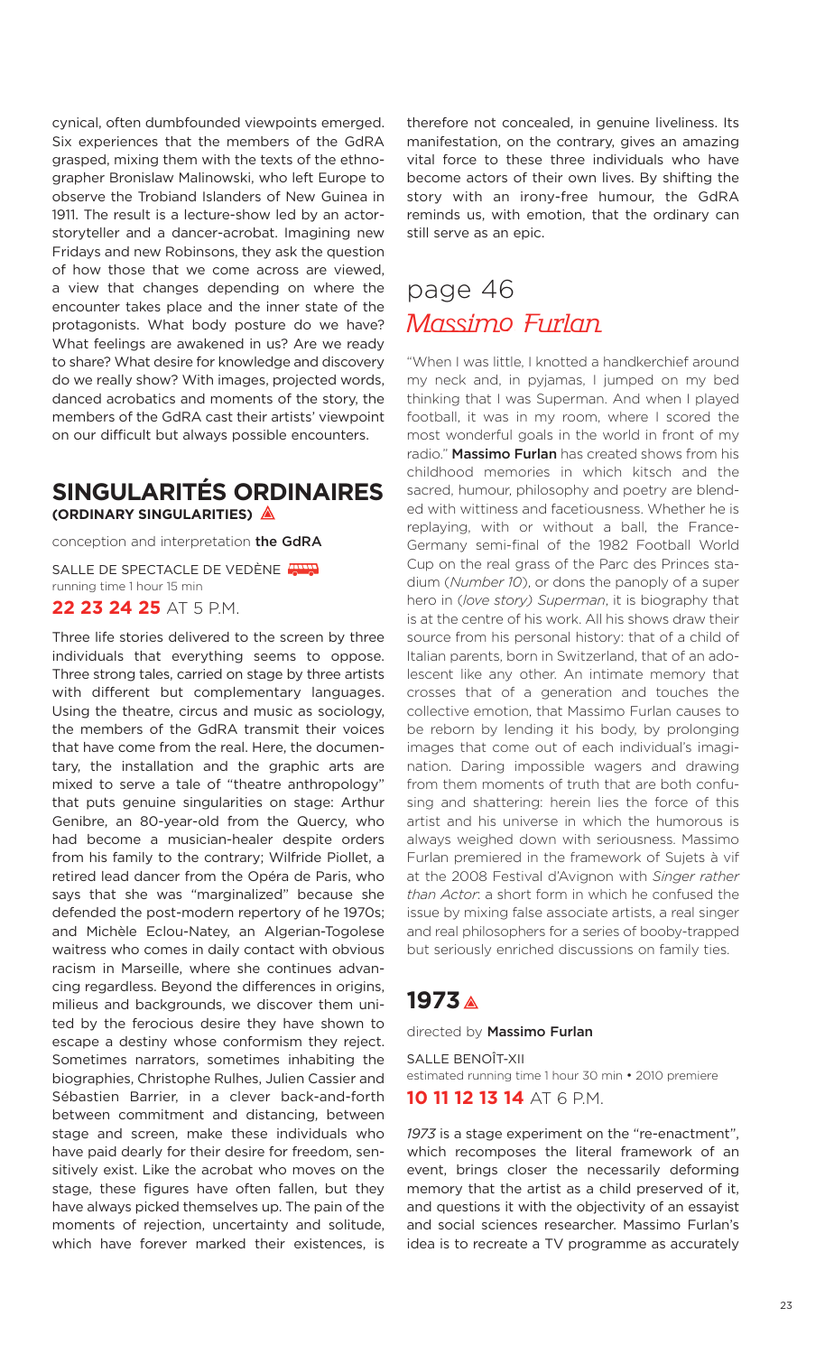cynical, often dumbfounded viewpoints emerged. Six experiences that the members of the GdRA grasped, mixing them with the texts of the ethnographer Bronislaw Malinowski, who left Europe to observe the Trobiand Islanders of New Guinea in 1911. The result is a lecture-show led by an actor-storyteller and a dancer-acrobat. Imagining new Fridays and new Robinsons, they ask the question of how those that we come across are viewed, a view that changes depending on where the encounter takes place and the inner state of the protagonists. What body posture do we have? What feelings are awakened in us? Are we ready to share? What desire for knowledge and discovery do we really show? With images, projected words, danced acrobatics and moments of the story, the members of the GdRA cast their artists' viewpoint on our difficult but always possible encounters.

## SINGULARITÉS ORDINAIRES
**(ORDINARY SINGULARITIES)**

conception and interpretation **the GdRA**

SALLE DE SPECTACLE DE VEDÈNE
running time 1 hour 15 min

**22 23 24 25** AT 5 P.M.

Three life stories delivered to the screen by three individuals that everything seems to oppose. Three strong tales, carried on stage by three artists with different but complementary languages. Using the theatre, circus and music as sociology, the members of the GdRA transmit their voices that have come from the real. Here, the documentary, the installation and the graphic arts are mixed to serve a tale of "theatre anthropology" that puts genuine singularities on stage: Arthur Genibre, an 80-year-old from the Quercy, who had become a musician-healer despite orders from his family to the contrary; Wilfride Piollet, a retired lead dancer from the Opéra de Paris, who says that she was "marginalized" because she defended the post-modern repertory of he 1970s; and Michèle Eclou-Natey, an Algerian-Togolese waitress who comes in daily contact with obvious racism in Marseille, where she continues advancing regardless. Beyond the differences in origins, milieus and backgrounds, we discover them united by the ferocious desire they have shown to escape a destiny whose conformism they reject. Sometimes narrators, sometimes inhabiting the biographies, Christophe Rulhes, Julien Cassier and Sébastien Barrier, in a clever back-and-forth between commitment and distancing, between stage and screen, make these individuals who have paid dearly for their desire for freedom, sensitively exist. Like the acrobat who moves on the stage, these figures have often fallen, but they have always picked themselves up. The pain of the moments of rejection, uncertainty and solitude, which have forever marked their existences, is therefore not concealed, in genuine liveliness. Its manifestation, on the contrary, gives an amazing vital force to these three individuals who have become actors of their own lives. By shifting the story with an irony-free humour, the GdRA reminds us, with emotion, that the ordinary can still serve as an epic.

## page 46
## *Massimo Furlan*

"When I was little, I knotted a handkerchief around my neck and, in pyjamas, I jumped on my bed thinking that I was Superman. And when I played football, it was in my room, where I scored the most wonderful goals in the world in front of my radio." **Massimo Furlan** has created shows from his childhood memories in which kitsch and the sacred, humour, philosophy and poetry are blended with wittiness and facetiousness. Whether he is replaying, with or without a ball, the France-Germany semi-final of the 1982 Football World Cup on the real grass of the Parc des Princes stadium (*Number 10*), or dons the panoply of a super hero in (*love story) Superman*, it is biography that is at the centre of his work. All his shows draw their source from his personal history: that of a child of Italian parents, born in Switzerland, that of an adolescent like any other. An intimate memory that crosses that of a generation and touches the collective emotion, that Massimo Furlan causes to be reborn by lending it his body, by prolonging images that come out of each individual's imagination. Daring impossible wagers and drawing from them moments of truth that are both confusing and shattering: herein lies the force of this artist and his universe in which the humorous is always weighed down with seriousness. Massimo Furlan premiered in the framework of Sujets à vif at the 2008 Festival d'Avignon with *Singer rather than Actor*: a short form in which he confused the issue by mixing false associate artists, a real singer and real philosophers for a series of booby-trapped but seriously enriched discussions on family ties.

## 1973

directed by **Massimo Furlan**

SALLE BENOÎT-XII
estimated running time 1 hour 30 min • 2010 premiere

**10 11 12 13 14** AT 6 P.M.

*1973* is a stage experiment on the "re-enactment", which recomposes the literal framework of an event, brings closer the necessarily deforming memory that the artist as a child preserved of it, and questions it with the objectivity of an essayist and social sciences researcher. Massimo Furlan's idea is to recreate a TV programme as accurately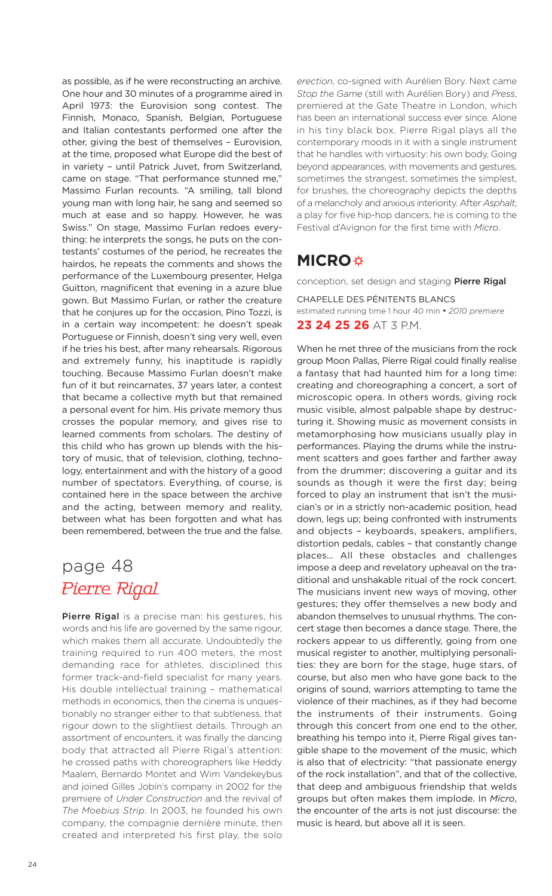as possible, as if he were reconstructing an archive. One hour and 30 minutes of a programme aired in April 1973: the Eurovision song contest. The Finnish, Monaco, Spanish, Belgian, Portuguese and Italian contestants performed one after the other, giving the best of themselves – Eurovision, at the time, proposed what Europe did the best of in variety – until Patrick Juvet, from Switzerland, came on stage. "That performance stunned me," Massimo Furlan recounts. "A smiling, tall blond young man with long hair, he sang and seemed so much at ease and so happy. However, he was Swiss." On stage, Massimo Furlan redoes everything: he interprets the songs, he puts on the contestants' costumes of the period, he recreates the hairdos, he repeats the comments and shows the performance of the Luxembourg presenter, Helga Guitton, magnificent that evening in a azure blue gown. But Massimo Furlan, or rather the creature that he conjures up for the occasion, Pino Tozzi, is in a certain way incompetent: he doesn't speak Portuguese or Finnish, doesn't sing very well, even if he tries his best, after many rehearsals. Rigorous and extremely funny, his inaptitude is rapidly touching. Because Massimo Furlan doesn't make fun of it but reincarnates, 37 years later, a contest that became a collective myth but that remained a personal event for him. His private memory thus crosses the popular memory, and gives rise to learned comments from scholars. The destiny of this child who has grown up blends with the history of music, that of television, clothing, technology, entertainment and with the history of a good number of spectators. Everything, of course, is contained here in the space between the archive and the acting, between memory and reality, between what has been forgotten and what has been remembered, between the true and the false.

## page 48
## *Pierre Rigal*

**Pierre Rigal** is a precise man: his gestures, his words and his life are governed by the same rigour, which makes them all accurate. Undoubtedly the training required to run 400 meters, the most demanding race for athletes, disciplined this former track-and-field specialist for many years. His double intellectual training – mathematical methods in economics, then the cinema is unquestionably no stranger either to that subtleness, that rigour down to the slightliest details. Through an assortment of encounters, it was finally the dancing body that attracted all Pierre Rigal's attention: he crossed paths with choreographers like Heddy Maalem, Bernardo Montet and Wim Vandekeybus and joined Gilles Jobin's company in 2002 for the premiere of *Under Construction* and the revival of *The Moebius Strip*. In 2003, he founded his own company, the compagnie dernière minute, then created and interpreted his first play, the solo *erection*, co-signed with Aurélien Bory. Next came *Stop the Game* (still with Aurélien Bory) and *Press*, premiered at the Gate Theatre in London, which has been an international success ever since. Alone in his tiny black box, Pierre Rigal plays all the contemporary moods in it with a single instrument that he handles with virtuosity: his own body. Going beyond appearances, with movements and gestures, sometimes the strangest, sometimes the simplest, for brushes, the choreography depicts the depths of a melancholy and anxious interiority. After *Asphalt*, a play for five hip-hop dancers, he is coming to the Festival d'Avignon for the first time with *Micro*.

## MICRO ✲

conception, set design and staging **Pierre Rigal**

CHAPELLE DES PÉNITENTS BLANCS
estimated running time 1 hour 40 min • *2010 premiere*

**23 24 25 26** AT 3 P.M.

When he met three of the musicians from the rock group Moon Pallas, Pierre Rigal could finally realise a fantasy that had haunted him for a long time: creating and choreographing a concert, a sort of microscopic opera. In others words, giving rock music visible, almost palpable shape by destructuring it. Showing music as movement consists in metamorphosing how musicians usually play in performances. Playing the drums while the instrument scatters and goes farther and farther away from the drummer; discovering a guitar and its sounds as though it were the first day; being forced to play an instrument that isn't the musician's or in a strictly non-academic position, head down, legs up; being confronted with instruments and objects – keyboards, speakers, amplifiers, distortion pedals, cables – that constantly change places... All these obstacles and challenges impose a deep and revelatory upheaval on the traditional and unshakable ritual of the rock concert. The musicians invent new ways of moving, other gestures; they offer themselves a new body and abandon themselves to unusual rhythms. The concert stage then becomes a dance stage. There, the rockers appear to us differently, going from one musical register to another, multiplying personalities: they are born for the stage, huge stars, of course, but also men who have gone back to the origins of sound, warriors attempting to tame the violence of their machines, as if they had become the instruments of their instruments. Going through this concert from one end to the other, breathing his tempo into it, Pierre Rigal gives tangible shape to the movement of the music, which is also that of electricity: "that passionate energy of the rock installation", and that of the collective, that deep and ambiguous friendship that welds groups but often makes them implode. In *Micro*, the encounter of the arts is not just discourse: the music is heard, but above all it is seen.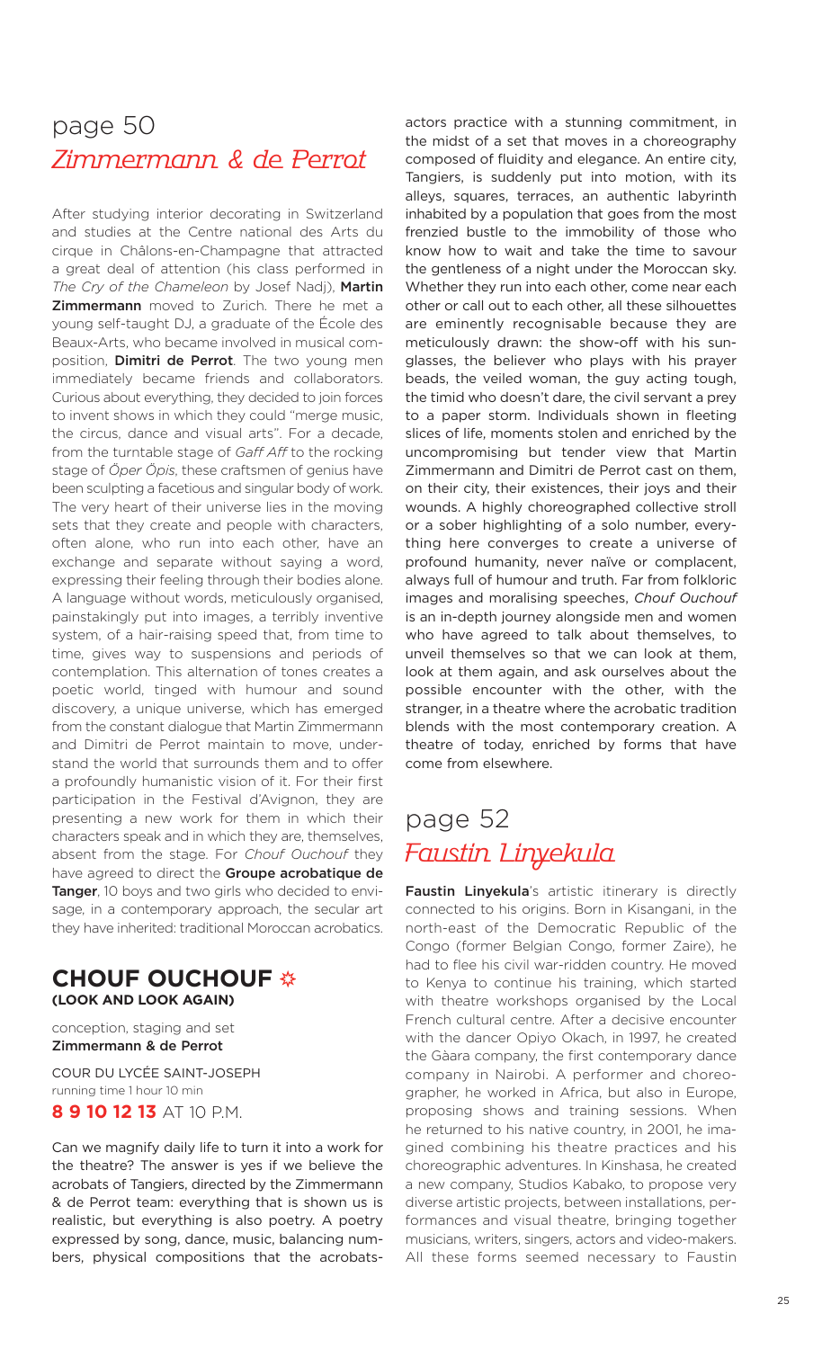## page 50
## *Zimmermann & de Perrot*

After studying interior decorating in Switzerland and studies at the Centre national des Arts du cirque in Châlons-en-Champagne that attracted a great deal of attention (his class performed in *The Cry of the Chameleon* by Josef Nadj), **Martin Zimmermann** moved to Zurich. There he met a young self-taught DJ, a graduate of the École des Beaux-Arts, who became involved in musical composition, **Dimitri de Perrot**. The two young men immediately became friends and collaborators. Curious about everything, they decided to join forces to invent shows in which they could "merge music, the circus, dance and visual arts". For a decade, from the turntable stage of *Gaff Aff* to the rocking stage of *Öper Öpis*, these craftsmen of genius have been sculpting a facetious and singular body of work. The very heart of their universe lies in the moving sets that they create and people with characters, often alone, who run into each other, have an exchange and separate without saying a word, expressing their feeling through their bodies alone. A language without words, meticulously organised, painstakingly put into images, a terribly inventive system, of a hair-raising speed that, from time to time, gives way to suspensions and periods of contemplation. This alternation of tones creates a poetic world, tinged with humour and sound discovery, a unique universe, which has emerged from the constant dialogue that Martin Zimmermann and Dimitri de Perrot maintain to move, understand the world that surrounds them and to offer a profoundly humanistic vision of it. For their first participation in the Festival d'Avignon, they are presenting a new work for them in which their characters speak and in which they are, themselves, absent from the stage. For *Chouf Ouchouf* they have agreed to direct the **Groupe acrobatique de Tanger**, 10 boys and two girls who decided to envisage, in a contemporary approach, the secular art they have inherited: traditional Moroccan acrobatics.

### CHOUF OUCHOUF ✲
**(LOOK AND LOOK AGAIN)**

conception, staging and set
**Zimmermann & de Perrot**

COUR DU LYCÉE SAINT-JOSEPH
running time 1 hour 10 min
**8 9 10 12 13** AT 10 P.M.

Can we magnify daily life to turn it into a work for the theatre? The answer is yes if we believe the acrobats of Tangiers, directed by the Zimmermann & de Perrot team: everything that is shown us is realistic, but everything is also poetry. A poetry expressed by song, dance, music, balancing numbers, physical compositions that the acrobats-actors practice with a stunning commitment, in the midst of a set that moves in a choreography composed of fluidity and elegance. An entire city, Tangiers, is suddenly put into motion, with its alleys, squares, terraces, an authentic labyrinth inhabited by a population that goes from the most frenzied bustle to the immobility of those who know how to wait and take the time to savour the gentleness of a night under the Moroccan sky. Whether they run into each other, come near each other or call out to each other, all these silhouettes are eminently recognisable because they are meticulously drawn: the show-off with his sunglasses, the believer who plays with his prayer beads, the veiled woman, the guy acting tough, the timid who doesn't dare, the civil servant a prey to a paper storm. Individuals shown in fleeting slices of life, moments stolen and enriched by the uncompromising but tender view that Martin Zimmermann and Dimitri de Perrot cast on them, on their city, their existences, their joys and their wounds. A highly choreographed collective stroll or a sober highlighting of a solo number, everything here converges to create a universe of profound humanity, never naïve or complacent, always full of humour and truth. Far from folkloric images and moralising speeches, *Chouf Ouchouf* is an in-depth journey alongside men and women who have agreed to talk about themselves, to unveil themselves so that we can look at them, look at them again, and ask ourselves about the possible encounter with the other, with the stranger, in a theatre where the acrobatic tradition blends with the most contemporary creation. A theatre of today, enriched by forms that have come from elsewhere.

## page 52
## *Faustin Linyekula*

**Faustin Linyekula**'s artistic itinerary is directly connected to his origins. Born in Kisangani, in the north-east of the Democratic Republic of the Congo (former Belgian Congo, former Zaire), he had to flee his civil war-ridden country. He moved to Kenya to continue his training, which started with theatre workshops organised by the Local French cultural centre. After a decisive encounter with the dancer Opiyo Okach, in 1997, he created the Gàara company, the first contemporary dance company in Nairobi. A performer and choreographer, he worked in Africa, but also in Europe, proposing shows and training sessions. When he returned to his native country, in 2001, he imagined combining his theatre practices and his choreographic adventures. In Kinshasa, he created a new company, Studios Kabako, to propose very diverse artistic projects, between installations, performances and visual theatre, bringing together musicians, writers, singers, actors and video-makers. All these forms seemed necessary to Faustin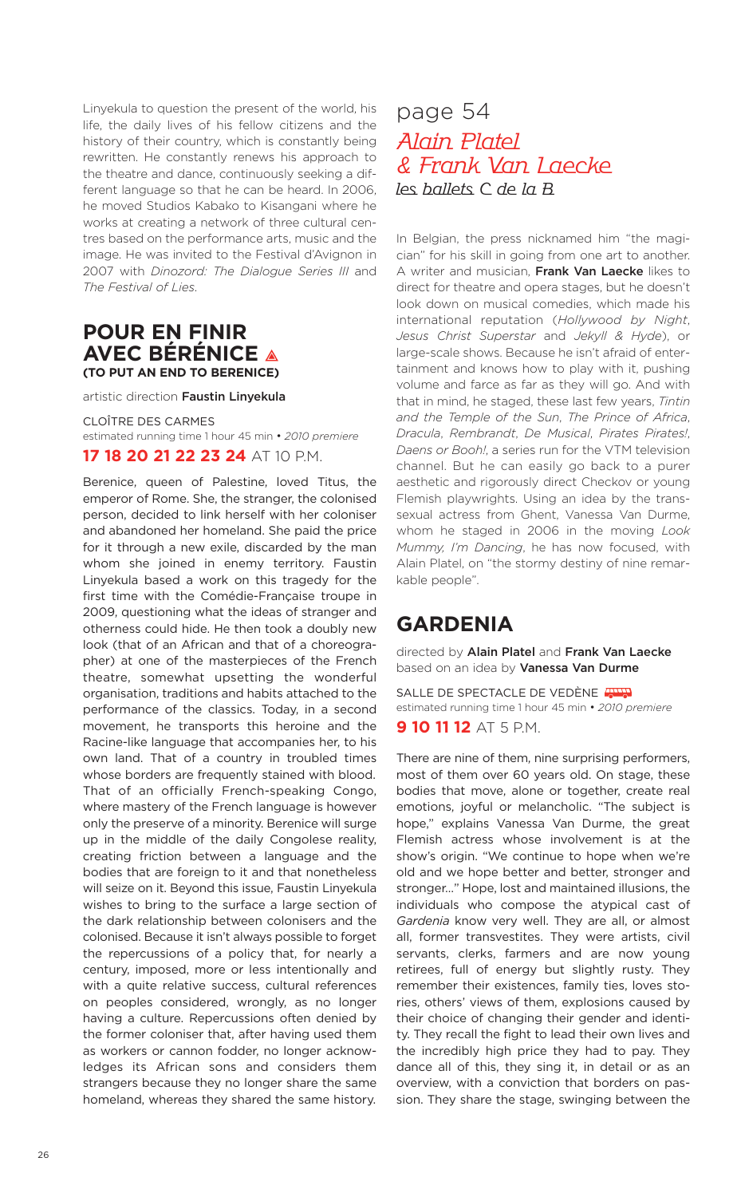Linyekula to question the present of the world, his life, the daily lives of his fellow citizens and the history of their country, which is constantly being rewritten. He constantly renews his approach to the theatre and dance, continuously seeking a different language so that he can be heard. In 2006, he moved Studios Kabako to Kisangani where he works at creating a network of three cultural centres based on the performance arts, music and the image. He was invited to the Festival d'Avignon in 2007 with *Dinozord: The Dialogue Series III* and *The Festival of Lies*.

## POUR EN FINIR AVEC BÉRÉNICE
**(TO PUT AN END TO BERENICE)**

artistic direction **Faustin Linyekula**

CLOÎTRE DES CARMES
estimated running time 1 hour 45 min • *2010 premiere*

**17 18 20 21 22 23 24** AT 10 P.M.

Berenice, queen of Palestine, loved Titus, the emperor of Rome. She, the stranger, the colonised person, decided to link herself with her coloniser and abandoned her homeland. She paid the price for it through a new exile, discarded by the man whom she joined in enemy territory. Faustin Linyekula based a work on this tragedy for the first time with the Comédie-Française troupe in 2009, questioning what the ideas of stranger and otherness could hide. He then took a doubly new look (that of an African and that of a choreographer) at one of the masterpieces of the French theatre, somewhat upsetting the wonderful organisation, traditions and habits attached to the performance of the classics. Today, in a second movement, he transports this heroine and the Racine-like language that accompanies her, to his own land. That of a country in troubled times whose borders are frequently stained with blood. That of an officially French-speaking Congo, where mastery of the French language is however only the preserve of a minority. Berenice will surge up in the middle of the daily Congolese reality, creating friction between a language and the bodies that are foreign to it and that nonetheless will seize on it. Beyond this issue, Faustin Linyekula wishes to bring to the surface a large section of the dark relationship between colonisers and the colonised. Because it isn't always possible to forget the repercussions of a policy that, for nearly a century, imposed, more or less intentionally and with a quite relative success, cultural references on peoples considered, wrongly, as no longer having a culture. Repercussions often denied by the former coloniser that, after having used them as workers or cannon fodder, no longer acknowledges its African sons and considers them strangers because they no longer share the same homeland, whereas they shared the same history.

page 54
*Alain Platel & Frank Van Laecke*
*les ballets C de la B*

In Belgian, the press nicknamed him "the magician" for his skill in going from one art to another. A writer and musician, **Frank Van Laecke** likes to direct for theatre and opera stages, but he doesn't look down on musical comedies, which made his international reputation (*Hollywood by Night*, *Jesus Christ Superstar* and *Jekyll & Hyde*), or large-scale shows. Because he isn't afraid of entertainment and knows how to play with it, pushing volume and farce as far as they will go. And with that in mind, he staged, these last few years, *Tintin and the Temple of the Sun*, *The Prince of Africa*, *Dracula*, *Rembrandt*, *De Musical*, *Pirates Pirates!*, *Daens or Booh!*, a series run for the VTM television channel. But he can easily go back to a purer aesthetic and rigorously direct Checkov or young Flemish playwrights. Using an idea by the transsexual actress from Ghent, Vanessa Van Durme, whom he staged in 2006 in the moving *Look Mummy, I'm Dancing*, he has now focused, with Alain Platel, on "the stormy destiny of nine remarkable people".

## GARDENIA

directed by **Alain Platel** and **Frank Van Laecke**
based on an idea by **Vanessa Van Durme**

SALLE DE SPECTACLE DE VEDÈNE
estimated running time 1 hour 45 min • *2010 premiere*

**9 10 11 12** AT 5 P.M.

There are nine of them, nine surprising performers, most of them over 60 years old. On stage, these bodies that move, alone or together, create real emotions, joyful or melancholic. "The subject is hope," explains Vanessa Van Durme, the great Flemish actress whose involvement is at the show's origin. "We continue to hope when we're old and we hope better and better, stronger and stronger..." Hope, lost and maintained illusions, the individuals who compose the atypical cast of *Gardenia* know very well. They are all, or almost all, former transvestites. They were artists, civil servants, clerks, farmers and are now young retirees, full of energy but slightly rusty. They remember their existences, family ties, loves stories, others' views of them, explosions caused by their choice of changing their gender and identity. They recall the fight to lead their own lives and the incredibly high price they had to pay. They dance all of this, they sing it, in detail or as an overview, with a conviction that borders on passion. They share the stage, swinging between the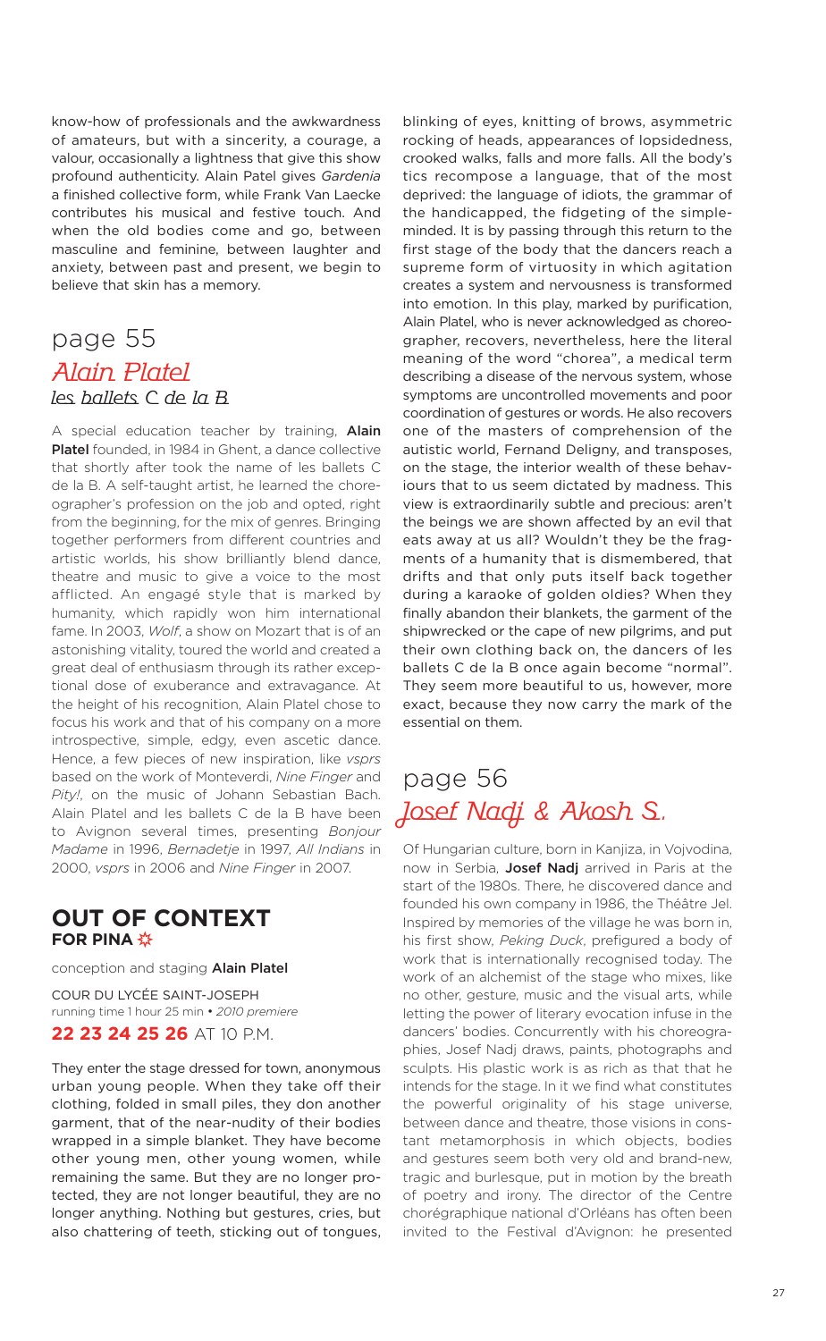know-how of professionals and the awkwardness of amateurs, but with a sincerity, a courage, a valour, occasionally a lightness that give this show profound authenticity. Alain Patel gives *Gardenia* a finished collective form, while Frank Van Laecke contributes his musical and festive touch. And when the old bodies come and go, between masculine and feminine, between laughter and anxiety, between past and present, we begin to believe that skin has a memory.

## page 55
## *Alain Platel*
### *les ballets C de la B*

A special education teacher by training, **Alain Platel** founded, in 1984 in Ghent, a dance collective that shortly after took the name of les ballets C de la B. A self-taught artist, he learned the choreographer's profession on the job and opted, right from the beginning, for the mix of genres. Bringing together performers from different countries and artistic worlds, his show brilliantly blend dance, theatre and music to give a voice to the most afflicted. An engagé style that is marked by humanity, which rapidly won him international fame. In 2003, *Wolf*, a show on Mozart that is of an astonishing vitality, toured the world and created a great deal of enthusiasm through its rather exceptional dose of exuberance and extravagance. At the height of his recognition, Alain Platel chose to focus his work and that of his company on a more introspective, simple, edgy, even ascetic dance. Hence, a few pieces of new inspiration, like *vsprs* based on the work of Monteverdi, *Nine Finger* and *Pity!*, on the music of Johann Sebastian Bach. Alain Platel and les ballets C de la B have been to Avignon several times, presenting *Bonjour Madame* in 1996, *Bernadetje* in 1997, *All Indians* in 2000, *vsprs* in 2006 and *Nine Finger* in 2007.

## OUT OF CONTEXT
**FOR PINA** ☼

conception and staging **Alain Platel**

COUR DU LYCÉE SAINT-JOSEPH
running time 1 hour 25 min • *2010 premiere*

**22 23 24 25 26** AT 10 P.M.

They enter the stage dressed for town, anonymous urban young people. When they take off their clothing, folded in small piles, they don another garment, that of the near-nudity of their bodies wrapped in a simple blanket. They have become other young men, other young women, while remaining the same. But they are no longer protected, they are not longer beautiful, they are no longer anything. Nothing but gestures, cries, but also chattering of teeth, sticking out of tongues, blinking of eyes, knitting of brows, asymmetric rocking of heads, appearances of lopsidedness, crooked walks, falls and more falls. All the body's tics recompose a language, that of the most deprived: the language of idiots, the grammar of the handicapped, the fidgeting of the simple-minded. It is by passing through this return to the first stage of the body that the dancers reach a supreme form of virtuosity in which agitation creates a system and nervousness is transformed into emotion. In this play, marked by purification, Alain Platel, who is never acknowledged as choreographer, recovers, nevertheless, here the literal meaning of the word "chorea", a medical term describing a disease of the nervous system, whose symptoms are uncontrolled movements and poor coordination of gestures or words. He also recovers one of the masters of comprehension of the autistic world, Fernand Deligny, and transposes, on the stage, the interior wealth of these behaviours that to us seem dictated by madness. This view is extraordinarily subtle and precious: aren't the beings we are shown affected by an evil that eats away at us all? Wouldn't they be the fragments of a humanity that is dismembered, that drifts and that only puts itself back together during a karaoke of golden oldies? When they finally abandon their blankets, the garment of the shipwrecked or the cape of new pilgrims, and put their own clothing back on, the dancers of les ballets C de la B once again become "normal". They seem more beautiful to us, however, more exact, because they now carry the mark of the essential on them.

## page 56
## *Josef Nadj & Akosh S.*

Of Hungarian culture, born in Kanjiza, in Vojvodina, now in Serbia, **Josef Nadj** arrived in Paris at the start of the 1980s. There, he discovered dance and founded his own company in 1986, the Théâtre Jel. Inspired by memories of the village he was born in, his first show, *Peking Duck*, prefigured a body of work that is internationally recognised today. The work of an alchemist of the stage who mixes, like no other, gesture, music and the visual arts, while letting the power of literary evocation infuse in the dancers' bodies. Concurrently with his choreographies, Josef Nadj draws, paints, photographs and sculpts. His plastic work is as rich as that that he intends for the stage. In it we find what constitutes the powerful originality of his stage universe, between dance and theatre, those visions in constant metamorphosis in which objects, bodies and gestures seem both very old and brand-new, tragic and burlesque, put in motion by the breath of poetry and irony. The director of the Centre chorégraphique national d'Orléans has often been invited to the Festival d'Avignon: he presented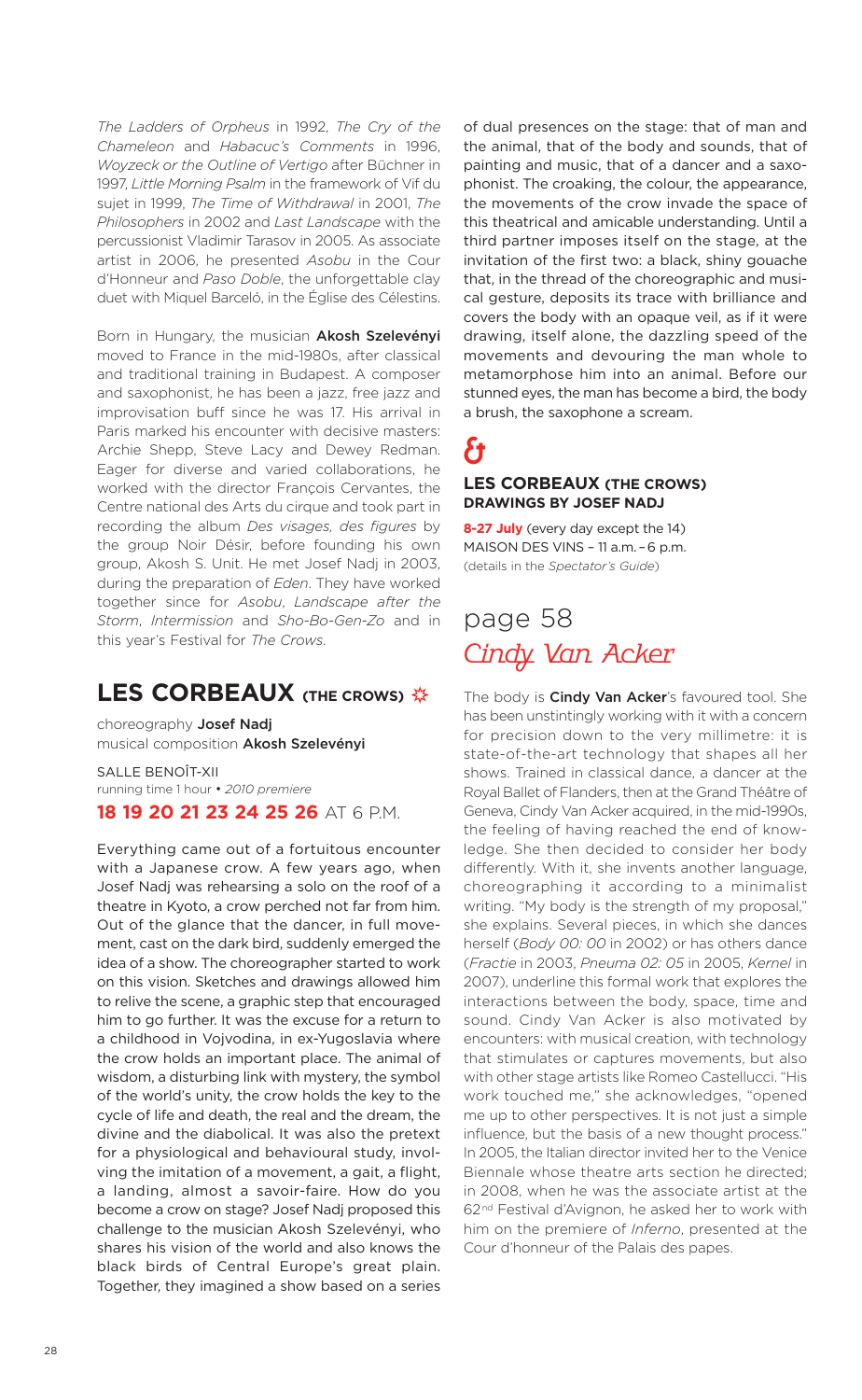*The Ladders of Orpheus* in 1992, *The Cry of the Chameleon* and *Habacuc's Comments* in 1996, *Woyzeck or the Outline of Vertigo* after Büchner in 1997, *Little Morning Psalm* in the framework of Vif du sujet in 1999, *The Time of Withdrawal* in 2001, *The Philosophers* in 2002 and *Last Landscape* with the percussionist Vladimir Tarasov in 2005. As associate artist in 2006, he presented *Asobu* in the Cour d'Honneur and *Paso Doble*, the unforgettable clay duet with Miquel Barceló, in the Église des Célestins.

Born in Hungary, the musician **Akosh Szelevényi** moved to France in the mid-1980s, after classical and traditional training in Budapest. A composer and saxophonist, he has been a jazz, free jazz and improvisation buff since he was 17. His arrival in Paris marked his encounter with decisive masters: Archie Shepp, Steve Lacy and Dewey Redman. Eager for diverse and varied collaborations, he worked with the director François Cervantes, the Centre national des Arts du cirque and took part in recording the album *Des visages, des figures* by the group Noir Désir, before founding his own group, Akosh S. Unit. He met Josef Nadj in 2003, during the preparation of *Eden*. They have worked together since for *Asobu*, *Landscape after the Storm*, *Intermission* and *Sho-Bo-Gen-Zo* and in this year's Festival for *The Crows*.

## LES CORBEAUX (THE CROWS)

choreography **Josef Nadj**
musical composition **Akosh Szelevényi**

SALLE BENOÎT-XII
running time 1 hour • *2010 premiere*

**18 19 20 21 23 24 25 26** AT 6 P.M.

Everything came out of a fortuitous encounter with a Japanese crow. A few years ago, when Josef Nadj was rehearsing a solo on the roof of a theatre in Kyoto, a crow perched not far from him. Out of the glance that the dancer, in full movement, cast on the dark bird, suddenly emerged the idea of a show. The choreographer started to work on this vision. Sketches and drawings allowed him to relive the scene, a graphic step that encouraged him to go further. It was the excuse for a return to a childhood in Vojvodina, in ex-Yugoslavia where the crow holds an important place. The animal of wisdom, a disturbing link with mystery, the symbol of the world's unity, the crow holds the key to the cycle of life and death, the real and the dream, the divine and the diabolical. It was also the pretext for a physiological and behavioural study, involving the imitation of a movement, a gait, a flight, a landing, almost a savoir-faire. How do you become a crow on stage? Josef Nadj proposed this challenge to the musician Akosh Szelevényi, who shares his vision of the world and also knows the black birds of Central Europe's great plain. Together, they imagined a show based on a series of dual presences on the stage: that of man and the animal, that of the body and sounds, that of painting and music, that of a dancer and a saxophonist. The croaking, the colour, the appearance, the movements of the crow invade the space of this theatrical and amicable understanding. Until a third partner imposes itself on the stage, at the invitation of the first two: a black, shiny gouache that, in the thread of the choreographic and musical gesture, deposits its trace with brilliance and covers the body with an opaque veil, as if it were drawing, itself alone, the dazzling speed of the movements and devouring the man whole to metamorphose him into an animal. Before our stunned eyes, the man has become a bird, the body a brush, the saxophone a scream.

&

### LES CORBEAUX (THE CROWS)
### DRAWINGS BY JOSEF NADJ

**8-27 July** (every day except the 14)
MAISON DES VINS – 11 a.m. – 6 p.m.
(details in the *Spectator's Guide*)

## page 58
## *Cindy Van Acker*

The body is **Cindy Van Acker**'s favoured tool. She has been unstintingly working with it with a concern for precision down to the very millimetre: it is state-of-the-art technology that shapes all her shows. Trained in classical dance, a dancer at the Royal Ballet of Flanders, then at the Grand Théâtre of Geneva, Cindy Van Acker acquired, in the mid-1990s, the feeling of having reached the end of knowledge. She then decided to consider her body differently. With it, she invents another language, choreographing it according to a minimalist writing. "My body is the strength of my proposal," she explains. Several pieces, in which she dances herself (*Body 00: 00* in 2002) or has others dance (*Fractie* in 2003, *Pneuma 02: 05* in 2005, *Kernel* in 2007), underline this formal work that explores the interactions between the body, space, time and sound. Cindy Van Acker is also motivated by encounters: with musical creation, with technology that stimulates or captures movements, but also with other stage artists like Romeo Castellucci. "His work touched me," she acknowledges, "opened me up to other perspectives. It is not just a simple influence, but the basis of a new thought process." In 2005, the Italian director invited her to the Venice Biennale whose theatre arts section he directed; in 2008, when he was the associate artist at the 62nd Festival d'Avignon, he asked her to work with him on the premiere of *Inferno*, presented at the Cour d'honneur of the Palais des papes.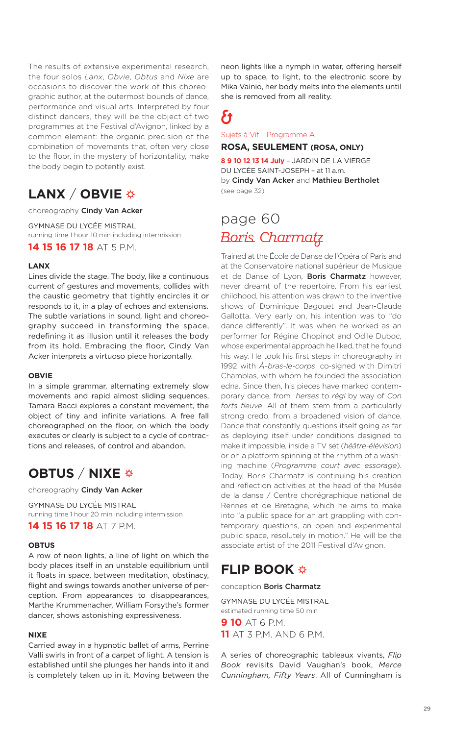The results of extensive experimental research, the four solos *Lanx*, *Obvie*, *Obtus* and *Nixe* are occasions to discover the work of this choreographic author, at the outermost bounds of dance, performance and visual arts. Interpreted by four distinct dancers, they will be the object of two programmes at the Festival d'Avignon, linked by a common element: the organic precision of the combination of movements that, often very close to the floor, in the mystery of horizontality, make the body begin to potently exist.

## LANX / OBVIE ✲

choreography **Cindy Van Acker**

GYMNASE DU LYCÉE MISTRAL
running time 1 hour 10 min including intermission

**14 15 16 17 18** AT 5 P.M.

#### LANX

Lines divide the stage. The body, like a continuous current of gestures and movements, collides with the caustic geometry that tightly encircles it or responds to it, in a play of echoes and extensions. The subtle variations in sound, light and choreography succeed in transforming the space, redefining it as illusion until it releases the body from its hold. Embracing the floor, Cindy Van Acker interprets a virtuoso piece horizontally.

#### OBVIE

In a simple grammar, alternating extremely slow movements and rapid almost sliding sequences, Tamara Bacci explores a constant movement, the object of tiny and infinite variations. A free fall choreographed on the floor, on which the body executes or clearly is subject to a cycle of contractions and releases, of control and abandon.

## OBTUS / NIXE ✲

choreography **Cindy Van Acker**

GYMNASE DU LYCÉE MISTRAL
running time 1 hour 20 min including intermission

**14 15 16 17 18** AT 7 P.M.

#### OBTUS

A row of neon lights, a line of light on which the body places itself in an unstable equilibrium until it floats in space, between meditation, obstinacy, flight and swings towards another universe of perception. From appearances to disappearances, Marthe Krummenacher, William Forsythe's former dancer, shows astonishing expressiveness.

#### NIXE

Carried away in a hypnotic ballet of arms, Perrine Valli swirls in front of a carpet of light. A tension is established until she plunges her hands into it and is completely taken up in it. Moving between the neon lights like a nymph in water, offering herself up to space, to light, to the electronic score by Mika Vainio, her body melts into the elements until she is removed from all reality.

&

Sujets à Vif – Programme A

#### ROSA, SEULEMENT (ROSA, ONLY)

**8 9 10 12 13 14 July** – JARDIN DE LA VIERGE DU LYCÉE SAINT-JOSEPH – at 11 a.m.
by **Cindy Van Acker** and **Mathieu Bertholet**
(see page 32)

## page 60
## *Boris Charmatz*

Trained at the École de Danse de l'Opéra of Paris and at the Conservatoire national supérieur de Musique et de Danse of Lyon, **Boris Charmatz** however, never dreamt of the repertoire. From his earliest childhood, his attention was drawn to the inventive shows of Dominique Bagouet and Jean-Claude Gallotta. Very early on, his intention was to "do dance differently". It was when he worked as an performer for Régine Chopinot and Odile Duboc, whose experimental approach he liked, that he found his way. He took his first steps in choreography in 1992 with *À-bras-le-corps*, co-signed with Dimitri Chamblas, with whom he founded the association edna. Since then, his pieces have marked contemporary dance, from *herses* to *régi* by way of *Con forts fleuve*. All of them stem from a particularly strong credo, from a broadened vision of dance. Dance that constantly questions itself going as far as deploying itself under conditions designed to make it impossible, inside a TV set (*héâtre-élévision*) or on a platform spinning at the rhythm of a washing machine (*Programme court avec essorage*). Today, Boris Charmatz is continuing his creation and reflection activities at the head of the Musée de la danse / Centre chorégraphique national de Rennes et de Bretagne, which he aims to make into "a public space for an art grappling with contemporary questions, an open and experimental public space, resolutely in motion." He will be the associate artist of the 2011 Festival d'Avignon.

## FLIP BOOK ✲

conception **Boris Charmatz**

GYMNASE DU LYCÉE MISTRAL
estimated running time 50 min

**9 10** AT 6 P.M.
**11** AT 3 P.M. AND 6 P.M.

A series of choreographic tableaux vivants, *Flip Book* revisits David Vaughan's book, *Merce Cunningham, Fifty Years*. All of Cunningham is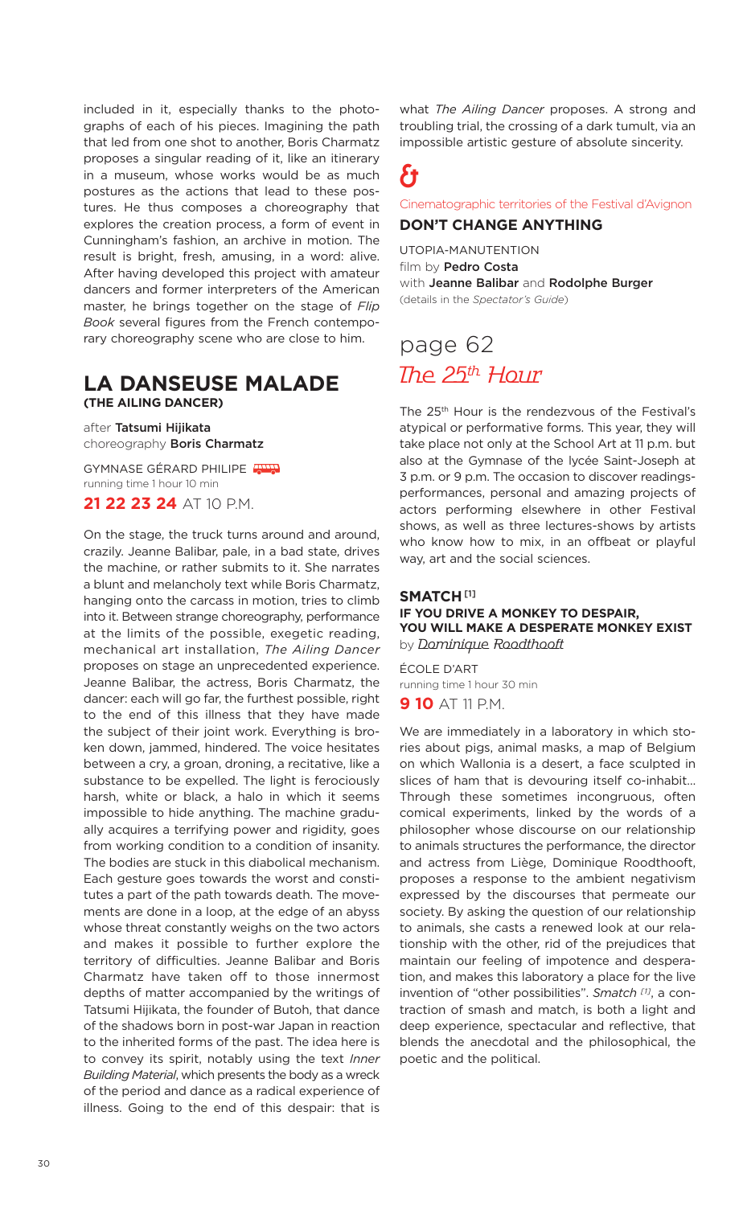included in it, especially thanks to the photographs of each of his pieces. Imagining the path that led from one shot to another, Boris Charmatz proposes a singular reading of it, like an itinerary in a museum, whose works would be as much postures as the actions that lead to these postures. He thus composes a choreography that explores the creation process, a form of event in Cunningham's fashion, an archive in motion. The result is bright, fresh, amusing, in a word: alive. After having developed this project with amateur dancers and former interpreters of the American master, he brings together on the stage of *Flip Book* several figures from the French contemporary choreography scene who are close to him.

## LA DANSEUSE MALADE
**(THE AILING DANCER)**

after **Tatsumi Hijikata**
choreography **Boris Charmatz**

GYMNASE GÉRARD PHILIPE
running time 1 hour 10 min

**21 22 23 24** AT 10 P.M.

On the stage, the truck turns around and around, crazily. Jeanne Balibar, pale, in a bad state, drives the machine, or rather submits to it. She narrates a blunt and melancholy text while Boris Charmatz, hanging onto the carcass in motion, tries to climb into it. Between strange choreography, performance at the limits of the possible, exegetic reading, mechanical art installation, *The Ailing Dancer* proposes on stage an unprecedented experience. Jeanne Balibar, the actress, Boris Charmatz, the dancer: each will go far, the furthest possible, right to the end of this illness that they have made the subject of their joint work. Everything is broken down, jammed, hindered. The voice hesitates between a cry, a groan, droning, a recitative, like a substance to be expelled. The light is ferociously harsh, white or black, a halo in which it seems impossible to hide anything. The machine gradually acquires a terrifying power and rigidity, goes from working condition to a condition of insanity. The bodies are stuck in this diabolical mechanism. Each gesture goes towards the worst and constitutes a part of the path towards death. The movements are done in a loop, at the edge of an abyss whose threat constantly weighs on the two actors and makes it possible to further explore the territory of difficulties. Jeanne Balibar and Boris Charmatz have taken off to those innermost depths of matter accompanied by the writings of Tatsumi Hijikata, the founder of Butoh, that dance of the shadows born in post-war Japan in reaction to the inherited forms of the past. The idea here is to convey its spirit, notably using the text *Inner Building Material*, which presents the body as a wreck of the period and dance as a radical experience of illness. Going to the end of this despair: that is what *The Ailing Dancer* proposes. A strong and troubling trial, the crossing of a dark tumult, via an impossible artistic gesture of absolute sincerity.

&

Cinematographic territories of the Festival d'Avignon

**DON'T CHANGE ANYTHING**

UTOPIA-MANUTENTION
film by **Pedro Costa**
with **Jeanne Balibar** and **Rodolphe Burger**
(details in the *Spectator's Guide*)

## page 62
## *The 25th Hour*

The 25th Hour is the rendezvous of the Festival's atypical or performative forms. This year, they will take place not only at the School Art at 11 p.m. but also at the Gymnase of the lycée Saint-Joseph at 3 p.m. or 9 p.m. The occasion to discover readings-performances, personal and amazing projects of actors performing elsewhere in other Festival shows, as well as three lectures-shows by artists who know how to mix, in an offbeat or playful way, art and the social sciences.

### SMATCH [1]
**IF YOU DRIVE A MONKEY TO DESPAIR, YOU WILL MAKE A DESPERATE MONKEY EXIST**
by *Dominique Roodthooft*

ÉCOLE D'ART
running time 1 hour 30 min

**9 10** AT 11 P.M.

We are immediately in a laboratory in which stories about pigs, animal masks, a map of Belgium on which Wallonia is a desert, a face sculpted in slices of ham that is devouring itself co-inhabit... Through these sometimes incongruous, often comical experiments, linked by the words of a philosopher whose discourse on our relationship to animals structures the performance, the director and actress from Liège, Dominique Roodthooft, proposes a response to the ambient negativism expressed by the discourses that permeate our society. By asking the question of our relationship to animals, she casts a renewed look at our relationship with the other, rid of the prejudices that maintain our feeling of impotence and desperation, and makes this laboratory a place for the live invention of "other possibilities". *Smatch* [1], a contraction of smash and match, is both a light and deep experience, spectacular and reflective, that blends the anecdotal and the philosophical, the poetic and the political.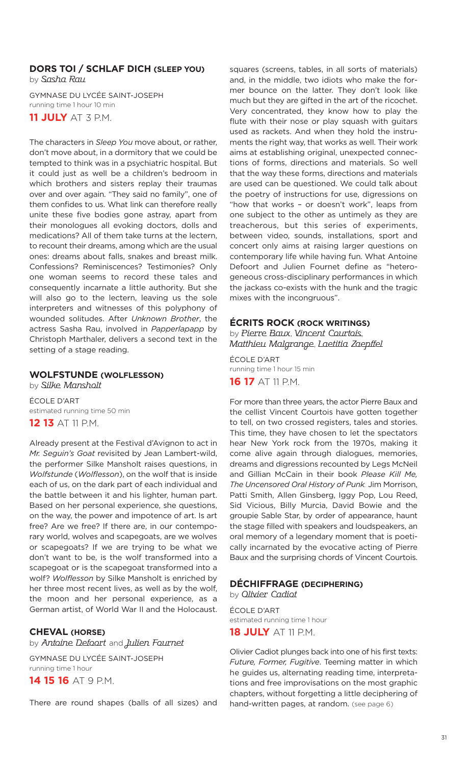## DORS TOI / SCHLAF DICH (SLEEP YOU)

by *Sasha Rau*

GYMNASE DU LYCÉE SAINT-JOSEPH
running time 1 hour 10 min

**11 JULY** AT 3 P.M.

The characters in *Sleep You* move about, or rather, don't move about, in a dormitory that we could be tempted to think was in a psychiatric hospital. But it could just as well be a children's bedroom in which brothers and sisters replay their traumas over and over again. "They said no family", one of them confides to us. What link can therefore really unite these five bodies gone astray, apart from their monologues all evoking doctors, dolls and medications? All of them take turns at the lectern, to recount their dreams, among which are the usual ones: dreams about falls, snakes and breast milk. Confessions? Reminiscences? Testimonies? Only one woman seems to record these tales and consequently incarnate a little authority. But she will also go to the lectern, leaving us the sole interpreters and witnesses of this polyphony of wounded solitudes. After *Unknown Brother*, the actress Sasha Rau, involved in *Papperlapapp* by Christoph Marthaler, delivers a second text in the setting of a stage reading.

## WOLFSTUNDE (WOLFLESSON)

by *Silke Mansholt*

ÉCOLE D'ART
estimated running time 50 min

**12 13** AT 11 P.M.

Already present at the Festival d'Avignon to act in *Mr. Seguin's Goat* revisited by Jean Lambert-wild, the performer Silke Mansholt raises questions, in *Wolfstunde* (*Wolflesson*), on the wolf that is inside each of us, on the dark part of each individual and the battle between it and his lighter, human part. Based on her personal experience, she questions, on the way, the power and impotence of art. Is art free? Are we free? If there are, in our contemporary world, wolves and scapegoats, are we wolves or scapegoats? If we are trying to be what we don't want to be, is the wolf transformed into a scapegoat or is the scapegoat transformed into a wolf? *Wolflesson* by Silke Mansholt is enriched by her three most recent lives, as well as by the wolf, the moon and her personal experience, as a German artist, of World War II and the Holocaust.

## CHEVAL (HORSE)

by *Antoine Defoort* and *Julien Fournet*

GYMNASE DU LYCÉE SAINT-JOSEPH
running time 1 hour

**14 15 16** AT 9 P.M.

There are round shapes (balls of all sizes) and squares (screens, tables, in all sorts of materials) and, in the middle, two idiots who make the former bounce on the latter. They don't look like much but they are gifted in the art of the ricochet. Very concentrated, they know how to play the flute with their nose or play squash with guitars used as rackets. And when they hold the instruments the right way, that works as well. Their work aims at establishing original, unexpected connections of forms, directions and materials. So well that the way these forms, directions and materials are used can be questioned. We could talk about the poetry of instructions for use, digressions on "how that works – or doesn't work", leaps from one subject to the other as untimely as they are treacherous, but this series of experiments, between video, sounds, installations, sport and concert only aims at raising larger questions on contemporary life while having fun. What Antoine Defoort and Julien Fournet define as "heterogeneous cross-disciplinary performances in which the jackass co-exists with the hunk and the tragic mixes with the incongruous".

## ÉCRITS ROCK (ROCK WRITINGS)

by *Pierre Baux*, *Vincent Courtois*, *Matthieu Malgrange*, *Laetitia Zaepffel*

ÉCOLE D'ART
running time 1 hour 15 min

**16 17** AT 11 P.M.

For more than three years, the actor Pierre Baux and the cellist Vincent Courtois have gotten together to tell, on two crossed registers, tales and stories. This time, they have chosen to let the spectators hear New York rock from the 1970s, making it come alive again through dialogues, memories, dreams and digressions recounted by Legs McNeil and Gillian McCain in their book *Please Kill Me, The Uncensored Oral History of Punk.* Jim Morrison, Patti Smith, Allen Ginsberg, Iggy Pop, Lou Reed, Sid Vicious, Billy Murcia, David Bowie and the groupie Sable Star, by order of appearance, haunt the stage filled with speakers and loudspeakers, an oral memory of a legendary moment that is poetically incarnated by the evocative acting of Pierre Baux and the surprising chords of Vincent Courtois.

## DÉCHIFFRAGE (DECIPHERING)

by *Olivier Cadiot*

ÉCOLE D'ART
estimated running time 1 hour

**18 JULY** AT 11 P.M.

Olivier Cadiot plunges back into one of his first texts: *Future, Former, Fugitive*. Teeming matter in which he guides us, alternating reading time, interpretations and free improvisations on the most graphic chapters, without forgetting a little deciphering of hand-written pages, at random. (see page 6)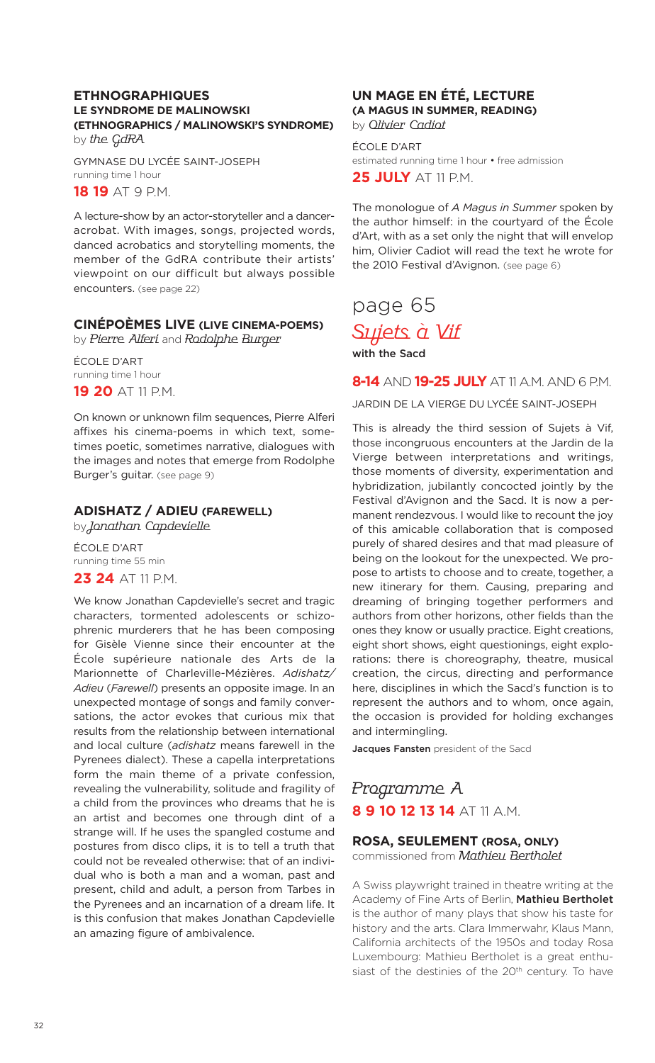## ETHNOGRAPHIQUES
### LE SYNDROME DE MALINOWSKI
### (ETHNOGRAPHICS / MALINOWSKI'S SYNDROME)

by *the GdRA*

GYMNASE DU LYCÉE SAINT-JOSEPH
running time 1 hour

**18 19** AT 9 P.M.

A lecture-show by an actor-storyteller and a dancer-acrobat. With images, songs, projected words, danced acrobatics and storytelling moments, the member of the GdRA contribute their artists' viewpoint on our difficult but always possible encounters. (see page 22)

## CINÉPOÈMES LIVE (LIVE CINEMA-POEMS)

by *Pierre Alferi* and *Rodolphe Burger*

ÉCOLE D'ART
running time 1 hour

**19 20** AT 11 P.M.

On known or unknown film sequences, Pierre Alferi affixes his cinema-poems in which text, sometimes poetic, sometimes narrative, dialogues with the images and notes that emerge from Rodolphe Burger's guitar. (see page 9)

## ADISHATZ / ADIEU (FAREWELL)

by *Jonathan Capdevielle*

ÉCOLE D'ART
running time 55 min

**23 24** AT 11 P.M.

We know Jonathan Capdevielle's secret and tragic characters, tormented adolescents or schizophrenic murderers that he has been composing for Gisèle Vienne since their encounter at the École supérieure nationale des Arts de la Marionnette of Charleville-Mézières. *Adishatz/Adieu* (*Farewell*) presents an opposite image. In an unexpected montage of songs and family conversations, the actor evokes that curious mix that results from the relationship between international and local culture (*adishatz* means farewell in the Pyrenees dialect). These a capella interpretations form the main theme of a private confession, revealing the vulnerability, solitude and fragility of a child from the provinces who dreams that he is an artist and becomes one through dint of a strange will. If he uses the spangled costume and postures from disco clips, it is to tell a truth that could not be revealed otherwise: that of an individual who is both a man and a woman, past and present, child and adult, a person from Tarbes in the Pyrenees and an incarnation of a dream life. It is this confusion that makes Jonathan Capdevielle an amazing figure of ambivalence.

## UN MAGE EN ÉTÉ, LECTURE
### (A MAGUS IN SUMMER, READING)

by *Olivier Cadiot*

ÉCOLE D'ART
estimated running time 1 hour • free admission

**25 JULY** AT 11 P.M.

The monologue of *A Magus in Summer* spoken by the author himself: in the courtyard of the École d'Art, with as a set only the night that will envelop him, Olivier Cadiot will read the text he wrote for the 2010 Festival d'Avignon. (see page 6)

# page 65
# *Sujets à Vif*

**with the Sacd**

**8-14** AND **19-25 JULY** AT 11 A.M. AND 6 P.M.

JARDIN DE LA VIERGE DU LYCÉE SAINT-JOSEPH

This is already the third session of Sujets à Vif, those incongruous encounters at the Jardin de la Vierge between interpretations and writings, those moments of diversity, experimentation and hybridization, jubilantly concocted jointly by the Festival d'Avignon and the Sacd. It is now a permanent rendezvous. I would like to recount the joy of this amicable collaboration that is composed purely of shared desires and that mad pleasure of being on the lookout for the unexpected. We propose to artists to choose and to create, together, a new itinerary for them. Causing, preparing and dreaming of bringing together performers and authors from other horizons, other fields than the ones they know or usually practice. Eight creations, eight short shows, eight questionings, eight explorations: there is choreography, theatre, musical creation, the circus, directing and performance here, disciplines in which the Sacd's function is to represent the authors and to whom, once again, the occasion is provided for holding exchanges and intermingling.

**Jacques Fansten** president of the Sacd

## *Programme A*

**8 9 10 12 13 14** AT 11 A.M.

### ROSA, SEULEMENT (ROSA, ONLY)

commissioned from *Mathieu Bertholet*

A Swiss playwright trained in theatre writing at the Academy of Fine Arts of Berlin, **Mathieu Bertholet** is the author of many plays that show his taste for history and the arts. Clara Immerwahr, Klaus Mann, California architects of the 1950s and today Rosa Luxembourg: Mathieu Bertholet is a great enthusiast of the destinies of the 20th century. To have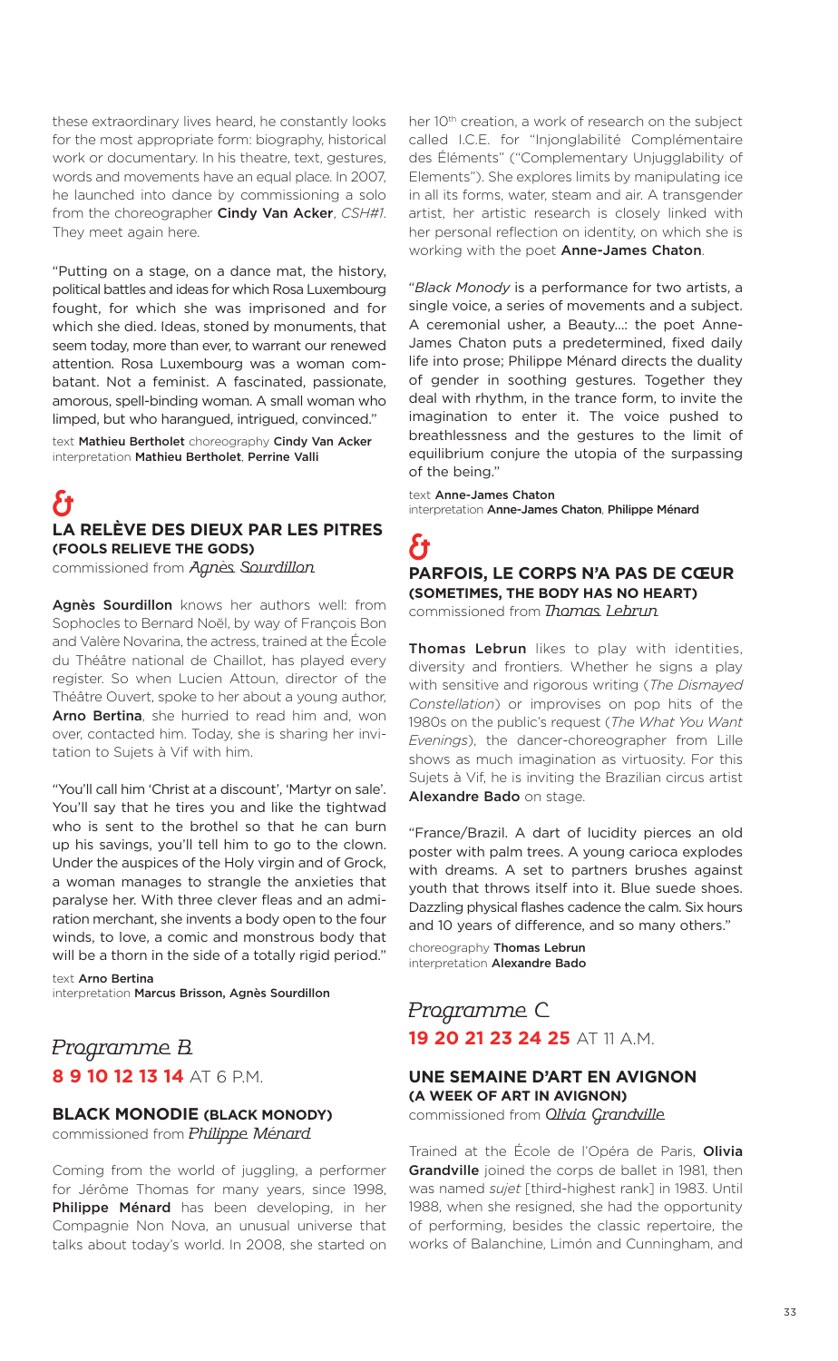these extraordinary lives heard, he constantly looks for the most appropriate form: biography, historical work or documentary. In his theatre, text, gestures, words and movements have an equal place. In 2007, he launched into dance by commissioning a solo from the choreographer **Cindy Van Acker**, *CSH#1*. They meet again here.

"Putting on a stage, on a dance mat, the history, political battles and ideas for which Rosa Luxembourg fought, for which she was imprisoned and for which she died. Ideas, stoned by monuments, that seem today, more than ever, to warrant our renewed attention. Rosa Luxembourg was a woman combatant. Not a feminist. A fascinated, passionate, amorous, spell-binding woman. A small woman who limped, but who harangued, intrigued, convinced."

text **Mathieu Bertholet** choreography **Cindy Van Acker**
interpretation **Mathieu Bertholet**, **Perrine Valli**

&

### LA RELÈVE DES DIEUX PAR LES PITRES (FOOLS RELIEVE THE GODS)

commissioned from *Agnès Sourdillon*

**Agnès Sourdillon** knows her authors well: from Sophocles to Bernard Noël, by way of François Bon and Valère Novarina, the actress, trained at the École du Théâtre national de Chaillot, has played every register. So when Lucien Attoun, director of the Théâtre Ouvert, spoke to her about a young author, **Arno Bertina**, she hurried to read him and, won over, contacted him. Today, she is sharing her invitation to Sujets à Vif with him.

"You'll call him 'Christ at a discount', 'Martyr on sale'. You'll say that he tires you and like the tightwad who is sent to the brothel so that he can burn up his savings, you'll tell him to go to the clown. Under the auspices of the Holy virgin and of Grock, a woman manages to strangle the anxieties that paralyse her. With three clever fleas and an admiration merchant, she invents a body open to the four winds, to love, a comic and monstrous body that will be a thorn in the side of a totally rigid period."

text **Arno Bertina**
interpretation **Marcus Brisson, Agnès Sourdillon**

## Programme B

**8 9 10 12 13 14** AT 6 P.M.

### BLACK MONODIE (BLACK MONODY)

commissioned from *Philippe Ménard*

Coming from the world of juggling, a performer for Jérôme Thomas for many years, since 1998, **Philippe Ménard** has been developing, in her Compagnie Non Nova, an unusual universe that talks about today's world. In 2008, she started on her 10th creation, a work of research on the subject called I.C.E. for "Injonglabilité Complémentaire des Éléments" ("Complementary Unjugglability of Elements"). She explores limits by manipulating ice in all its forms, water, steam and air. A transgender artist, her artistic research is closely linked with her personal reflection on identity, on which she is working with the poet **Anne-James Chaton**.

"*Black Monody* is a performance for two artists, a single voice, a series of movements and a subject. A ceremonial usher, a Beauty...: the poet Anne-James Chaton puts a predetermined, fixed daily life into prose; Philippe Ménard directs the duality of gender in soothing gestures. Together they deal with rhythm, in the trance form, to invite the imagination to enter it. The voice pushed to breathlessness and the gestures to the limit of equilibrium conjure the utopia of the surpassing of the being."

text **Anne-James Chaton**
interpretation **Anne-James Chaton**, **Philippe Ménard**

&

### PARFOIS, LE CORPS N'A PAS DE CŒUR (SOMETIMES, THE BODY HAS NO HEART)

commissioned from *Thomas Lebrun*

**Thomas Lebrun** likes to play with identities, diversity and frontiers. Whether he signs a play with sensitive and rigorous writing (*The Dismayed Constellation*) or improvises on pop hits of the 1980s on the public's request (*The What You Want Evenings*), the dancer-choreographer from Lille shows as much imagination as virtuosity. For this Sujets à Vif, he is inviting the Brazilian circus artist **Alexandre Bado** on stage.

"France/Brazil. A dart of lucidity pierces an old poster with palm trees. A young carioca explodes with dreams. A set to partners brushes against youth that throws itself into it. Blue suede shoes. Dazzling physical flashes cadence the calm. Six hours and 10 years of difference, and so many others."

choreography **Thomas Lebrun**
interpretation **Alexandre Bado**

## Programme C

**19 20 21 23 24 25** AT 11 A.M.

### UNE SEMAINE D'ART EN AVIGNON (A WEEK OF ART IN AVIGNON)

commissioned from *Olivia Grandville*

Trained at the École de l'Opéra de Paris, **Olivia Grandville** joined the corps de ballet in 1981, then was named *sujet* [third-highest rank] in 1983. Until 1988, when she resigned, she had the opportunity of performing, besides the classic repertoire, the works of Balanchine, Limón and Cunningham, and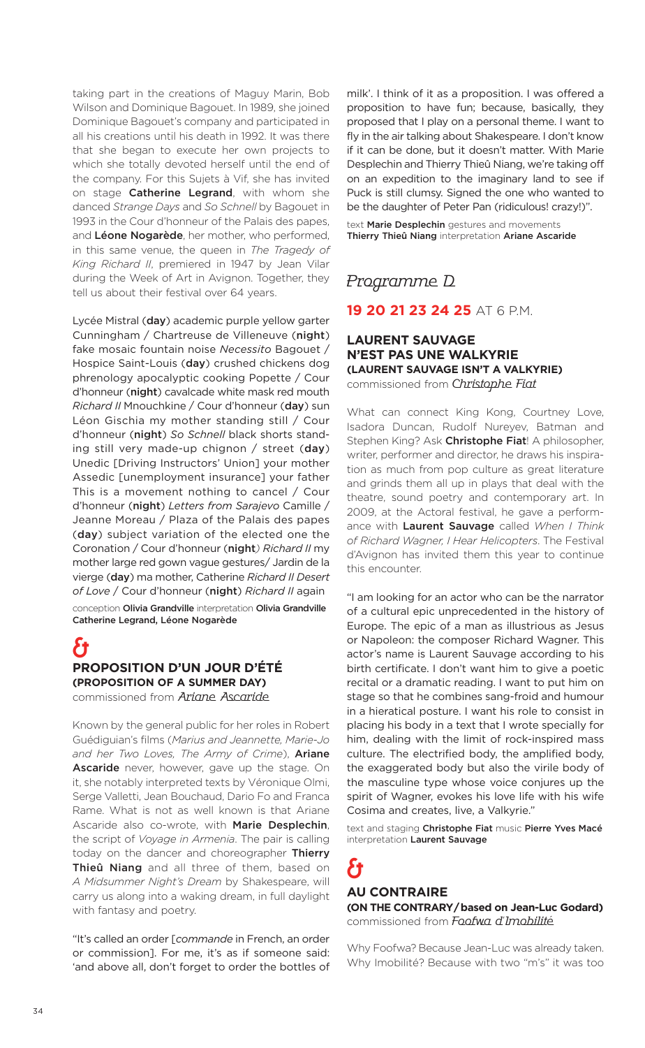taking part in the creations of Maguy Marin, Bob Wilson and Dominique Bagouet. In 1989, she joined Dominique Bagouet's company and participated in all his creations until his death in 1992. It was there that she began to execute her own projects to which she totally devoted herself until the end of the company. For this Sujets à Vif, she has invited on stage **Catherine Legrand**, with whom she danced *Strange Days* and *So Schnell* by Bagouet in 1993 in the Cour d'honneur of the Palais des papes, and **Léone Nogarède**, her mother, who performed, in this same venue, the queen in *The Tragedy of King Richard II*, premiered in 1947 by Jean Vilar during the Week of Art in Avignon. Together, they tell us about their festival over 64 years.

Lycée Mistral (**day**) academic purple yellow garter Cunningham / Chartreuse de Villeneuve (**night**) fake mosaic fountain noise *Necessito* Bagouet / Hospice Saint-Louis (**day**) crushed chickens dog phrenology apocalyptic cooking Popette / Cour d'honneur (**night**) cavalcade white mask red mouth *Richard II* Mnouchkine / Cour d'honneur (**day**) sun Léon Gischia my mother standing still / Cour d'honneur (**night**) *So Schnell* black shorts standing still very made-up chignon / street (**day**) Unedic [Driving Instructors' Union] your mother Assedic [unemployment insurance] your father This is a movement nothing to cancel / Cour d'honneur (**night**) *Letters from Sarajevo* Camille / Jeanne Moreau / Plaza of the Palais des papes (**day**) subject variation of the elected one the Coronation / Cour d'honneur (**night**) *Richard II* my mother large red gown vague gestures/ Jardin de la vierge (**day**) ma mother, Catherine *Richard II Desert of Love* / Cour d'honneur (**night**) *Richard II* again

conception **Olivia Grandville** interpretation **Olivia Grandville Catherine Legrand, Léone Nogarède**

## &

### PROPOSITION D'UN JOUR D'ÉTÉ (PROPOSITION OF A SUMMER DAY)

commissioned from *Ariane Ascaride*

Known by the general public for her roles in Robert Guédiguian's films (*Marius and Jeannette, Marie-Jo and her Two Loves, The Army of Crime*), **Ariane Ascaride** never, however, gave up the stage. On it, she notably interpreted texts by Véronique Olmi, Serge Valletti, Jean Bouchaud, Dario Fo and Franca Rame. What is not as well known is that Ariane Ascaride also co-wrote, with **Marie Desplechin**, the script of *Voyage in Armenia*. The pair is calling today on the dancer and choreographer **Thierry Thieû Niang** and all three of them, based on *A Midsummer Night's Dream* by Shakespeare, will carry us along into a waking dream, in full daylight with fantasy and poetry.

"It's called an order [*commande* in French, an order or commission]. For me, it's as if someone said: 'and above all, don't forget to order the bottles of milk'. I think of it as a proposition. I was offered a proposition to have fun; because, basically, they proposed that I play on a personal theme. I want to fly in the air talking about Shakespeare. I don't know if it can be done, but it doesn't matter. With Marie Desplechin and Thierry Thieû Niang, we're taking off on an expedition to the imaginary land to see if Puck is still clumsy. Signed the one who wanted to be the daughter of Peter Pan (ridiculous! crazy!)".

text **Marie Desplechin** gestures and movements **Thierry Thieû Niang** interpretation **Ariane Ascaride**

## *Programme D*

**19 20 21 23 24 25** AT 6 P.M.

### LAURENT SAUVAGE N'EST PAS UNE WALKYRIE (LAURENT SAUVAGE ISN'T A VALKYRIE)

commissioned from *Christophe Fiat*

What can connect King Kong, Courtney Love, Isadora Duncan, Rudolf Nureyev, Batman and Stephen King? Ask **Christophe Fiat**! A philosopher, writer, performer and director, he draws his inspiration as much from pop culture as great literature and grinds them all up in plays that deal with the theatre, sound poetry and contemporary art. In 2009, at the Actoral festival, he gave a performance with **Laurent Sauvage** called *When I Think of Richard Wagner, I Hear Helicopters*. The Festival d'Avignon has invited them this year to continue this encounter.

"I am looking for an actor who can be the narrator of a cultural epic unprecedented in the history of Europe. The epic of a man as illustrious as Jesus or Napoleon: the composer Richard Wagner. This actor's name is Laurent Sauvage according to his birth certificate. I don't want him to give a poetic recital or a dramatic reading. I want to put him on stage so that he combines sang-froid and humour in a hieratical posture. I want his role to consist in placing his body in a text that I wrote specially for him, dealing with the limit of rock-inspired mass culture. The electrified body, the amplified body, the exaggerated body but also the virile body of the masculine type whose voice conjures up the spirit of Wagner, evokes his love life with his wife Cosima and creates, live, a Valkyrie."

text and staging **Christophe Fiat** music **Pierre Yves Macé** interpretation **Laurent Sauvage**

## &

### AU CONTRAIRE (ON THE CONTRARY/based on Jean-Luc Godard)

commissioned from *Foofwa d'Imobilité*

Why Foofwa? Because Jean-Luc was already taken. Why Imobilité? Because with two "m's" it was too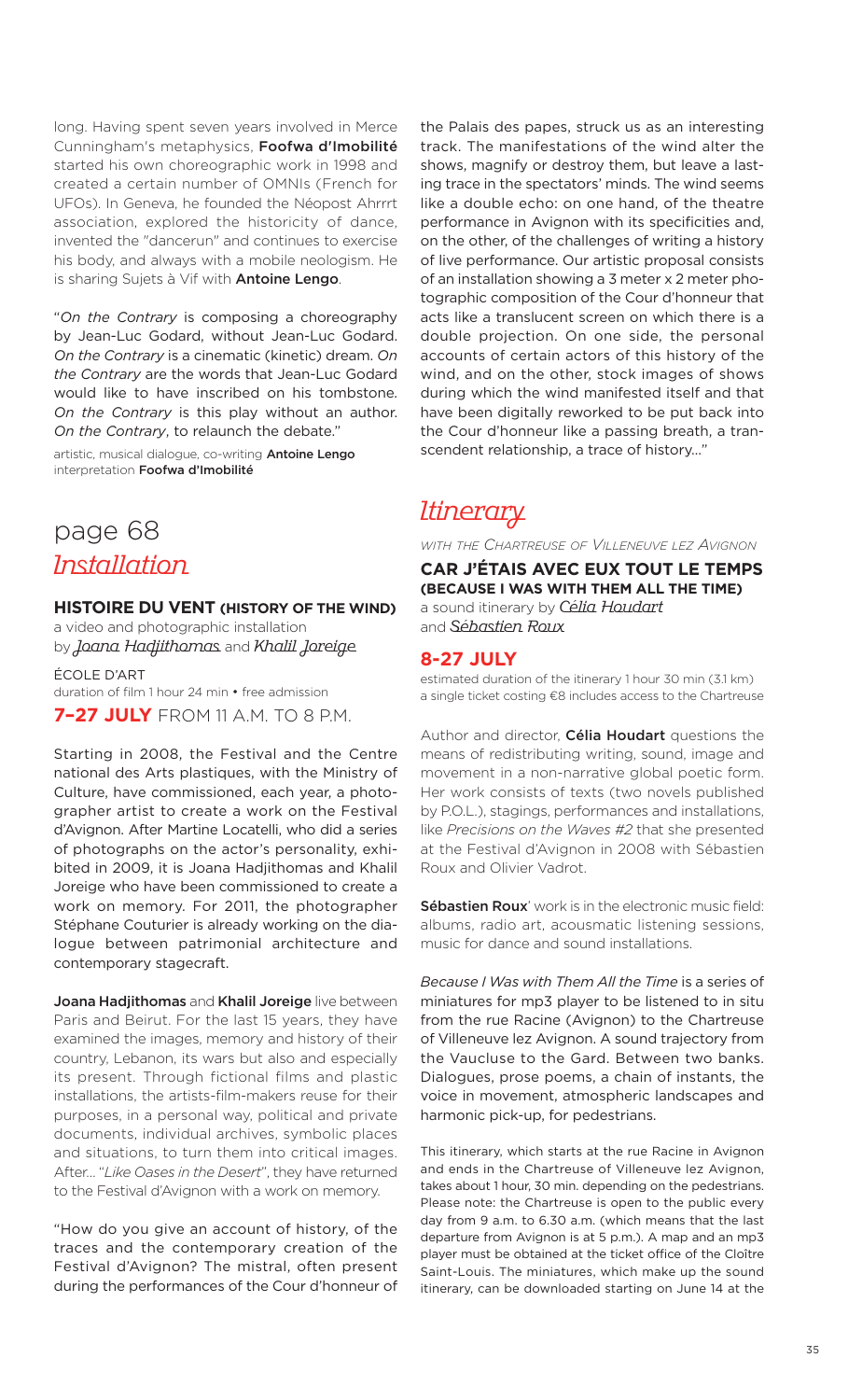long. Having spent seven years involved in Merce Cunningham's metaphysics, **Foofwa d'Imobilité** started his own choreographic work in 1998 and created a certain number of OMNIs (French for UFOs). In Geneva, he founded the Néopost Ahrrrt association, explored the historicity of dance, invented the "dancerun" and continues to exercise his body, and always with a mobile neologism. He is sharing Sujets à Vif with **Antoine Lengo**.

"*On the Contrary* is composing a choreography by Jean-Luc Godard, without Jean-Luc Godard. *On the Contrary* is a cinematic (kinetic) dream. *On the Contrary* are the words that Jean-Luc Godard would like to have inscribed on his tombstone. *On the Contrary* is this play without an author. *On the Contrary*, to relaunch the debate."

artistic, musical dialogue, co-writing **Antoine Lengo**
interpretation **Foofwa d'Imobilité**

## page 68
## *Installation*

### HISTOIRE DU VENT (HISTORY OF THE WIND)

a video and photographic installation
by *Joana Hadjithomas* and *Khalil Joreige*

ÉCOLE D'ART
duration of film 1 hour 24 min • free admission

**7–27 JULY** FROM 11 A.M. TO 8 P.M.

Starting in 2008, the Festival and the Centre national des Arts plastiques, with the Ministry of Culture, have commissioned, each year, a photographer artist to create a work on the Festival d'Avignon. After Martine Locatelli, who did a series of photographs on the actor's personality, exhibited in 2009, it is Joana Hadjithomas and Khalil Joreige who have been commissioned to create a work on memory. For 2011, the photographer Stéphane Couturier is already working on the dialogue between patrimonial architecture and contemporary stagecraft.

**Joana Hadjithomas** and **Khalil Joreige** live between Paris and Beirut. For the last 15 years, they have examined the images, memory and history of their country, Lebanon, its wars but also and especially its present. Through fictional films and plastic installations, the artists-film-makers reuse for their purposes, in a personal way, political and private documents, individual archives, symbolic places and situations, to turn them into critical images. After... "*Like Oases in the Desert*", they have returned to the Festival d'Avignon with a work on memory.

"How do you give an account of history, of the traces and the contemporary creation of the Festival d'Avignon? The mistral, often present during the performances of the Cour d'honneur of the Palais des papes, struck us as an interesting track. The manifestations of the wind alter the shows, magnify or destroy them, but leave a lasting trace in the spectators' minds. The wind seems like a double echo: on one hand, of the theatre performance in Avignon with its specificities and, on the other, of the challenges of writing a history of live performance. Our artistic proposal consists of an installation showing a 3 meter x 2 meter photographic composition of the Cour d'honneur that acts like a translucent screen on which there is a double projection. On one side, the personal accounts of certain actors of this history of the wind, and on the other, stock images of shows during which the wind manifested itself and that have been digitally reworked to be put back into the Cour d'honneur like a passing breath, a transcendent relationship, a trace of history..."

## *Itinerary*

*WITH THE CHARTREUSE OF VILLENEUVE LEZ AVIGNON*

### CAR J'ÉTAIS AVEC EUX TOUT LE TEMPS (BECAUSE I WAS WITH THEM ALL THE TIME)

a sound itinerary by *Célia Houdart*
and *Sébastien Roux*

**8-27 JULY**

estimated duration of the itinerary 1 hour 30 min (3.1 km)
a single ticket costing €8 includes access to the Chartreuse

Author and director, **Célia Houdart** questions the means of redistributing writing, sound, image and movement in a non-narrative global poetic form. Her work consists of texts (two novels published by P.O.L.), stagings, performances and installations, like *Precisions on the Waves #2* that she presented at the Festival d'Avignon in 2008 with Sébastien Roux and Olivier Vadrot.

**Sébastien Roux**' work is in the electronic music field: albums, radio art, acousmatic listening sessions, music for dance and sound installations.

*Because I Was with Them All the Time* is a series of miniatures for mp3 player to be listened to in situ from the rue Racine (Avignon) to the Chartreuse of Villeneuve lez Avignon. A sound trajectory from the Vaucluse to the Gard. Between two banks. Dialogues, prose poems, a chain of instants, the voice in movement, atmospheric landscapes and harmonic pick-up, for pedestrians.

This itinerary, which starts at the rue Racine in Avignon and ends in the Chartreuse of Villeneuve lez Avignon, takes about 1 hour, 30 min. depending on the pedestrians. Please note: the Chartreuse is open to the public every day from 9 a.m. to 6.30 a.m. (which means that the last departure from Avignon is at 5 p.m.). A map and an mp3 player must be obtained at the ticket office of the Cloître Saint-Louis. The miniatures, which make up the sound itinerary, can be downloaded starting on June 14 at the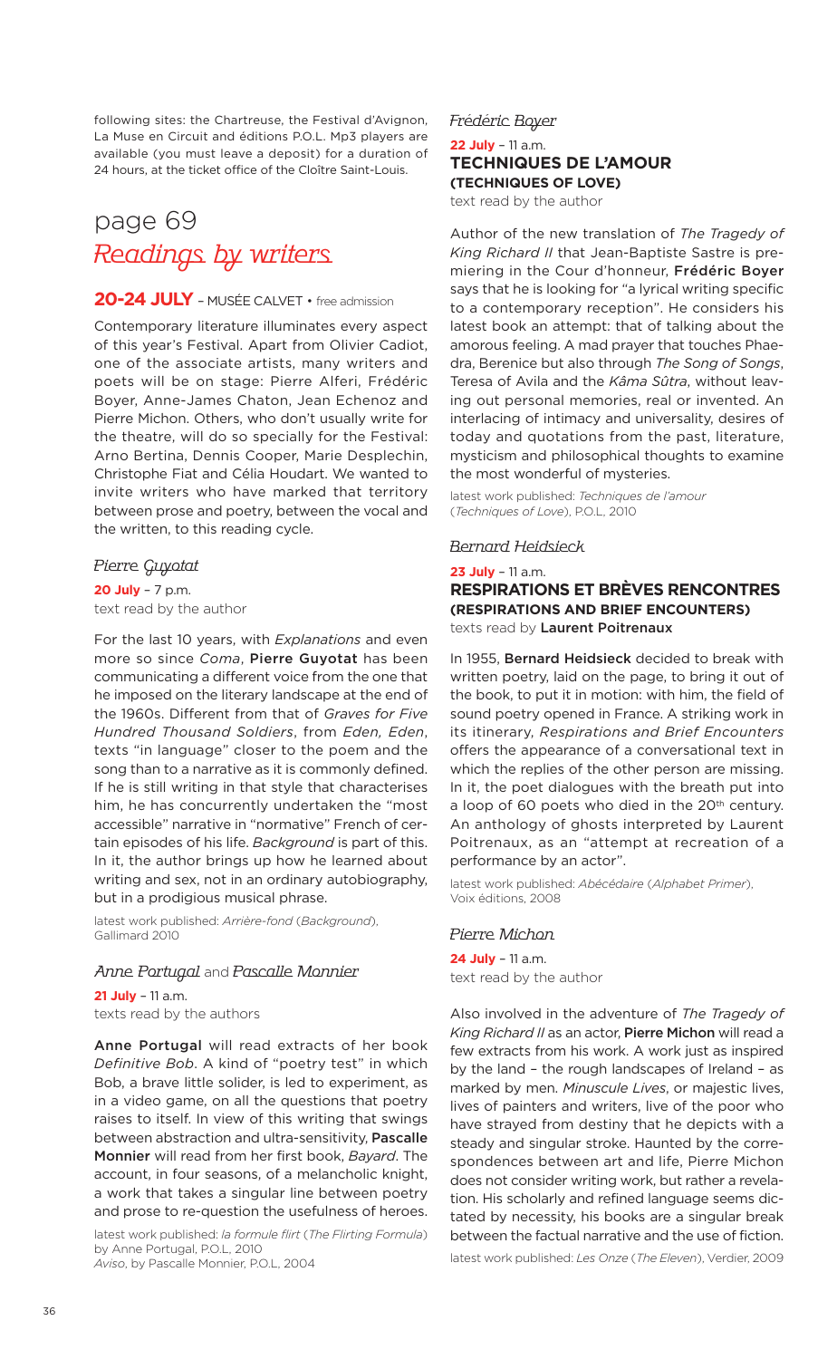following sites: the Chartreuse, the Festival d'Avignon, La Muse en Circuit and éditions P.O.L. Mp3 players are available (you must leave a deposit) for a duration of 24 hours, at the ticket office of the Cloître Saint-Louis.

# page 69
# *Readings by writers*

## 20-24 JULY – MUSÉE CALVET • free admission

Contemporary literature illuminates every aspect of this year's Festival. Apart from Olivier Cadiot, one of the associate artists, many writers and poets will be on stage: Pierre Alferi, Frédéric Boyer, Anne-James Chaton, Jean Echenoz and Pierre Michon. Others, who don't usually write for the theatre, will do so specially for the Festival: Arno Bertina, Dennis Cooper, Marie Desplechin, Christophe Fiat and Célia Houdart. We wanted to invite writers who have marked that territory between prose and poetry, between the vocal and the written, to this reading cycle.

### *Pierre Guyotat*

**20 July** – 7 p.m.
text read by the author

For the last 10 years, with *Explanations* and even more so since *Coma*, **Pierre Guyotat** has been communicating a different voice from the one that he imposed on the literary landscape at the end of the 1960s. Different from that of *Graves for Five Hundred Thousand Soldiers*, from *Eden, Eden*, texts "in language" closer to the poem and the song than to a narrative as it is commonly defined. If he is still writing in that style that characterises him, he has concurrently undertaken the "most accessible" narrative in "normative" French of certain episodes of his life. *Background* is part of this. In it, the author brings up how he learned about writing and sex, not in an ordinary autobiography, but in a prodigious musical phrase.

latest work published: *Arrière-fond* (*Background*), Gallimard 2010

### *Anne Portugal* and *Pascalle Monnier*

**21 July** – 11 a.m.
texts read by the authors

**Anne Portugal** will read extracts of her book *Definitive Bob*. A kind of "poetry test" in which Bob, a brave little solider, is led to experiment, as in a video game, on all the questions that poetry raises to itself. In view of this writing that swings between abstraction and ultra-sensitivity, **Pascalle Monnier** will read from her first book, *Bayard*. The account, in four seasons, of a melancholic knight, a work that takes a singular line between poetry and prose to re-question the usefulness of heroes.

latest work published: *la formule flirt* (*The Flirting Formula*) by Anne Portugal, P.O.L, 2010
*Aviso*, by Pascalle Monnier, P.O.L, 2004

### *Frédéric Boyer*

**22 July** – 11 a.m.
**TECHNIQUES DE L'AMOUR**
**(TECHNIQUES OF LOVE)**
text read by the author

Author of the new translation of *The Tragedy of King Richard II* that Jean-Baptiste Sastre is premiering in the Cour d'honneur, **Frédéric Boyer** says that he is looking for "a lyrical writing specific to a contemporary reception". He considers his latest book an attempt: that of talking about the amorous feeling. A mad prayer that touches Phaedra, Berenice but also through *The Song of Songs*, Teresa of Avila and the *Kâma Sûtra*, without leaving out personal memories, real or invented. An interlacing of intimacy and universality, desires of today and quotations from the past, literature, mysticism and philosophical thoughts to examine the most wonderful of mysteries.

latest work published: *Techniques de l'amour* (*Techniques of Love*), P.O.L, 2010

### *Bernard Heidsieck*

**23 July** – 11 a.m.
**RESPIRATIONS ET BRÈVES RENCONTRES**
**(RESPIRATIONS AND BRIEF ENCOUNTERS)**
texts read by **Laurent Poitrenaux**

In 1955, **Bernard Heidsieck** decided to break with written poetry, laid on the page, to bring it out of the book, to put it in motion: with him, the field of sound poetry opened in France. A striking work in its itinerary, *Respirations and Brief Encounters* offers the appearance of a conversational text in which the replies of the other person are missing. In it, the poet dialogues with the breath put into a loop of 60 poets who died in the 20th century. An anthology of ghosts interpreted by Laurent Poitrenaux, as an "attempt at recreation of a performance by an actor".

latest work published: *Abécédaire* (*Alphabet Primer*), Voix éditions, 2008

### *Pierre Michon*

**24 July** – 11 a.m.
text read by the author

Also involved in the adventure of *The Tragedy of King Richard II* as an actor, **Pierre Michon** will read a few extracts from his work. A work just as inspired by the land – the rough landscapes of Ireland – as marked by men. *Minuscule Lives*, or majestic lives, lives of painters and writers, live of the poor who have strayed from destiny that he depicts with a steady and singular stroke. Haunted by the correspondences between art and life, Pierre Michon does not consider writing work, but rather a revelation. His scholarly and refined language seems dictated by necessity, his books are a singular break between the factual narrative and the use of fiction.

latest work published: *Les Onze* (*The Eleven*), Verdier, 2009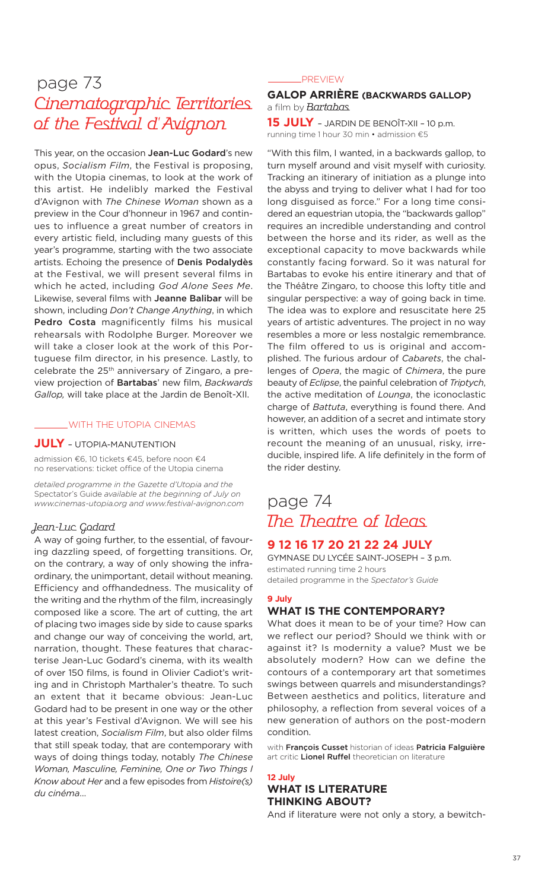## page 73
# *Cinematographic Territories of the Festival d'Avignon*

This year, on the occasion **Jean-Luc Godard**'s new opus, *Socialism Film*, the Festival is proposing, with the Utopia cinemas, to look at the work of this artist. He indelibly marked the Festival d'Avignon with *The Chinese Woman* shown as a preview in the Cour d'honneur in 1967 and continues to influence a great number of creators in every artistic field, including many guests of this year's programme, starting with the two associate artists. Echoing the presence of **Denis Podalydès** at the Festival, we will present several films in which he acted, including *God Alone Sees Me*. Likewise, several films with **Jeanne Balibar** will be shown, including *Don't Change Anything*, in which **Pedro Costa** magnificently films his musical rehearsals with Rodolphe Burger. Moreover we will take a closer look at the work of this Portuguese film director, in his presence. Lastly, to celebrate the 25th anniversary of Zingaro, a preview projection of **Bartabas**' new film, *Backwards Gallop,* will take place at the Jardin de Benoît-XII.

WITH THE UTOPIA CINEMAS

**JULY** – UTOPIA-MANUTENTION

admission €6, 10 tickets €45, before noon €4
no reservations: ticket office of the Utopia cinema

*detailed programme in the Gazette d'Utopia and the* Spectator's Guide *available at the beginning of July on www.cinemas-utopia.org and www.festival-avignon.com*

### *Jean-Luc Godard*

A way of going further, to the essential, of favouring dazzling speed, of forgetting transitions. Or, on the contrary, a way of only showing the infra-ordinary, the unimportant, detail without meaning. Efficiency and offhandedness. The musicality of the writing and the rhythm of the film, increasingly composed like a score. The art of cutting, the art of placing two images side by side to cause sparks and change our way of conceiving the world, art, narration, thought. These features that characterise Jean-Luc Godard's cinema, with its wealth of over 150 films, is found in Olivier Cadiot's writing and in Christoph Marthaler's theatre. To such an extent that it became obvious: Jean-Luc Godard had to be present in one way or the other at this year's Festival d'Avignon. We will see his latest creation, *Socialism Film*, but also older films that still speak today, that are contemporary with ways of doing things today, notably *The Chinese Woman, Masculine, Feminine, One or Two Things I Know about Her* and a few episodes from *Histoire(s) du cinéma*...

PREVIEW

### GALOP ARRIÈRE (BACKWARDS GALLOP)

a film by *Bartabas*

**15 JULY** – JARDIN DE BENOÎT-XII – 10 p.m.
running time 1 hour 30 min • admission €5

"With this film, I wanted, in a backwards gallop, to turn myself around and visit myself with curiosity. Tracking an itinerary of initiation as a plunge into the abyss and trying to deliver what I had for too long disguised as force." For a long time considered an equestrian utopia, the "backwards gallop" requires an incredible understanding and control between the horse and its rider, as well as the exceptional capacity to move backwards while constantly facing forward. So it was natural for Bartabas to evoke his entire itinerary and that of the Théâtre Zingaro, to choose this lofty title and singular perspective: a way of going back in time. The idea was to explore and resuscitate here 25 years of artistic adventures. The project in no way resembles a more or less nostalgic remembrance. The film offered to us is original and accomplished. The furious ardour of *Cabarets*, the challenges of *Opera*, the magic of *Chimera*, the pure beauty of *Eclipse*, the painful celebration of *Triptych*, the active meditation of *Lounga*, the iconoclastic charge of *Battuta*, everything is found there. And however, an addition of a secret and intimate story is written, which uses the words of poets to recount the meaning of an unusual, risky, irreducible, inspired life. A life definitely in the form of the rider destiny.

## page 74
# *The Theatre of Ideas*

**9 12 16 17 20 21 22 24 JULY**

GYMNASE DU LYCÉE SAINT-JOSEPH – 3 p.m.
estimated running time 2 hours
detailed programme in the *Spectator's Guide*

**9 July**

### WHAT IS THE CONTEMPORARY?

What does it mean to be of your time? How can we reflect our period? Should we think with or against it? Is modernity a value? Must we be absolutely modern? How can we define the contours of a contemporary art that sometimes swings between quarrels and misunderstandings? Between aesthetics and politics, literature and philosophy, a reflection from several voices of a new generation of authors on the post-modern condition.

with **François Cusset** historian of ideas **Patricia Falguière** art critic **Lionel Ruffel** theoretician on literature

**12 July**

### WHAT IS LITERATURE THINKING ABOUT?

And if literature were not only a story, a bewitch-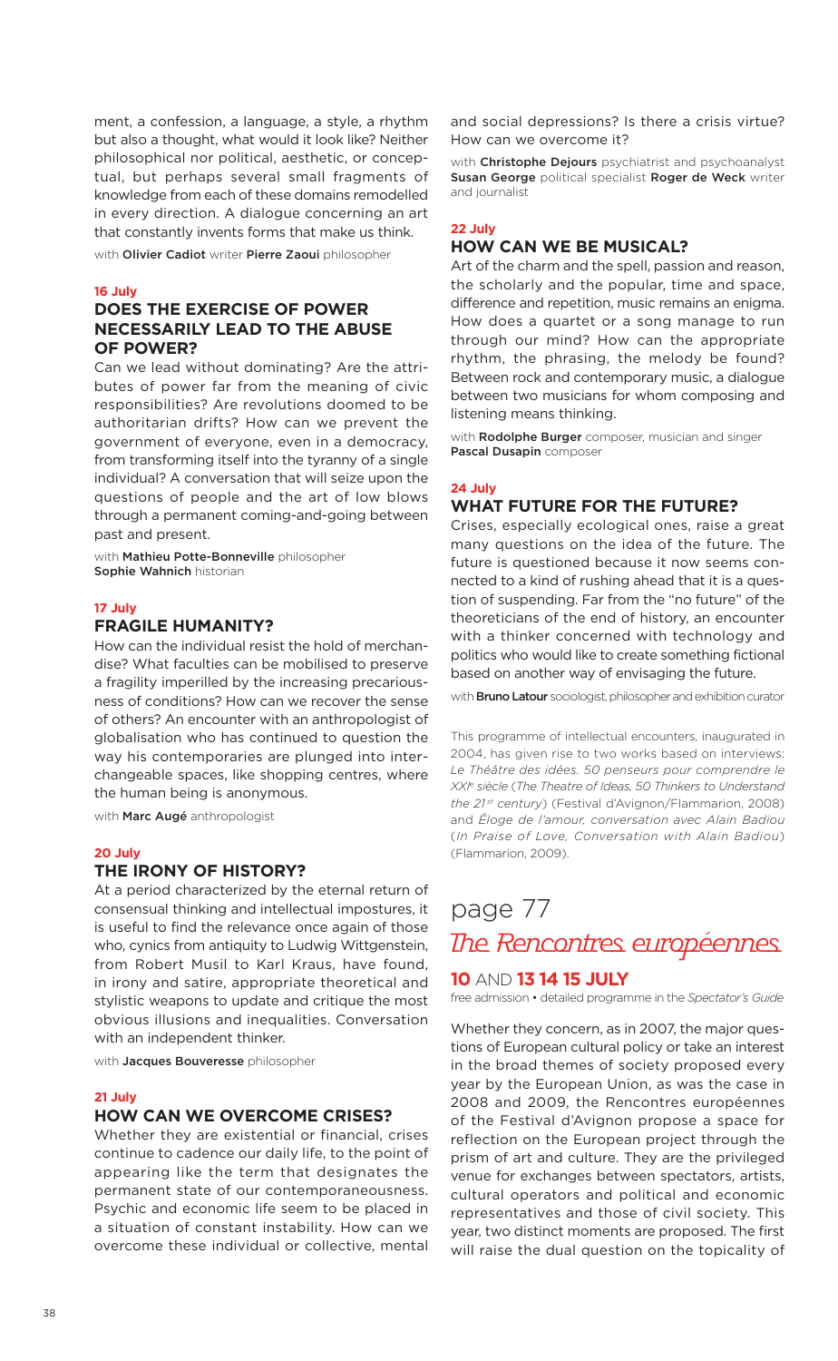ment, a confession, a language, a style, a rhythm but also a thought, what would it look like? Neither philosophical nor political, aesthetic, or conceptual, but perhaps several small fragments of knowledge from each of these domains remodelled in every direction. A dialogue concerning an art that constantly invents forms that make us think.

with **Olivier Cadiot** writer **Pierre Zaoui** philosopher

**16 July**

### DOES THE EXERCISE OF POWER NECESSARILY LEAD TO THE ABUSE OF POWER?

Can we lead without dominating? Are the attributes of power far from the meaning of civic responsibilities? Are revolutions doomed to be authoritarian drifts? How can we prevent the government of everyone, even in a democracy, from transforming itself into the tyranny of a single individual? A conversation that will seize upon the questions of people and the art of low blows through a permanent coming-and-going between past and present.

with **Mathieu Potte-Bonneville** philosopher
**Sophie Wahnich** historian

**17 July**

### FRAGILE HUMANITY?

How can the individual resist the hold of merchandise? What faculties can be mobilised to preserve a fragility imperilled by the increasing precariousness of conditions? How can we recover the sense of others? An encounter with an anthropologist of globalisation who has continued to question the way his contemporaries are plunged into interchangeable spaces, like shopping centres, where the human being is anonymous.

with **Marc Augé** anthropologist

**20 July**

### THE IRONY OF HISTORY?

At a period characterized by the eternal return of consensual thinking and intellectual impostures, it is useful to find the relevance once again of those who, cynics from antiquity to Ludwig Wittgenstein, from Robert Musil to Karl Kraus, have found, in irony and satire, appropriate theoretical and stylistic weapons to update and critique the most obvious illusions and inequalities. Conversation with an independent thinker.

with **Jacques Bouveresse** philosopher

**21 July**

### HOW CAN WE OVERCOME CRISES?

Whether they are existential or financial, crises continue to cadence our daily life, to the point of appearing like the term that designates the permanent state of our contemporaneousness. Psychic and economic life seem to be placed in a situation of constant instability. How can we overcome these individual or collective, mental and social depressions? Is there a crisis virtue? How can we overcome it?

with **Christophe Dejours** psychiatrist and psychoanalyst **Susan George** political specialist **Roger de Weck** writer and journalist

**22 July**

### HOW CAN WE BE MUSICAL?

Art of the charm and the spell, passion and reason, the scholarly and the popular, time and space, difference and repetition, music remains an enigma. How does a quartet or a song manage to run through our mind? How can the appropriate rhythm, the phrasing, the melody be found? Between rock and contemporary music, a dialogue between two musicians for whom composing and listening means thinking.

with **Rodolphe Burger** composer, musician and singer **Pascal Dusapin** composer

**24 July**

### WHAT FUTURE FOR THE FUTURE?

Crises, especially ecological ones, raise a great many questions on the idea of the future. The future is questioned because it now seems connected to a kind of rushing ahead that it is a question of suspending. Far from the "no future" of the theoreticians of the end of history, an encounter with a thinker concerned with technology and politics who would like to create something fictional based on another way of envisaging the future.

with **Bruno Latour** sociologist, philosopher and exhibition curator

This programme of intellectual encounters, inaugurated in 2004, has given rise to two works based on interviews: *Le Théâtre des idées. 50 penseurs pour comprendre le XXIe siècle* (*The Theatre of Ideas, 50 Thinkers to Understand the 21st century*) (Festival d'Avignon/Flammarion, 2008) and *Éloge de l'amour, conversation avec Alain Badiou* (*In Praise of Love, Conversation with Alain Badiou*) (Flammarion, 2009).

page 77

## *The Rencontres européennes*

**10** AND **13 14 15 JULY**

free admission • detailed programme in the *Spectator's Guide*

Whether they concern, as in 2007, the major questions of European cultural policy or take an interest in the broad themes of society proposed every year by the European Union, as was the case in 2008 and 2009, the Rencontres européennes of the Festival d'Avignon propose a space for reflection on the European project through the prism of art and culture. They are the privileged venue for exchanges between spectators, artists, cultural operators and political and economic representatives and those of civil society. This year, two distinct moments are proposed. The first will raise the dual question on the topicality of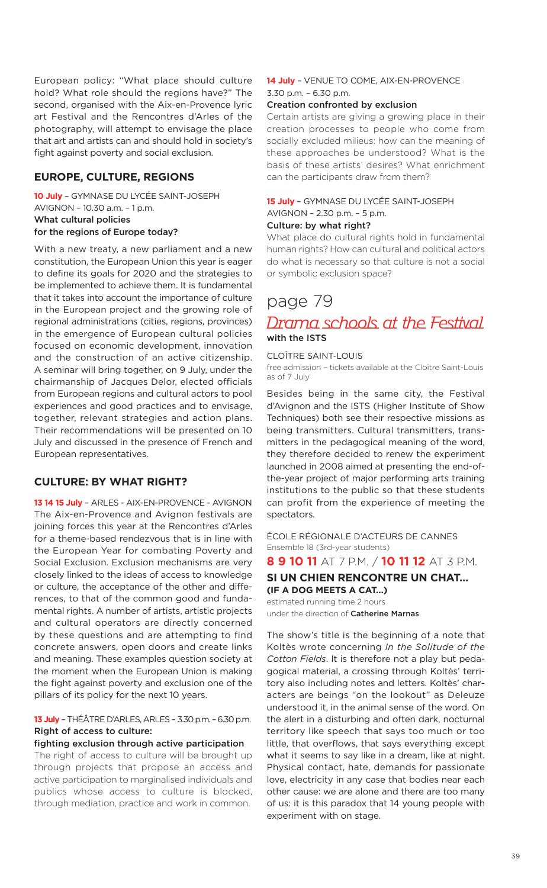European policy: "What place should culture hold? What role should the regions have?" The second, organised with the Aix-en-Provence lyric art Festival and the Rencontres d'Arles of the photography, will attempt to envisage the place that art and artists can and should hold in society's fight against poverty and social exclusion.

## EUROPE, CULTURE, REGIONS

**10 July** – GYMNASE DU LYCÉE SAINT-JOSEPH AVIGNON – 10.30 a.m. – 1 p.m.
**What cultural policies for the regions of Europe today?**

With a new treaty, a new parliament and a new constitution, the European Union this year is eager to define its goals for 2020 and the strategies to be implemented to achieve them. It is fundamental that it takes into account the importance of culture in the European project and the growing role of regional administrations (cities, regions, provinces) in the emergence of European cultural policies focused on economic development, innovation and the construction of an active citizenship. A seminar will bring together, on 9 July, under the chairmanship of Jacques Delor, elected officials from European regions and cultural actors to pool experiences and good practices and to envisage, together, relevant strategies and action plans. Their recommendations will be presented on 10 July and discussed in the presence of French and European representatives.

## CULTURE: BY WHAT RIGHT?

**13 14 15 July** – ARLES - AIX-EN-PROVENCE - AVIGNON
The Aix-en-Provence and Avignon festivals are joining forces this year at the Rencontres d'Arles for a theme-based rendezvous that is in line with the European Year for combating Poverty and Social Exclusion. Exclusion mechanisms are very closely linked to the ideas of access to knowledge or culture, the acceptance of the other and differences, to that of the common good and fundamental rights. A number of artists, artistic projects and cultural operators are directly concerned by these questions and are attempting to find concrete answers, open doors and create links and meaning. These examples question society at the moment when the European Union is making the fight against poverty and exclusion one of the pillars of its policy for the next 10 years.

**13 July** – THÉÂTRE D'ARLES, ARLES – 3.30 p.m. – 6.30 p.m.
**Right of access to culture: fighting exclusion through active participation**
The right of access to culture will be brought up through projects that propose an access and active participation to marginalised individuals and publics whose access to culture is blocked, through mediation, practice and work in common.

**14 July** – VENUE TO COME, AIX-EN-PROVENCE 3.30 p.m. – 6.30 p.m.
**Creation confronted by exclusion**
Certain artists are giving a growing place in their creation processes to people who come from socially excluded milieus: how can the meaning of these approaches be understood? What is the basis of these artists' desires? What enrichment can the participants draw from them?

**15 July** – GYMNASE DU LYCÉE SAINT-JOSEPH AVIGNON – 2.30 p.m. – 5 p.m.
**Culture: by what right?**
What place do cultural rights hold in fundamental human rights? How can cultural and political actors do what is necessary so that culture is not a social or symbolic exclusion space?

page 79

# *Drama schools at the Festival*

**with the ISTS**

CLOÎTRE SAINT-LOUIS
free admission – tickets available at the Cloître Saint-Louis as of 7 July

Besides being in the same city, the Festival d'Avignon and the ISTS (Higher Institute of Show Techniques) both see their respective missions as being transmitters. Cultural transmitters, transmitters in the pedagogical meaning of the word, they therefore decided to renew the experiment launched in 2008 aimed at presenting the end-of-the-year project of major performing arts training institutions to the public so that these students can profit from the experience of meeting the spectators.

ÉCOLE RÉGIONALE D'ACTEURS DE CANNES
Ensemble 18 (3rd-year students)

**8 9 10 11** AT 7 P.M. / **10 11 12** AT 3 P.M.

### SI UN CHIEN RENCONTRE UN CHAT... (IF A DOG MEETS A CAT...)

estimated running time 2 hours
under the direction of **Catherine Marnas**

The show's title is the beginning of a note that Koltès wrote concerning *In the Solitude of the Cotton Fields*. It is therefore not a play but pedagogical material, a crossing through Koltès' territory also including notes and letters. Koltès' characters are beings "on the lookout" as Deleuze understood it, in the animal sense of the word. On the alert in a disturbing and often dark, nocturnal territory like speech that says too much or too little, that overflows, that says everything except what it seems to say like in a dream, like at night. Physical contact, hate, demands for passionate love, electricity in any case that bodies near each other cause: we are alone and there are too many of us: it is this paradox that 14 young people with experiment with on stage.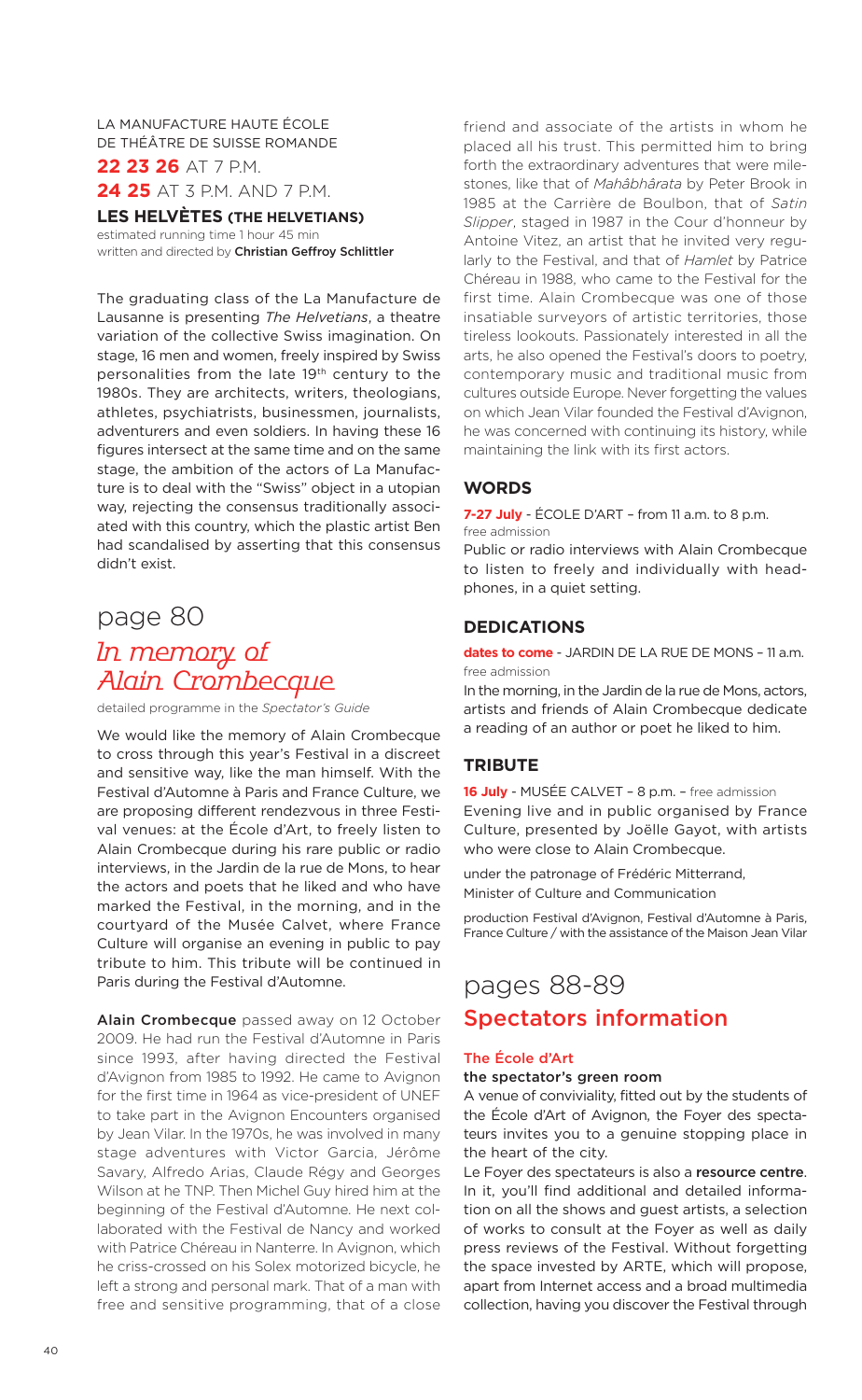LA MANUFACTURE HAUTE ÉCOLE DE THÉÂTRE DE SUISSE ROMANDE

**22 23 26** AT 7 P.M.

**24 25** AT 3 P.M. AND 7 P.M.

**LES HELVÈTES (THE HELVETIANS)**

estimated running time 1 hour 45 min
written and directed by **Christian Geffroy Schlittler**

The graduating class of the La Manufacture de Lausanne is presenting *The Helvetians*, a theatre variation of the collective Swiss imagination. On stage, 16 men and women, freely inspired by Swiss personalities from the late 19th century to the 1980s. They are architects, writers, theologians, athletes, psychiatrists, businessmen, journalists, adventurers and even soldiers. In having these 16 figures intersect at the same time and on the same stage, the ambition of the actors of La Manufacture is to deal with the "Swiss" object in a utopian way, rejecting the consensus traditionally associated with this country, which the plastic artist Ben had scandalised by asserting that this consensus didn't exist.

## page 80

# *In memory of Alain Crombecque*

detailed programme in the *Spectator's Guide*

We would like the memory of Alain Crombecque to cross through this year's Festival in a discreet and sensitive way, like the man himself. With the Festival d'Automne à Paris and France Culture, we are proposing different rendezvous in three Festival venues: at the École d'Art, to freely listen to Alain Crombecque during his rare public or radio interviews, in the Jardin de la rue de Mons, to hear the actors and poets that he liked and who have marked the Festival, in the morning, and in the courtyard of the Musée Calvet, where France Culture will organise an evening in public to pay tribute to him. This tribute will be continued in Paris during the Festival d'Automne.

**Alain Crombecque** passed away on 12 October 2009. He had run the Festival d'Automne in Paris since 1993, after having directed the Festival d'Avignon from 1985 to 1992. He came to Avignon for the first time in 1964 as vice-president of UNEF to take part in the Avignon Encounters organised by Jean Vilar. In the 1970s, he was involved in many stage adventures with Victor Garcia, Jérôme Savary, Alfredo Arias, Claude Régy and Georges Wilson at he TNP. Then Michel Guy hired him at the beginning of the Festival d'Automne. He next collaborated with the Festival de Nancy and worked with Patrice Chéreau in Nanterre. In Avignon, which he criss-crossed on his Solex motorized bicycle, he left a strong and personal mark. That of a man with free and sensitive programming, that of a close friend and associate of the artists in whom he placed all his trust. This permitted him to bring forth the extraordinary adventures that were milestones, like that of *Mahâbhârata* by Peter Brook in 1985 at the Carrière de Boulbon, that of *Satin Slipper*, staged in 1987 in the Cour d'honneur by Antoine Vitez, an artist that he invited very regularly to the Festival, and that of *Hamlet* by Patrice Chéreau in 1988, who came to the Festival for the first time. Alain Crombecque was one of those insatiable surveyors of artistic territories, those tireless lookouts. Passionately interested in all the arts, he also opened the Festival's doors to poetry, contemporary music and traditional music from cultures outside Europe. Never forgetting the values on which Jean Vilar founded the Festival d'Avignon, he was concerned with continuing its history, while maintaining the link with its first actors.

### WORDS

**7-27 July** - ÉCOLE D'ART – from 11 a.m. to 8 p.m.
free admission

Public or radio interviews with Alain Crombecque to listen to freely and individually with headphones, in a quiet setting.

### DEDICATIONS

**dates to come** - JARDIN DE LA RUE DE MONS – 11 a.m.
free admission

In the morning, in the Jardin de la rue de Mons, actors, artists and friends of Alain Crombecque dedicate a reading of an author or poet he liked to him.

### TRIBUTE

**16 July** - MUSÉE CALVET – 8 p.m. – free admission

Evening live and in public organised by France Culture, presented by Joëlle Gayot, with artists who were close to Alain Crombecque.

under the patronage of Frédéric Mitterrand,
Minister of Culture and Communication

production Festival d'Avignon, Festival d'Automne à Paris, France Culture / with the assistance of the Maison Jean Vilar

## pages 88-89

# Spectators information

### The École d'Art

**the spectator's green room**

A venue of conviviality, fitted out by the students of the École d'Art of Avignon, the Foyer des spectateurs invites you to a genuine stopping place in the heart of the city.

Le Foyer des spectateurs is also a **resource centre**. In it, you'll find additional and detailed information on all the shows and guest artists, a selection of works to consult at the Foyer as well as daily press reviews of the Festival. Without forgetting the space invested by ARTE, which will propose, apart from Internet access and a broad multimedia collection, having you discover the Festival through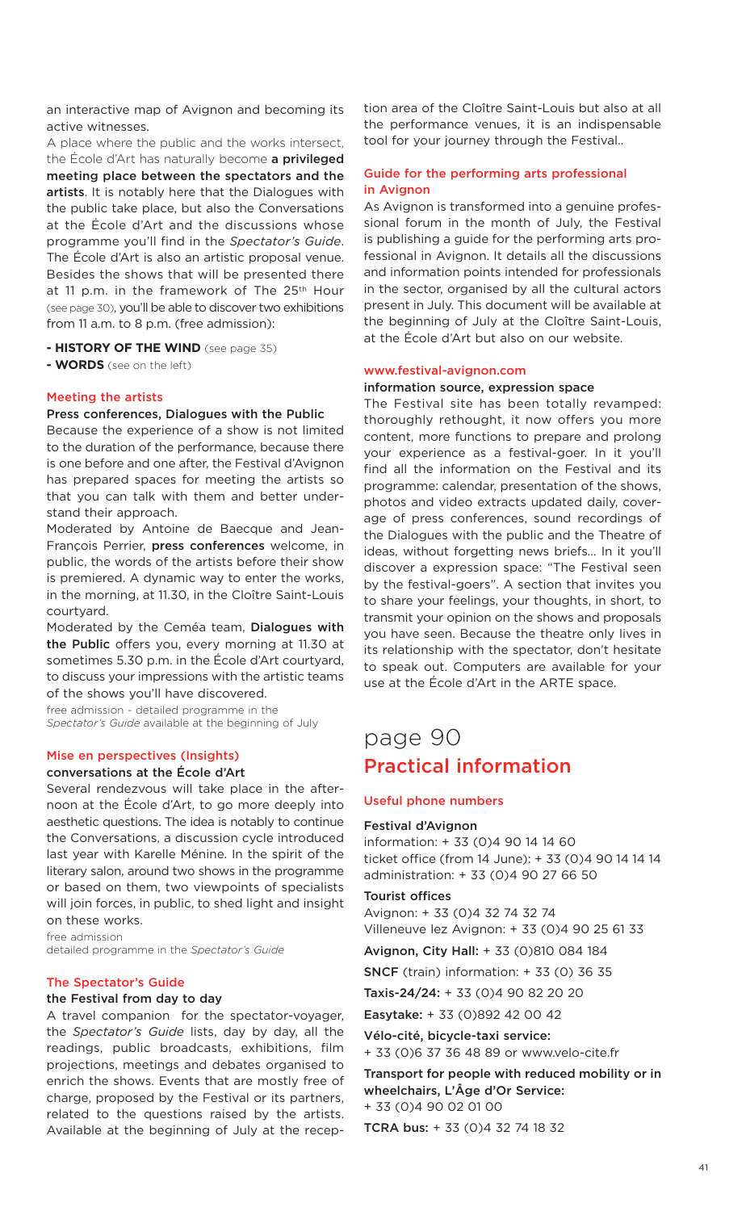an interactive map of Avignon and becoming its active witnesses.

A place where the public and the works intersect, the École d'Art has naturally become **a privileged meeting place between the spectators and the artists**. It is notably here that the Dialogues with the public take place, but also the Conversations at the École d'Art and the discussions whose programme you'll find in the *Spectator's Guide*. The École d'Art is also an artistic proposal venue. Besides the shows that will be presented there at 11 p.m. in the framework of The 25th Hour (see page 30), you'll be able to discover two exhibitions from 11 a.m. to 8 p.m. (free admission):

- **HISTORY OF THE WIND** (see page 35)
- **WORDS** (see on the left)

### Meeting the artists

**Press conferences, Dialogues with the Public**

Because the experience of a show is not limited to the duration of the performance, because there is one before and one after, the Festival d'Avignon has prepared spaces for meeting the artists so that you can talk with them and better understand their approach.

Moderated by Antoine de Baecque and Jean-François Perrier, **press conferences** welcome, in public, the words of the artists before their show is premiered. A dynamic way to enter the works, in the morning, at 11.30, in the Cloître Saint-Louis courtyard.

Moderated by the Ceméa team, **Dialogues with the Public** offers you, every morning at 11.30 at sometimes 5.30 p.m. in the École d'Art courtyard, to discuss your impressions with the artistic teams of the shows you'll have discovered.

free admission - detailed programme in the *Spectator's Guide* available at the beginning of July

### Mise en perspectives (Insights)

**conversations at the École d'Art**

Several rendezvous will take place in the afternoon at the École d'Art, to go more deeply into aesthetic questions. The idea is notably to continue the Conversations, a discussion cycle introduced last year with Karelle Ménine. In the spirit of the literary salon, around two shows in the programme or based on them, two viewpoints of specialists will join forces, in public, to shed light and insight on these works.

free admission
detailed programme in the *Spectator's Guide*

### The Spectator's Guide

**the Festival from day to day**

A travel companion for the spectator-voyager, the *Spectator's Guide* lists, day by day, all the readings, public broadcasts, exhibitions, film projections, meetings and debates organised to enrich the shows. Events that are mostly free of charge, proposed by the Festival or its partners, related to the questions raised by the artists. Available at the beginning of July at the reception area of the Cloître Saint-Louis but also at all the performance venues, it is an indispensable tool for your journey through the Festival..

### Guide for the performing arts professional in Avignon

As Avignon is transformed into a genuine professional forum in the month of July, the Festival is publishing a guide for the performing arts professional in Avignon. It details all the discussions and information points intended for professionals in the sector, organised by all the cultural actors present in July. This document will be available at the beginning of July at the Cloître Saint-Louis, at the École d'Art but also on our website.

### www.festival-avignon.com

**information source, expression space**

The Festival site has been totally revamped: thoroughly rethought, it now offers you more content, more functions to prepare and prolong your experience as a festival-goer. In it you'll find all the information on the Festival and its programme: calendar, presentation of the shows, photos and video extracts updated daily, coverage of press conferences, sound recordings of the Dialogues with the public and the Theatre of ideas, without forgetting news briefs... In it you'll discover a expression space: "The Festival seen by the festival-goers". A section that invites you to share your feelings, your thoughts, in short, to transmit your opinion on the shows and proposals you have seen. Because the theatre only lives in its relationship with the spectator, don't hesitate to speak out. Computers are available for your use at the École d'Art in the ARTE space.

# page 90
# Practical information

### Useful phone numbers

**Festival d'Avignon**
information: + 33 (0)4 90 14 14 60
ticket office (from 14 June): + 33 (0)4 90 14 14 14
administration: + 33 (0)4 90 27 66 50

**Tourist offices**
Avignon: + 33 (0)4 32 74 32 74
Villeneuve lez Avignon: + 33 (0)4 90 25 61 33

**Avignon, City Hall:** + 33 (0)810 084 184

**SNCF** (train) information: + 33 (0) 36 35

**Taxis-24/24:** + 33 (0)4 90 82 20 20

**Easytake:** + 33 (0)892 42 00 42

**Vélo-cité, bicycle-taxi service:**
+ 33 (0)6 37 36 48 89 or www.velo-cite.fr

**Transport for people with reduced mobility or in wheelchairs, L'Âge d'Or Service:**
+ 33 (0)4 90 02 01 00

**TCRA bus:** + 33 (0)4 32 74 18 32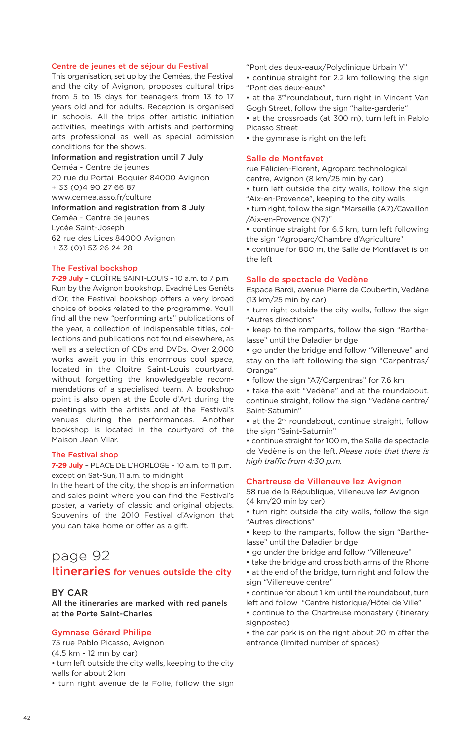### Centre de jeunes et de séjour du Festival

This organisation, set up by the Ceméas, the Festival and the city of Avignon, proposes cultural trips from 5 to 15 days for teenagers from 13 to 17 years old and for adults. Reception is organised in schools. All the trips offer artistic initiation activities, meetings with artists and performing arts professional as well as special admission conditions for the shows.

**Information and registration until 7 July**
Ceméa - Centre de jeunes
20 rue du Portail Boquier 84000 Avignon
+ 33 (0)4 90 27 66 87
www.cemea.asso.fr/culture

**Information and registration from 8 July**
Ceméa - Centre de jeunes
Lycée Saint-Joseph
62 rue des Lices 84000 Avignon
+ 33 (0)1 53 26 24 28

### The Festival bookshop

**7-29 July** – CLOÎTRE SAINT-LOUIS – 10 a.m. to 7 p.m.
Run by the Avignon bookshop, Evadné Les Genêts d'Or, the Festival bookshop offers a very broad choice of books related to the programme. You'll find all the new "performing arts" publications of the year, a collection of indispensable titles, collections and publications not found elsewhere, as well as a selection of CDs and DVDs. Over 2,000 works await you in this enormous cool space, located in the Cloître Saint-Louis courtyard, without forgetting the knowledgeable recommendations of a specialised team. A bookshop point is also open at the École d'Art during the meetings with the artists and at the Festival's venues during the performances. Another bookshop is located in the courtyard of the Maison Jean Vilar.

### The Festival shop

**7-29 July** – PLACE DE L'HORLOGE – 10 a.m. to 11 p.m. except on Sat-Sun, 11 a.m. to midnight
In the heart of the city, the shop is an information and sales point where you can find the Festival's poster, a variety of classic and original objects. Souvenirs of the 2010 Festival d'Avignon that you can take home or offer as a gift.

# page 92
## Itineraries for venues outside the city

### BY CAR

**All the itineraries are marked with red panels at the Porte Saint-Charles**

### Gymnase Gérard Philipe

75 rue Pablo Picasso, Avignon
(4.5 km - 12 mn by car)

- turn left outside the city walls, keeping to the city walls for about 2 km
- turn right avenue de la Folie, follow the sign "Pont des deux-eaux/Polyclinique Urbain V"
- continue straight for 2.2 km following the sign "Pont des deux-eaux"
- at the 3rd roundabout, turn right in Vincent Van Gogh Street, follow the sign "halte-garderie"
- at the crossroads (at 300 m), turn left in Pablo Picasso Street
- the gymnase is right on the left

### Salle de Montfavet

rue Félicien-Florent, Agroparc technological centre, Avignon (8 km/25 min by car)

- turn left outside the city walls, follow the sign "Aix-en-Provence", keeping to the city walls
- turn right, follow the sign "Marseille (A7)/Cavaillon /Aix-en-Provence (N7)"
- continue straight for 6.5 km, turn left following the sign "Agroparc/Chambre d'Agriculture"
- continue for 800 m, the Salle de Montfavet is on the left

### Salle de spectacle de Vedène

Espace Bardi, avenue Pierre de Coubertin, Vedène (13 km/25 min by car)

- turn right outside the city walls, follow the sign "Autres directions"
- keep to the ramparts, follow the sign "Barthelasse" until the Daladier bridge
- go under the bridge and follow "Villeneuve" and stay on the left following the sign "Carpentras/ Orange"
- follow the sign "A7/Carpentras" for 7.6 km
- take the exit "Vedène" and at the roundabout, continue straight, follow the sign "Vedène centre/ Saint-Saturnin"
- at the 2nd roundabout, continue straight, follow the sign "Saint-Saturnin"
- continue straight for 100 m, the Salle de spectacle de Vedène is on the left. *Please note that there is high traffic from 4:30 p.m.*

### Chartreuse de Villeneuve lez Avignon

58 rue de la République, Villeneuve lez Avignon (4 km/20 min by car)

- turn right outside the city walls, follow the sign "Autres directions"
- keep to the ramparts, follow the sign "Barthelasse" until the Daladier bridge
- go under the bridge and follow "Villeneuve"
- take the bridge and cross both arms of the Rhone
- at the end of the bridge, turn right and follow the sign "Villeneuve centre"
- continue for about 1 km until the roundabout, turn left and follow "Centre historique/Hôtel de Ville"
- continue to the Chartreuse monastery (itinerary signposted)
- the car park is on the right about 20 m after the entrance (limited number of spaces)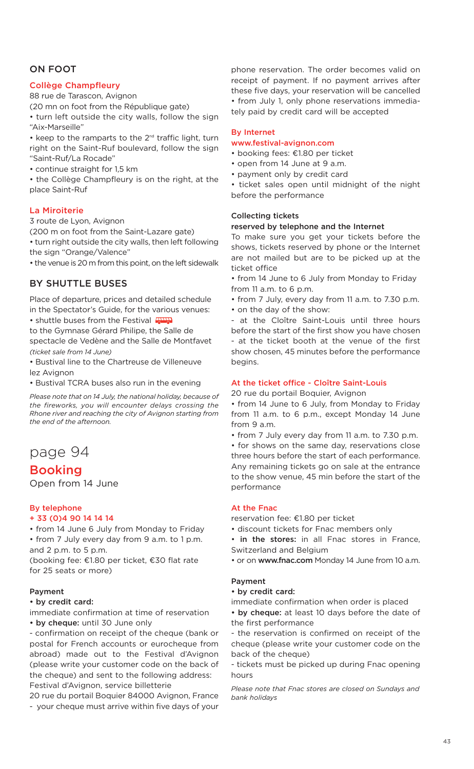## ON FOOT

### Collège Champfleury

88 rue de Tarascon, Avignon

(20 mn on foot from the République gate)

• turn left outside the city walls, follow the sign "Aix-Marseille"

• keep to the ramparts to the 2nd traffic light, turn right on the Saint-Ruf boulevard, follow the sign "Saint-Ruf/La Rocade"

• continue straight for 1,5 km

• the Collège Champfleury is on the right, at the place Saint-Ruf

### La Miroiterie

3 route de Lyon, Avignon

(200 m on foot from the Saint-Lazare gate)

• turn right outside the city walls, then left following the sign "Orange/Valence"

• the venue is 20 m from this point, on the left sidewalk

## BY SHUTTLE BUSES

Place of departure, prices and detailed schedule in the Spectator's Guide, for the various venues:

• shuttle buses from the Festival to the Gymnase Gérard Philipe, the Salle de spectacle de Vedène and the Salle de Montfavet *(ticket sale from 14 June)*

• Bustival line to the Chartreuse de Villeneuve lez Avignon

• Bustival TCRA buses also run in the evening

*Please note that on 14 July, the national holiday, because of the fireworks, you will encounter delays crossing the Rhone river and reaching the city of Avignon starting from the end of the afternoon.*

page 94

# Booking

Open from 14 June

### By telephone

**+ 33 (0)4 90 14 14 14**

• from 14 June 6 July from Monday to Friday

• from 7 July every day from 9 a.m. to 1 p.m. and 2 p.m. to 5 p.m.

(booking fee: €1.80 per ticket, €30 flat rate for 25 seats or more)

#### Payment

• **by credit card:**

immediate confirmation at time of reservation

• **by cheque:** until 30 June only

- confirmation on receipt of the cheque (bank or postal for French accounts or eurocheque from abroad) made out to the Festival d'Avignon (please write your customer code on the back of the cheque) and sent to the following address: Festival d'Avignon, service billetterie

20 rue du portail Boquier 84000 Avignon, France

- your cheque must arrive within five days of your phone reservation. The order becomes valid on receipt of payment. If no payment arrives after these five days, your reservation will be cancelled

• from July 1, only phone reservations immediately paid by credit card will be accepted

### By Internet

**www.festival-avignon.com**

• booking fees: €1.80 per ticket

• open from 14 June at 9 a.m.

• payment only by credit card

• ticket sales open until midnight of the night before the performance

#### Collecting tickets reserved by telephone and the Internet

To make sure you get your tickets before the shows, tickets reserved by phone or the Internet are not mailed but are to be picked up at the ticket office

• from 14 June to 6 July from Monday to Friday from 11 a.m. to 6 p.m.

• from 7 July, every day from 11 a.m. to 7.30 p.m.

• on the day of the show:

- at the Cloître Saint-Louis until three hours before the start of the first show you have chosen

- at the ticket booth at the venue of the first show chosen, 45 minutes before the performance begins.

### At the ticket office - Cloître Saint-Louis

20 rue du portail Boquier, Avignon

• from 14 June to 6 July, from Monday to Friday from 11 a.m. to 6 p.m., except Monday 14 June from 9 a.m.

• from 7 July every day from 11 a.m. to 7.30 p.m.

• for shows on the same day, reservations close three hours before the start of each performance. Any remaining tickets go on sale at the entrance to the show venue, 45 min before the start of the performance

### At the Fnac

reservation fee: €1.80 per ticket

• discount tickets for Fnac members only

• **in the stores:** in all Fnac stores in France, Switzerland and Belgium

• or on **www.fnac.com** Monday 14 June from 10 a.m.

#### Payment

• **by credit card:**

immediate confirmation when order is placed

• **by cheque:** at least 10 days before the date of the first performance

- the reservation is confirmed on receipt of the cheque (please write your customer code on the back of the cheque)

- tickets must be picked up during Fnac opening hours

*Please note that Fnac stores are closed on Sundays and bank holidays*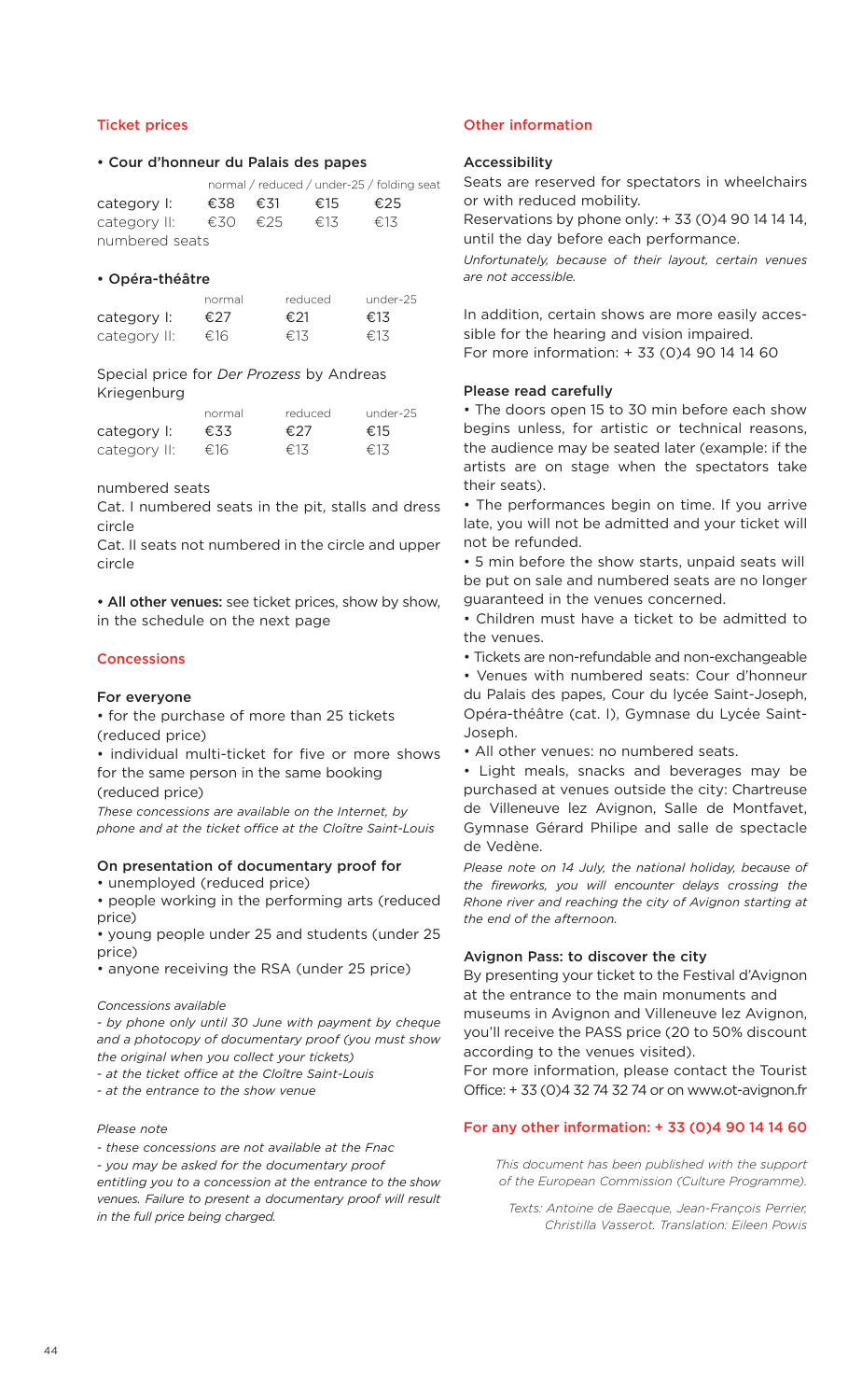## Ticket prices

### • Cour d'honneur du Palais des papes

| | normal | reduced | under-25 | folding seat |
|---|---|---|---|---|
| category I: | €38 | €31 | €15 | €25 |
| category II: | €30 | €25 | €13 | €13 |

numbered seats

### • Opéra-théâtre

| | normal | reduced | under-25 |
|---|---|---|---|
| category I: | €27 | €21 | €13 |
| category II: | €16 | €13 | €13 |

Special price for *Der Prozess* by Andreas Kriegenburg

| | normal | reduced | under-25 |
|---|---|---|---|
| category I: | €33 | €27 | €15 |
| category II: | €16 | €13 | €13 |

numbered seats

Cat. I numbered seats in the pit, stalls and dress circle

Cat. II seats not numbered in the circle and upper circle

• **All other venues:** see ticket prices, show by show, in the schedule on the next page

## Concessions

### For everyone

• for the purchase of more than 25 tickets (reduced price)

• individual multi-ticket for five or more shows for the same person in the same booking (reduced price)

*These concessions are available on the Internet, by phone and at the ticket office at the Cloître Saint-Louis*

### On presentation of documentary proof for

• unemployed (reduced price)

• people working in the performing arts (reduced price)

• young people under 25 and students (under 25 price)

• anyone receiving the RSA (under 25 price)

*Concessions available*

*- by phone only until 30 June with payment by cheque and a photocopy of documentary proof (you must show the original when you collect your tickets)*

*- at the ticket office at the Cloître Saint-Louis*

*- at the entrance to the show venue*

*Please note*

*- these concessions are not available at the Fnac*

*- you may be asked for the documentary proof entitling you to a concession at the entrance to the show venues. Failure to present a documentary proof will result in the full price being charged.*

## Other information

### Accessibility

Seats are reserved for spectators in wheelchairs or with reduced mobility.

Reservations by phone only: + 33 (0)4 90 14 14 14, until the day before each performance.

*Unfortunately, because of their layout, certain venues are not accessible.*

In addition, certain shows are more easily accessible for the hearing and vision impaired.
For more information: + 33 (0)4 90 14 14 60

### Please read carefully

• The doors open 15 to 30 min before each show begins unless, for artistic or technical reasons, the audience may be seated later (example: if the artists are on stage when the spectators take their seats).

• The performances begin on time. If you arrive late, you will not be admitted and your ticket will not be refunded.

• 5 min before the show starts, unpaid seats will be put on sale and numbered seats are no longer guaranteed in the venues concerned.

• Children must have a ticket to be admitted to the venues.

• Tickets are non-refundable and non-exchangeable

• Venues with numbered seats: Cour d'honneur du Palais des papes, Cour du lycée Saint-Joseph, Opéra-théâtre (cat. I), Gymnase du Lycée Saint-Joseph.

• All other venues: no numbered seats.

• Light meals, snacks and beverages may be purchased at venues outside the city: Chartreuse de Villeneuve lez Avignon, Salle de Montfavet, Gymnase Gérard Philipe and salle de spectacle de Vedène.

*Please note on 14 July, the national holiday, because of the fireworks, you will encounter delays crossing the Rhone river and reaching the city of Avignon starting at the end of the afternoon.*

### Avignon Pass: to discover the city

By presenting your ticket to the Festival d'Avignon at the entrance to the main monuments and museums in Avignon and Villeneuve lez Avignon, you'll receive the PASS price (20 to 50% discount according to the venues visited).

For more information, please contact the Tourist Office: + 33 (0)4 32 74 32 74 or on www.ot-avignon.fr

## For any other information: + 33 (0)4 90 14 14 60

*This document has been published with the support of the European Commission (Culture Programme).*

*Texts: Antoine de Baecque, Jean-François Perrier, Christilla Vasserot. Translation: Eileen Powis*